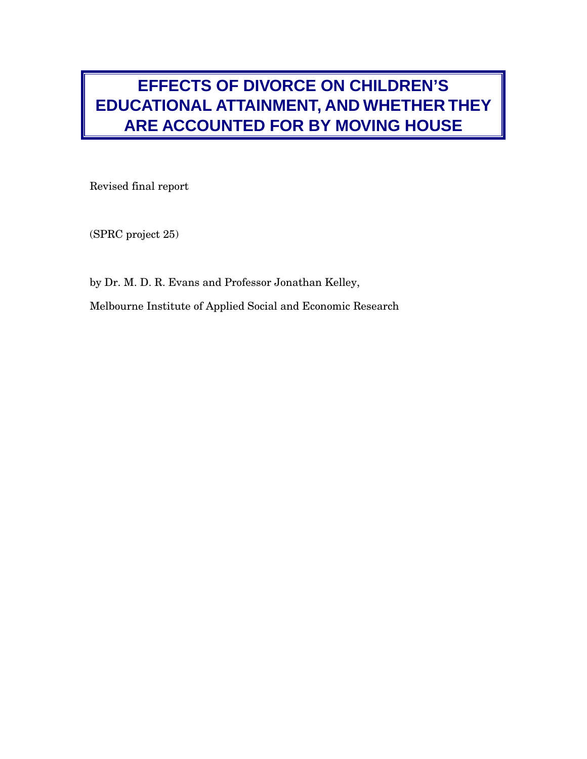# EFFECTS OF DIVORCE ON CHILDREN'S EDUCATIONAL ATTAINMENT, AND WHETHER THEY ARE ACCOUNTED FOR BY MOVING HOUSE

Revised final report

(SPRC project 25)

by Dr. M. D. R. Evans and Professor Jonathan Kelley,

Melbourne Institute of Applied Social and Economic Research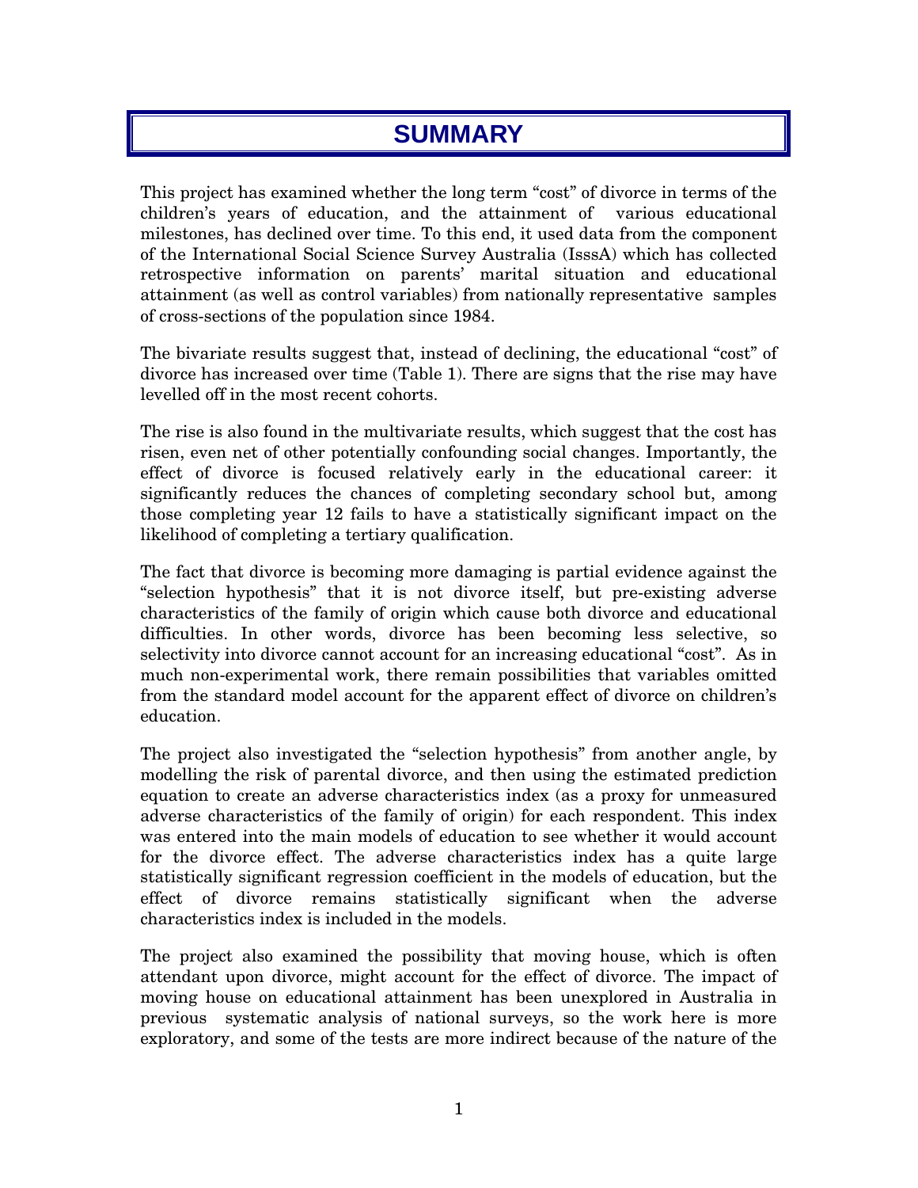# SUMMARY

This project has examined whether the long term "cost" of divorce in terms of the children's years of education, and the attainment of various educational milestones, has declined over time. To this end, it used data from the component of the International Social Science Survey Australia (IsssA) which has collected retrospective information on parents' marital situation and educational attainment (as well as control variables) from nationally representative samples of cross-sections of the population since 1984.

The bivariate results suggest that, instead of declining, the educational "cost" of divorce has increased over time (Table 1). There are signs that the rise may have levelled off in the most recent cohorts.

The rise is also found in the multivariate results, which suggest that the cost has risen, even net of other potentially confounding social changes. Importantly, the effect of divorce is focused relatively early in the educational career: it significantly reduces the chances of completing secondary school but, among those completing year 12 fails to have a statistically significant impact on the likelihood of completing a tertiary qualification.

The fact that divorce is becoming more damaging is partial evidence against the "selection hypothesis" that it is not divorce itself, but pre-existing adverse characteristics of the family of origin which cause both divorce and educational difficulties. In other words, divorce has been becoming less selective, so selectivity into divorce cannot account for an increasing educational "cost". As in much non-experimental work, there remain possibilities that variables omitted from the standard model account for the apparent effect of divorce on children's education.

The project also investigated the "selection hypothesis" from another angle, by modelling the risk of parental divorce, and then using the estimated prediction equation to create an adverse characteristics index (as a proxy for unmeasured adverse characteristics of the family of origin) for each respondent. This index was entered into the main models of education to see whether it would account for the divorce effect. The adverse characteristics index has a quite large statistically significant regression coefficient in the models of education, but the effect of divorce remains statistically significant when the adverse characteristics index is included in the models.

The project also examined the possibility that moving house, which is often attendant upon divorce, might account for the effect of divorce. The impact of moving house on educational attainment has been unexplored in Australia in previous systematic analysis of national surveys, so the work here is more exploratory, and some of the tests are more indirect because of the nature of the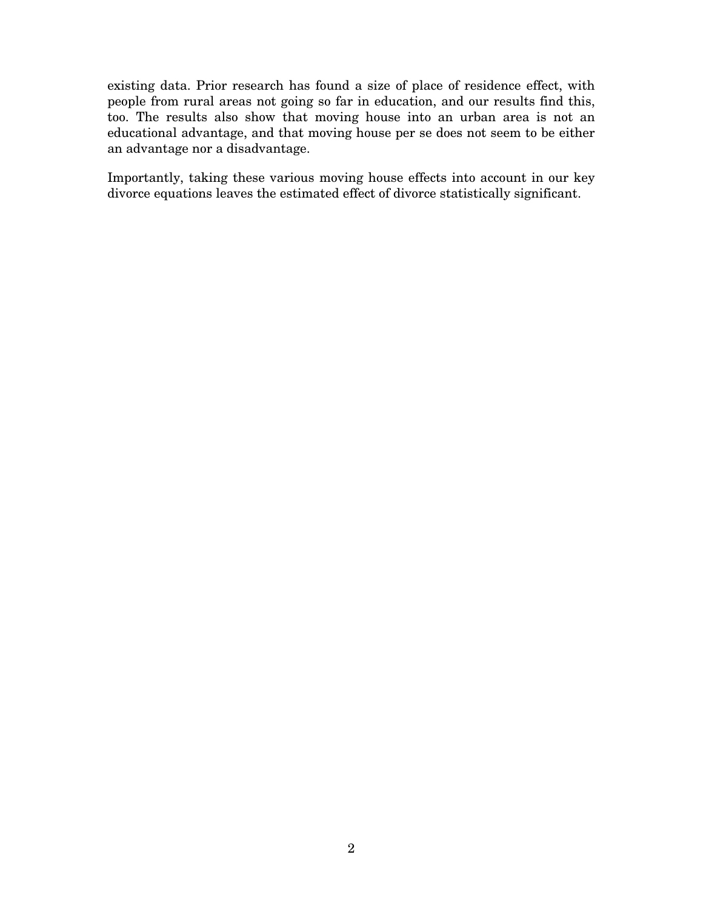existing data. Prior research has found a size of place of residence effect, with people from rural areas not going so far in education, and our results find this, too. The results also show that moving house into an urban area is not an educational advantage, and that moving house per se does not seem to be either an advantage nor a disadvantage.

Importantly, taking these various moving house effects into account in our key divorce equations leaves the estimated effect of divorce statistically significant.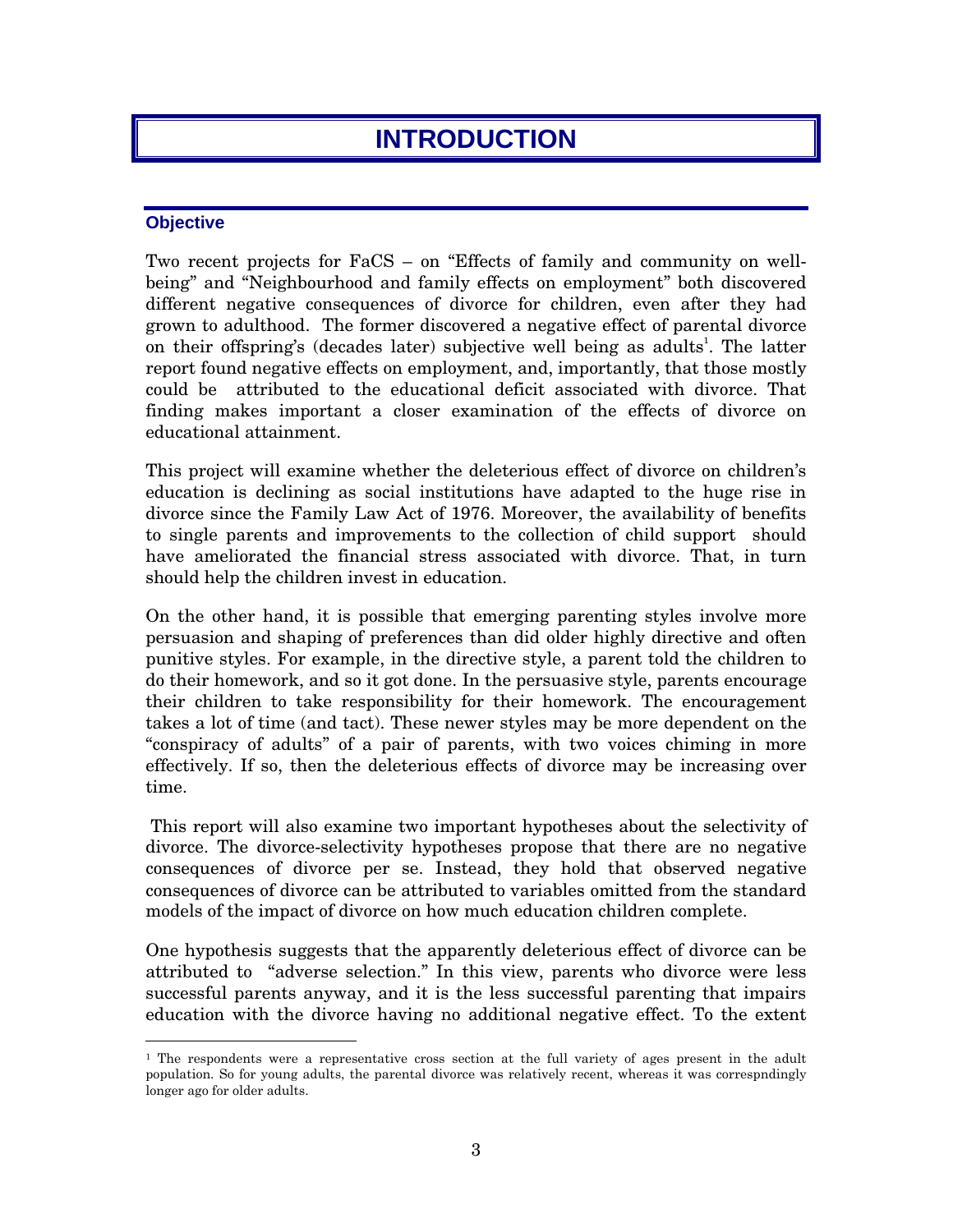# INTRODUCTION

## Objective

Two recent projects for FaCS – on "Effects of family and community on well-being" and "Neighbourhood and family effects on employment" both discovered different negative consequences of divorce for children, even after they had grown to adulthood. The former discovered a negative effect of parental divorce on their offspring's (decades later) subjective well being as adults[1]. The latter report found negative effects on employment, and, importantly, that those mostly could be attributed to the educational deficit associated with divorce. That finding makes important a closer examination of the effects of divorce on educational attainment.

This project will examine whether the deleterious effect of divorce on children's education is declining as social institutions have adapted to the huge rise in divorce since the Family Law Act of 1976. Moreover, the availability of benefits to single parents and improvements to the collection of child support should have ameliorated the financial stress associated with divorce. That, in turn should help the children invest in education.

On the other hand, it is possible that emerging parenting styles involve more persuasion and shaping of preferences than did older highly directive and often punitive styles. For example, in the directive style, a parent told the children to do their homework, and so it got done. In the persuasive style, parents encourage their children to take responsibility for their homework. The encouragement takes a lot of time (and tact). These newer styles may be more dependent on the "conspiracy of adults" of a pair of parents, with two voices chiming in more effectively. If so, then the deleterious effects of divorce may be increasing over time.

This report will also examine two important hypotheses about the selectivity of divorce. The divorce-selectivity hypotheses propose that there are no negative consequences of divorce per se. Instead, they hold that observed negative consequences of divorce can be attributed to variables omitted from the standard models of the impact of divorce on how much education children complete.

One hypothesis suggests that the apparently deleterious effect of divorce can be attributed to "adverse selection." In this view, parents who divorce were less successful parents anyway, and it is the less successful parenting that impairs education with the divorce having no additional negative effect. To the extent

[1] The respondents were a representative cross section at the full variety of ages present in the adult population. So for young adults, the parental divorce was relatively recent, whereas it was correspndingly longer ago for older adults.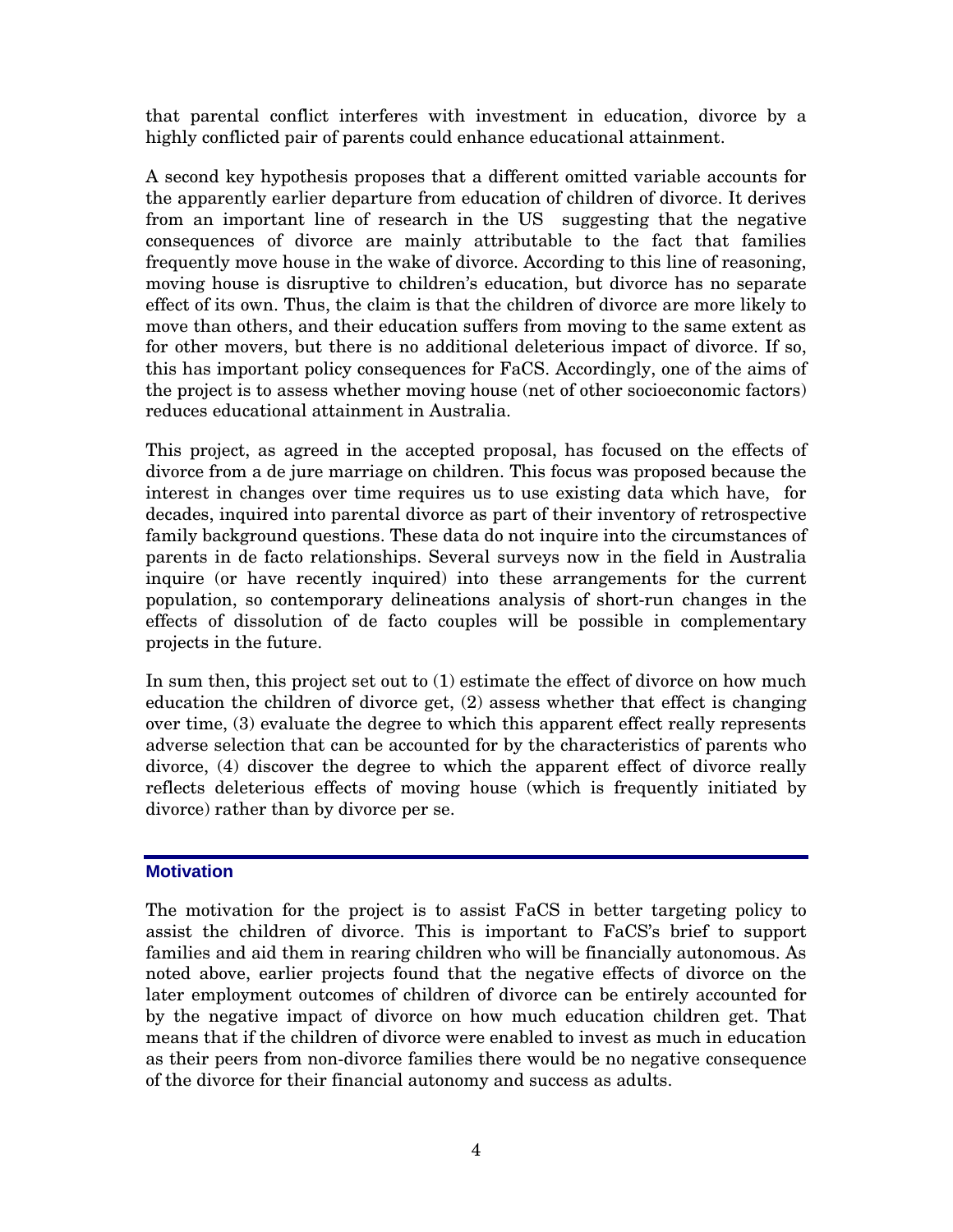that parental conflict interferes with investment in education, divorce by a highly conflicted pair of parents could enhance educational attainment.

A second key hypothesis proposes that a different omitted variable accounts for the apparently earlier departure from education of children of divorce. It derives from an important line of research in the US suggesting that the negative consequences of divorce are mainly attributable to the fact that families frequently move house in the wake of divorce. According to this line of reasoning, moving house is disruptive to children's education, but divorce has no separate effect of its own. Thus, the claim is that the children of divorce are more likely to move than others, and their education suffers from moving to the same extent as for other movers, but there is no additional deleterious impact of divorce. If so, this has important policy consequences for FaCS. Accordingly, one of the aims of the project is to assess whether moving house (net of other socioeconomic factors) reduces educational attainment in Australia.

This project, as agreed in the accepted proposal, has focused on the effects of divorce from a de jure marriage on children. This focus was proposed because the interest in changes over time requires us to use existing data which have, for decades, inquired into parental divorce as part of their inventory of retrospective family background questions. These data do not inquire into the circumstances of parents in de facto relationships. Several surveys now in the field in Australia inquire (or have recently inquired) into these arrangements for the current population, so contemporary delineations analysis of short-run changes in the effects of dissolution of de facto couples will be possible in complementary projects in the future.

In sum then, this project set out to (1) estimate the effect of divorce on how much education the children of divorce get, (2) assess whether that effect is changing over time, (3) evaluate the degree to which this apparent effect really represents adverse selection that can be accounted for by the characteristics of parents who divorce, (4) discover the degree to which the apparent effect of divorce really reflects deleterious effects of moving house (which is frequently initiated by divorce) rather than by divorce per se.

## Motivation

The motivation for the project is to assist FaCS in better targeting policy to assist the children of divorce. This is important to FaCS's brief to support families and aid them in rearing children who will be financially autonomous. As noted above, earlier projects found that the negative effects of divorce on the later employment outcomes of children of divorce can be entirely accounted for by the negative impact of divorce on how much education children get. That means that if the children of divorce were enabled to invest as much in education as their peers from non-divorce families there would be no negative consequence of the divorce for their financial autonomy and success as adults.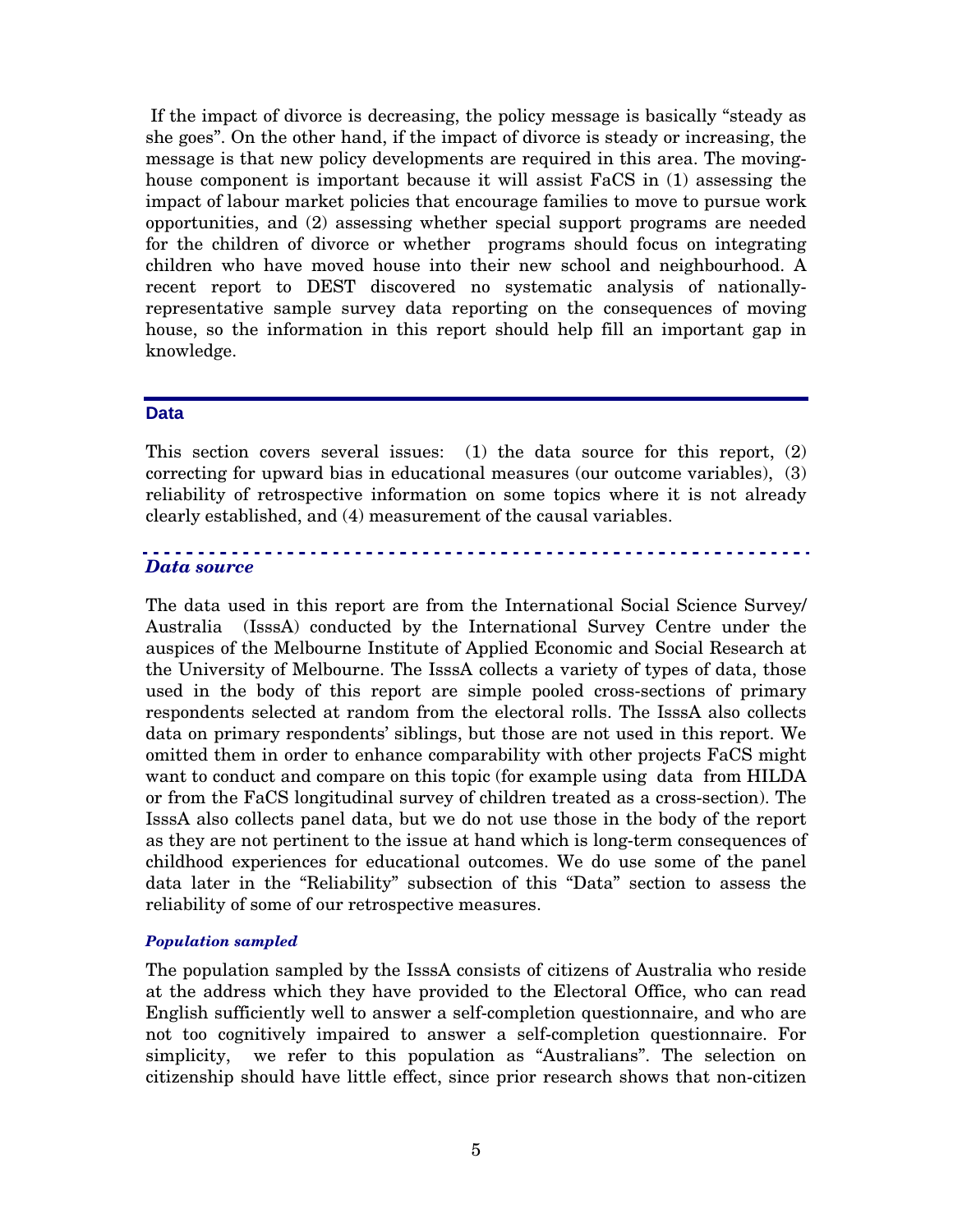If the impact of divorce is decreasing, the policy message is basically "steady as she goes". On the other hand, if the impact of divorce is steady or increasing, the message is that new policy developments are required in this area. The moving-house component is important because it will assist FaCS in (1) assessing the impact of labour market policies that encourage families to move to pursue work opportunities, and (2) assessing whether special support programs are needed for the children of divorce or whether programs should focus on integrating children who have moved house into their new school and neighbourhood. A recent report to DEST discovered no systematic analysis of nationally-representative sample survey data reporting on the consequences of moving house, so the information in this report should help fill an important gap in knowledge.

## Data

This section covers several issues: (1) the data source for this report, (2) correcting for upward bias in educational measures (our outcome variables), (3) reliability of retrospective information on some topics where it is not already clearly established, and (4) measurement of the causal variables.

### *Data source*

The data used in this report are from the International Social Science Survey/ Australia (IsssA) conducted by the International Survey Centre under the auspices of the Melbourne Institute of Applied Economic and Social Research at the University of Melbourne. The IsssA collects a variety of types of data, those used in the body of this report are simple pooled cross-sections of primary respondents selected at random from the electoral rolls. The IsssA also collects data on primary respondents' siblings, but those are not used in this report. We omitted them in order to enhance comparability with other projects FaCS might want to conduct and compare on this topic (for example using data from HILDA or from the FaCS longitudinal survey of children treated as a cross-section). The IsssA also collects panel data, but we do not use those in the body of the report as they are not pertinent to the issue at hand which is long-term consequences of childhood experiences for educational outcomes. We do use some of the panel data later in the "Reliability" subsection of this "Data" section to assess the reliability of some of our retrospective measures.

#### *Population sampled*

The population sampled by the IsssA consists of citizens of Australia who reside at the address which they have provided to the Electoral Office, who can read English sufficiently well to answer a self-completion questionnaire, and who are not too cognitively impaired to answer a self-completion questionnaire. For simplicity, we refer to this population as "Australians". The selection on citizenship should have little effect, since prior research shows that non-citizen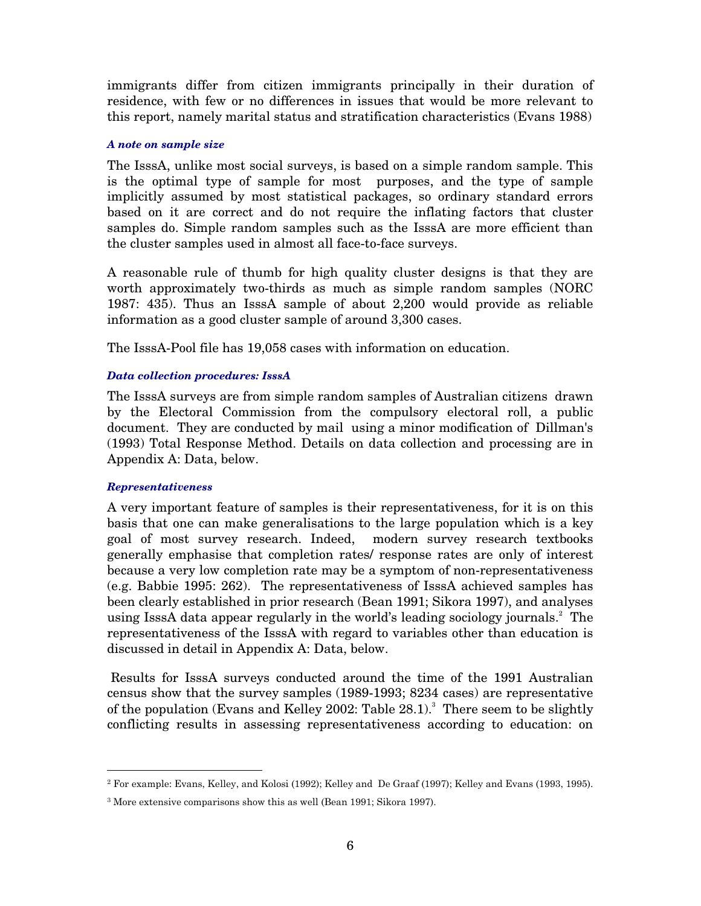immigrants differ from citizen immigrants principally in their duration of residence, with few or no differences in issues that would be more relevant to this report, namely marital status and stratification characteristics (Evans 1988)

#### *A note on sample size*

The IsssA, unlike most social surveys, is based on a simple random sample. This is the optimal type of sample for most purposes, and the type of sample implicitly assumed by most statistical packages, so ordinary standard errors based on it are correct and do not require the inflating factors that cluster samples do. Simple random samples such as the IsssA are more efficient than the cluster samples used in almost all face-to-face surveys.

A reasonable rule of thumb for high quality cluster designs is that they are worth approximately two-thirds as much as simple random samples (NORC 1987: 435). Thus an IsssA sample of about 2,200 would provide as reliable information as a good cluster sample of around 3,300 cases.

The IsssA-Pool file has 19,058 cases with information on education.

#### *Data collection procedures: IsssA*

The IsssA surveys are from simple random samples of Australian citizens drawn by the Electoral Commission from the compulsory electoral roll, a public document. They are conducted by mail using a minor modification of Dillman's (1993) Total Response Method. Details on data collection and processing are in Appendix A: Data, below.

#### *Representativeness*

A very important feature of samples is their representativeness, for it is on this basis that one can make generalisations to the large population which is a key goal of most survey research. Indeed, modern survey research textbooks generally emphasise that completion rates/ response rates are only of interest because a very low completion rate may be a symptom of non-representativeness (e.g. Babbie 1995: 262). The representativeness of IsssA achieved samples has been clearly established in prior research (Bean 1991; Sikora 1997), and analyses using IsssA data appear regularly in the world's leading sociology journals.[2] The representativeness of the IsssA with regard to variables other than education is discussed in detail in Appendix A: Data, below.

Results for IsssA surveys conducted around the time of the 1991 Australian census show that the survey samples (1989-1993; 8234 cases) are representative of the population (Evans and Kelley 2002: Table 28.1).[3] There seem to be slightly conflicting results in assessing representativeness according to education: on

---

[2] For example: Evans, Kelley, and Kolosi (1992); Kelley and De Graaf (1997); Kelley and Evans (1993, 1995).

[3] More extensive comparisons show this as well (Bean 1991; Sikora 1997).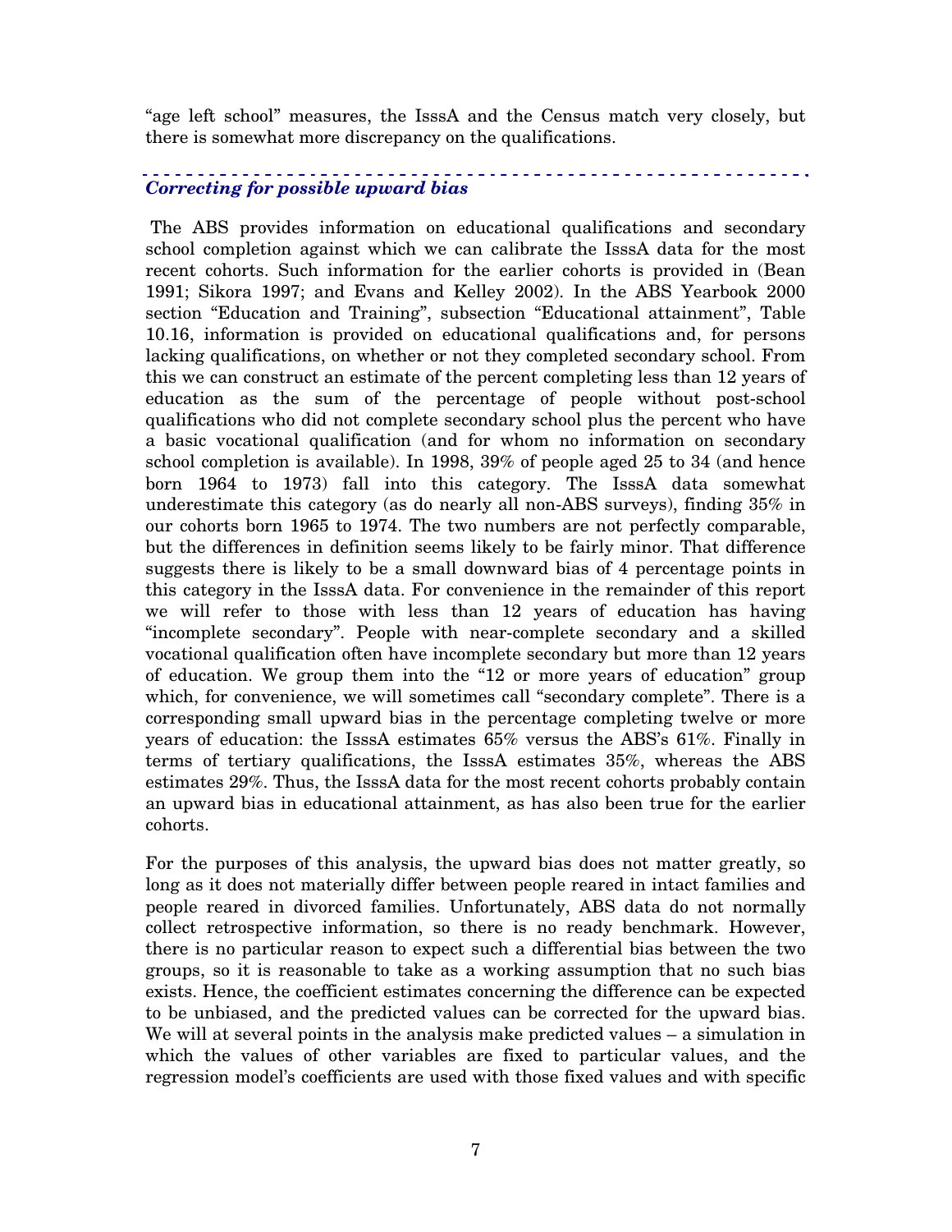"age left school" measures, the IsssA and the Census match very closely, but there is somewhat more discrepancy on the qualifications.

### *Correcting for possible upward bias*

The ABS provides information on educational qualifications and secondary school completion against which we can calibrate the IsssA data for the most recent cohorts. Such information for the earlier cohorts is provided in (Bean 1991; Sikora 1997; and Evans and Kelley 2002). In the ABS Yearbook 2000 section "Education and Training", subsection "Educational attainment", Table 10.16, information is provided on educational qualifications and, for persons lacking qualifications, on whether or not they completed secondary school. From this we can construct an estimate of the percent completing less than 12 years of education as the sum of the percentage of people without post-school qualifications who did not complete secondary school plus the percent who have a basic vocational qualification (and for whom no information on secondary school completion is available). In 1998, 39% of people aged 25 to 34 (and hence born 1964 to 1973) fall into this category. The IsssA data somewhat underestimate this category (as do nearly all non-ABS surveys), finding 35% in our cohorts born 1965 to 1974. The two numbers are not perfectly comparable, but the differences in definition seems likely to be fairly minor. That difference suggests there is likely to be a small downward bias of 4 percentage points in this category in the IsssA data. For convenience in the remainder of this report we will refer to those with less than 12 years of education has having "incomplete secondary". People with near-complete secondary and a skilled vocational qualification often have incomplete secondary but more than 12 years of education. We group them into the "12 or more years of education" group which, for convenience, we will sometimes call "secondary complete". There is a corresponding small upward bias in the percentage completing twelve or more years of education: the IsssA estimates 65% versus the ABS's 61%. Finally in terms of tertiary qualifications, the IsssA estimates 35%, whereas the ABS estimates 29%. Thus, the IsssA data for the most recent cohorts probably contain an upward bias in educational attainment, as has also been true for the earlier cohorts.

For the purposes of this analysis, the upward bias does not matter greatly, so long as it does not materially differ between people reared in intact families and people reared in divorced families. Unfortunately, ABS data do not normally collect retrospective information, so there is no ready benchmark. However, there is no particular reason to expect such a differential bias between the two groups, so it is reasonable to take as a working assumption that no such bias exists. Hence, the coefficient estimates concerning the difference can be expected to be unbiased, and the predicted values can be corrected for the upward bias. We will at several points in the analysis make predicted values – a simulation in which the values of other variables are fixed to particular values, and the regression model's coefficients are used with those fixed values and with specific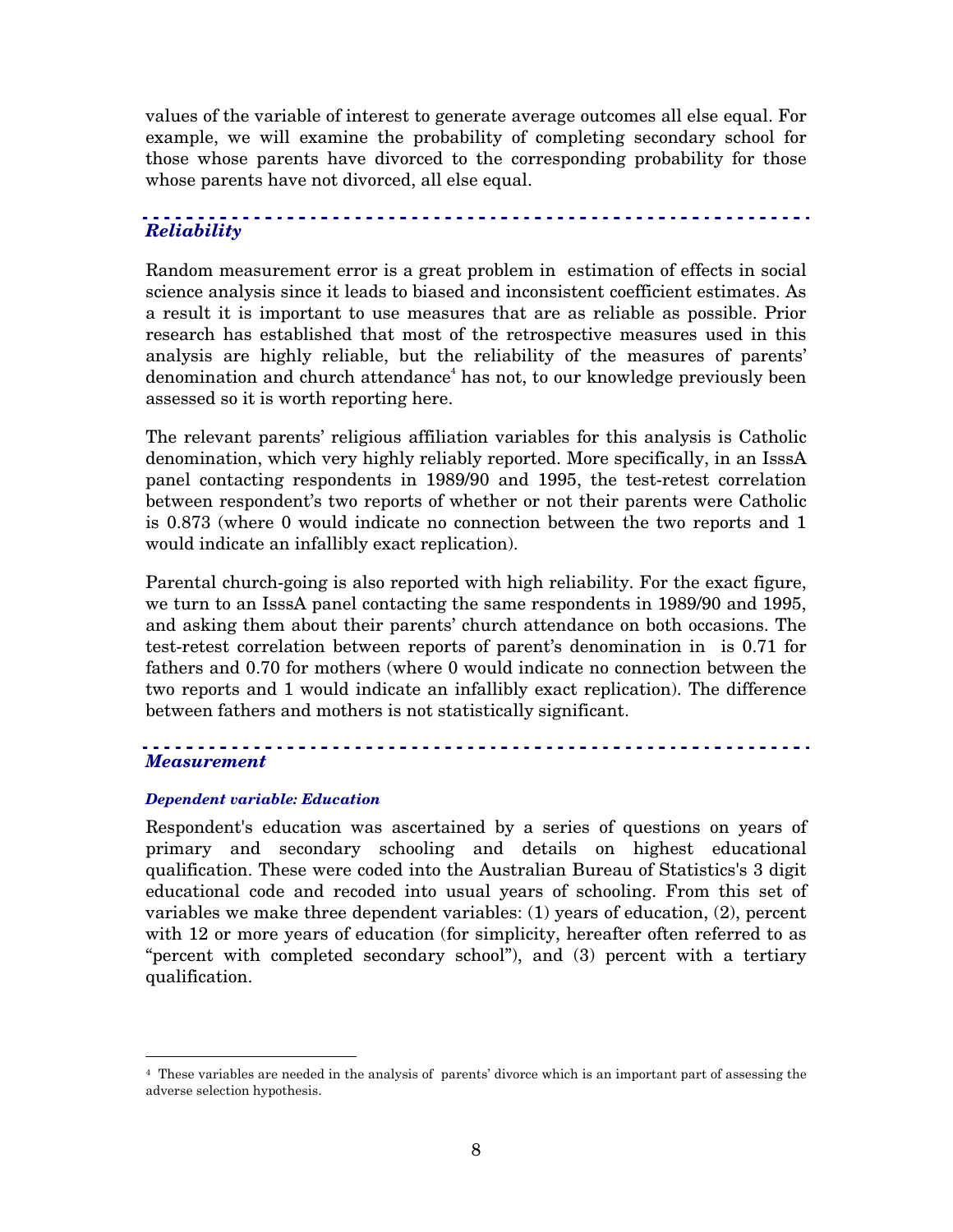values of the variable of interest to generate average outcomes all else equal. For example, we will examine the probability of completing secondary school for those whose parents have divorced to the corresponding probability for those whose parents have not divorced, all else equal.

## *Reliability*

Random measurement error is a great problem in estimation of effects in social science analysis since it leads to biased and inconsistent coefficient estimates. As a result it is important to use measures that are as reliable as possible. Prior research has established that most of the retrospective measures used in this analysis are highly reliable, but the reliability of the measures of parents' denomination and church attendance[4] has not, to our knowledge previously been assessed so it is worth reporting here.

The relevant parents' religious affiliation variables for this analysis is Catholic denomination, which very highly reliably reported. More specifically, in an IsssA panel contacting respondents in 1989/90 and 1995, the test-retest correlation between respondent's two reports of whether or not their parents were Catholic is 0.873 (where 0 would indicate no connection between the two reports and 1 would indicate an infallibly exact replication).

Parental church-going is also reported with high reliability. For the exact figure, we turn to an IsssA panel contacting the same respondents in 1989/90 and 1995, and asking them about their parents' church attendance on both occasions. The test-retest correlation between reports of parent's denomination in is 0.71 for fathers and 0.70 for mothers (where 0 would indicate no connection between the two reports and 1 would indicate an infallibly exact replication). The difference between fathers and mothers is not statistically significant.

## *Measurement*

### *Dependent variable: Education*

Respondent's education was ascertained by a series of questions on years of primary and secondary schooling and details on highest educational qualification. These were coded into the Australian Bureau of Statistics's 3 digit educational code and recoded into usual years of schooling. From this set of variables we make three dependent variables: (1) years of education, (2), percent with 12 or more years of education (for simplicity, hereafter often referred to as "percent with completed secondary school"), and (3) percent with a tertiary qualification.

---

[4] These variables are needed in the analysis of parents' divorce which is an important part of assessing the adverse selection hypothesis.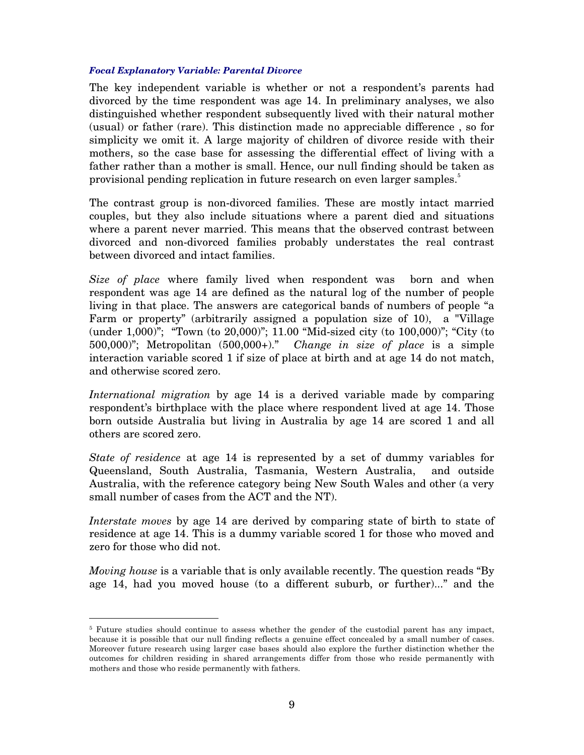### *Focal Explanatory Variable: Parental Divorce*

The key independent variable is whether or not a respondent's parents had divorced by the time respondent was age 14. In preliminary analyses, we also distinguished whether respondent subsequently lived with their natural mother (usual) or father (rare). This distinction made no appreciable difference , so for simplicity we omit it. A large majority of children of divorce reside with their mothers, so the case base for assessing the differential effect of living with a father rather than a mother is small. Hence, our null finding should be taken as provisional pending replication in future research on even larger samples.[5]

The contrast group is non-divorced families. These are mostly intact married couples, but they also include situations where a parent died and situations where a parent never married. This means that the observed contrast between divorced and non-divorced families probably understates the real contrast between divorced and intact families.

*Size of place* where family lived when respondent was born and when respondent was age 14 are defined as the natural log of the number of people living in that place. The answers are categorical bands of numbers of people "a Farm or property" (arbitrarily assigned a population size of 10), a "Village (under 1,000)"; "Town (to 20,000)"; 11.00 "Mid-sized city (to 100,000)"; "City (to 500,000)"; Metropolitan (500,000+)." *Change in size of place* is a simple interaction variable scored 1 if size of place at birth and at age 14 do not match, and otherwise scored zero.

*International migration* by age 14 is a derived variable made by comparing respondent's birthplace with the place where respondent lived at age 14. Those born outside Australia but living in Australia by age 14 are scored 1 and all others are scored zero.

*State of residence* at age 14 is represented by a set of dummy variables for Queensland, South Australia, Tasmania, Western Australia, and outside Australia, with the reference category being New South Wales and other (a very small number of cases from the ACT and the NT).

*Interstate moves* by age 14 are derived by comparing state of birth to state of residence at age 14. This is a dummy variable scored 1 for those who moved and zero for those who did not.

*Moving house* is a variable that is only available recently. The question reads "By age 14, had you moved house (to a different suburb, or further)..." and the

[5] Future studies should continue to assess whether the gender of the custodial parent has any impact, because it is possible that our null finding reflects a genuine effect concealed by a small number of cases. Moreover future research using larger case bases should also explore the further distinction whether the outcomes for children residing in shared arrangements differ from those who reside permanently with mothers and those who reside permanently with fathers.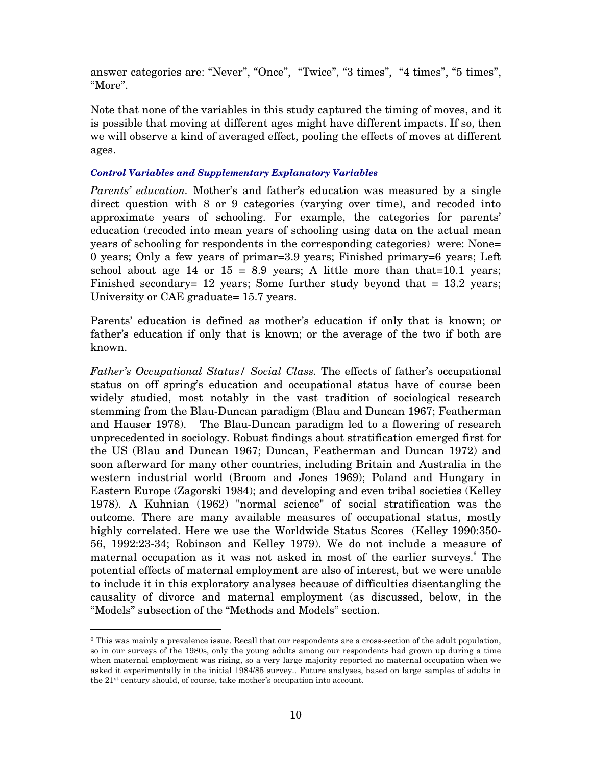answer categories are: “Never”, “Once”, “Twice”, “3 times”, “4 times”, “5 times”, “More”.

Note that none of the variables in this study captured the timing of moves, and it is possible that moving at different ages might have different impacts. If so, then we will observe a kind of averaged effect, pooling the effects of moves at different ages.

#### *Control Variables and Supplementary Explanatory Variables*

*Parents' education.* Mother's and father's education was measured by a single direct question with 8 or 9 categories (varying over time), and recoded into approximate years of schooling. For example, the categories for parents' education (recoded into mean years of schooling using data on the actual mean years of schooling for respondents in the corresponding categories) were: None= 0 years; Only a few years of primar=3.9 years; Finished primary=6 years; Left school about age 14 or 15 = 8.9 years; A little more than that=10.1 years; Finished secondary= 12 years; Some further study beyond that = 13.2 years; University or CAE graduate= 15.7 years.

Parents' education is defined as mother's education if only that is known; or father's education if only that is known; or the average of the two if both are known.

*Father's Occupational Status/ Social Class.* The effects of father's occupational status on off spring's education and occupational status have of course been widely studied, most notably in the vast tradition of sociological research stemming from the Blau-Duncan paradigm (Blau and Duncan 1967; Featherman and Hauser 1978). The Blau-Duncan paradigm led to a flowering of research unprecedented in sociology. Robust findings about stratification emerged first for the US (Blau and Duncan 1967; Duncan, Featherman and Duncan 1972) and soon afterward for many other countries, including Britain and Australia in the western industrial world (Broom and Jones 1969); Poland and Hungary in Eastern Europe (Zagorski 1984); and developing and even tribal societies (Kelley 1978). A Kuhnian (1962) "normal science" of social stratification was the outcome. There are many available measures of occupational status, mostly highly correlated. Here we use the Worldwide Status Scores (Kelley 1990:350-56, 1992:23-34; Robinson and Kelley 1979). We do not include a measure of maternal occupation as it was not asked in most of the earlier surveys.[6] The potential effects of maternal employment are also of interest, but we were unable to include it in this exploratory analyses because of difficulties disentangling the causality of divorce and maternal employment (as discussed, below, in the "Models" subsection of the "Methods and Models" section.

[6] This was mainly a prevalence issue. Recall that our respondents are a cross-section of the adult population, so in our surveys of the 1980s, only the young adults among our respondents had grown up during a time when maternal employment was rising, so a very large majority reported no maternal occupation when we asked it experimentally in the initial 1984/85 survey.. Future analyses, based on large samples of adults in the 21st century should, of course, take mother's occupation into account.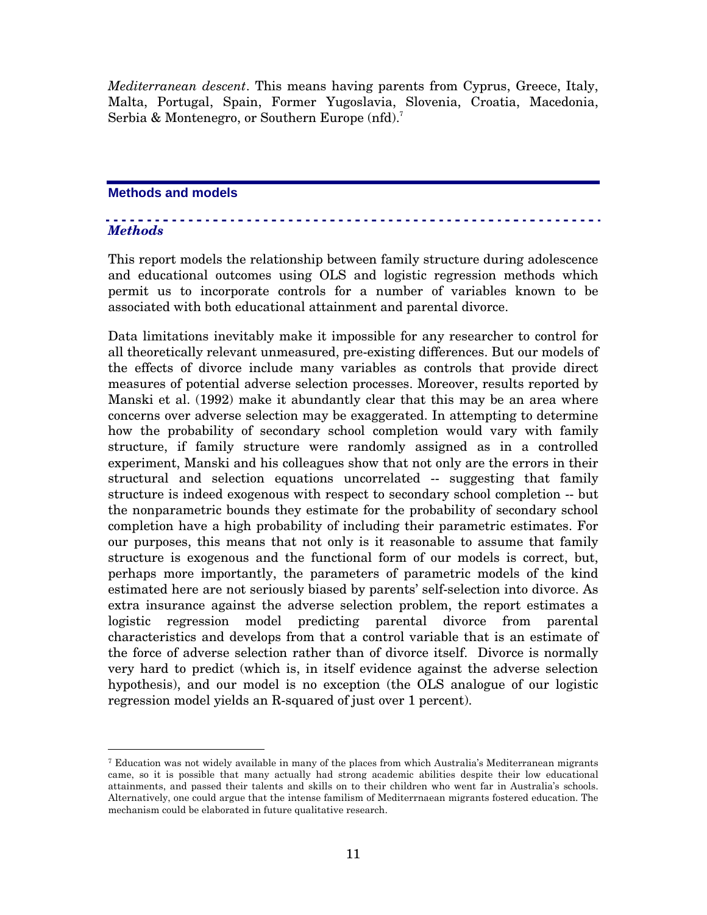*Mediterranean descent*. This means having parents from Cyprus, Greece, Italy, Malta, Portugal, Spain, Former Yugoslavia, Slovenia, Croatia, Macedonia, Serbia & Montenegro, or Southern Europe (nfd).[7]

## Methods and models

### *Methods*

This report models the relationship between family structure during adolescence and educational outcomes using OLS and logistic regression methods which permit us to incorporate controls for a number of variables known to be associated with both educational attainment and parental divorce.

Data limitations inevitably make it impossible for any researcher to control for all theoretically relevant unmeasured, pre-existing differences. But our models of the effects of divorce include many variables as controls that provide direct measures of potential adverse selection processes. Moreover, results reported by Manski et al. (1992) make it abundantly clear that this may be an area where concerns over adverse selection may be exaggerated. In attempting to determine how the probability of secondary school completion would vary with family structure, if family structure were randomly assigned as in a controlled experiment, Manski and his colleagues show that not only are the errors in their structural and selection equations uncorrelated -- suggesting that family structure is indeed exogenous with respect to secondary school completion -- but the nonparametric bounds they estimate for the probability of secondary school completion have a high probability of including their parametric estimates. For our purposes, this means that not only is it reasonable to assume that family structure is exogenous and the functional form of our models is correct, but, perhaps more importantly, the parameters of parametric models of the kind estimated here are not seriously biased by parents' self-selection into divorce. As extra insurance against the adverse selection problem, the report estimates a logistic regression model predicting parental divorce from parental characteristics and develops from that a control variable that is an estimate of the force of adverse selection rather than of divorce itself. Divorce is normally very hard to predict (which is, in itself evidence against the adverse selection hypothesis), and our model is no exception (the OLS analogue of our logistic regression model yields an R-squared of just over 1 percent).

---

[7] Education was not widely available in many of the places from which Australia's Mediterranean migrants came, so it is possible that many actually had strong academic abilities despite their low educational attainments, and passed their talents and skills on to their children who went far in Australia's schools. Alternatively, one could argue that the intense familism of Mediterrnaean migrants fostered education. The mechanism could be elaborated in future qualitative research.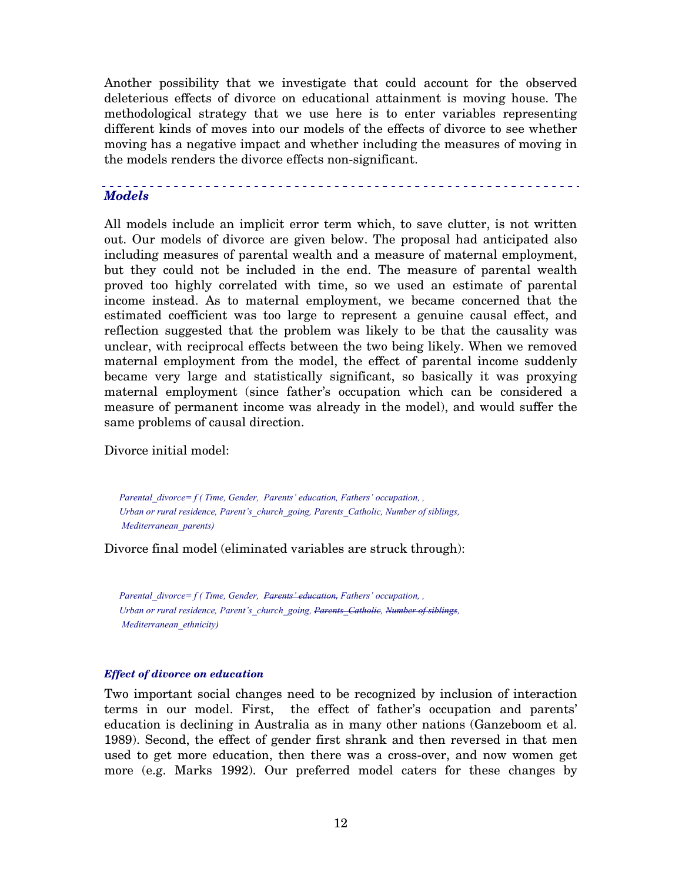Another possibility that we investigate that could account for the observed deleterious effects of divorce on educational attainment is moving house. The methodological strategy that we use here is to enter variables representing different kinds of moves into our models of the effects of divorce to see whether moving has a negative impact and whether including the measures of moving in the models renders the divorce effects non-significant.

## *Models*

All models include an implicit error term which, to save clutter, is not written out. Our models of divorce are given below. The proposal had anticipated also including measures of parental wealth and a measure of maternal employment, but they could not be included in the end. The measure of parental wealth proved too highly correlated with time, so we used an estimate of parental income instead. As to maternal employment, we became concerned that the estimated coefficient was too large to represent a genuine causal effect, and reflection suggested that the problem was likely to be that the causality was unclear, with reciprocal effects between the two being likely. When we removed maternal employment from the model, the effect of parental income suddenly became very large and statistically significant, so basically it was proxying maternal employment (since father's occupation which can be considered a measure of permanent income was already in the model), and would suffer the same problems of causal direction.

Divorce initial model:

*Parental_divorce= f ( Time, Gender, Parents' education, Fathers' occupation, , Urban or rural residence, Parent's_church_going, Parents_Catholic, Number of siblings, Mediterranean_parents)*

Divorce final model (eliminated variables are struck through):

*Parental_divorce= f ( Time, Gender, ~~Parents' education,~~ Fathers' occupation, , Urban or rural residence, Parent's_church_going, ~~Parents_Catholic~~, ~~Number of siblings~~, Mediterranean_ethnicity)*

### *Effect of divorce on education*

Two important social changes need to be recognized by inclusion of interaction terms in our model. First, the effect of father's occupation and parents' education is declining in Australia as in many other nations (Ganzeboom et al. 1989). Second, the effect of gender first shrank and then reversed in that men used to get more education, then there was a cross-over, and now women get more (e.g. Marks 1992). Our preferred model caters for these changes by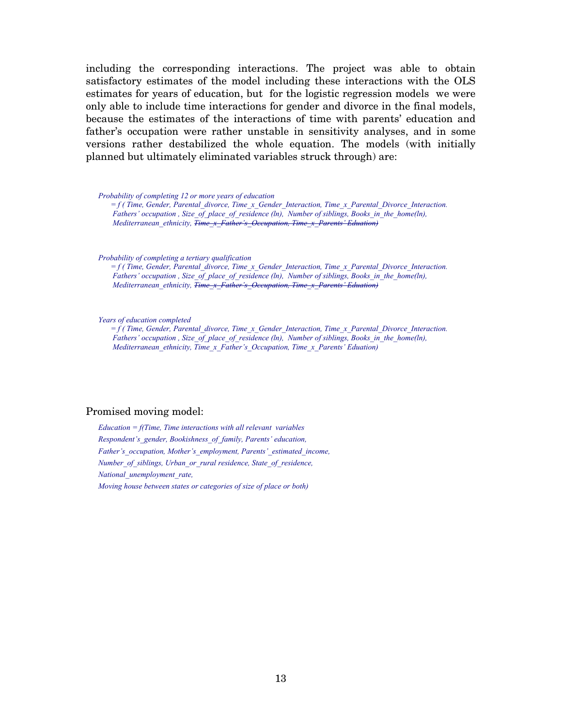including the corresponding interactions. The project was able to obtain satisfactory estimates of the model including these interactions with the OLS estimates for years of education, but for the logistic regression models we were only able to include time interactions for gender and divorce in the final models, because the estimates of the interactions of time with parents' education and father's occupation were rather unstable in sensitivity analyses, and in some versions rather destabilized the whole equation. The models (with initially planned but ultimately eliminated variables struck through) are:

*Probability of completing 12 or more years of education*
*= f ( Time, Gender, Parental_divorce, Time_x_Gender_Interaction, Time_x_Parental_Divorce_Interaction. Fathers' occupation , Size_of_place_of_residence (ln), Number of siblings, Books_in_the_home(ln), Mediterranean_ethnicity, ~~Time_x_Father's_Occupation, Time_x_Parents' Edution)~~*

*Probability of completing a tertiary qualification*
*= f ( Time, Gender, Parental_divorce, Time_x_Gender_Interaction, Time_x_Parental_Divorce_Interaction. Fathers' occupation , Size_of_place_of_residence (ln), Number of siblings, Books_in_the_home(ln), Mediterranean_ethnicity, ~~Time_x_Father's_Occupation, Time_x_Parents' Edution)~~*

*Years of education completed*
*= f ( Time, Gender, Parental_divorce, Time_x_Gender_Interaction, Time_x_Parental_Divorce_Interaction. Fathers' occupation , Size_of_place_of_residence (ln), Number of siblings, Books_in_the_home(ln), Mediterranean_ethnicity, Time_x_Father's_Occupation, Time_x_Parents' Eduation)*

Promised moving model:

*Education = f(Time, Time interactions with all relevant variables*
*Respondent's_gender, Bookishness_of_family, Parents' education,*
*Father's_occupation, Mother's_employment, Parents'_estimated_income,*
*Number_of_siblings, Urban_or_rural residence, State_of_residence,*
*National_unemployment_rate,*
*Moving house between states or categories of size of place or both)*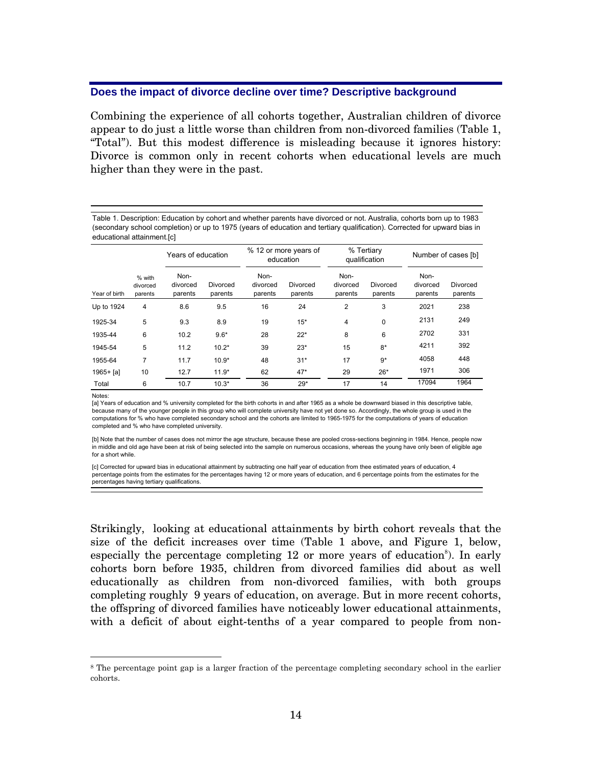## Does the impact of divorce decline over time? Descriptive background

Combining the experience of all cohorts together, Australian children of divorce appear to do just a little worse than children from non-divorced families (Table 1, "Total"). But this modest difference is misleading because it ignores history: Divorce is common only in recent cohorts when educational levels are much higher than they were in the past.

Table 1. Description: Education by cohort and whether parents have divorced or not. Australia, cohorts born up to 1983 (secondary school completion) or up to 1975 (years of education and tertiary qualification). Corrected for upward bias in educational attainment.[c]

| | | Years of education | | % 12 or more years of education | | % Tertiary qualification | | Number of cases [b] | |
|---|---|---|---|---|---|---|---|---|---|
| Year of birth | % with divorced parents | Non-divorced parents | Divorced parents | Non-divorced parents | Divorced parents | Non-divorced parents | Divorced parents | Non-divorced parents | Divorced parents |
| Up to 1924 | 4 | 8.6 | 9.5 | 16 | 24 | 2 | 3 | 2021 | 238 |
| 1925-34 | 5 | 9.3 | 8.9 | 19 | 15* | 4 | 0 | 2131 | 249 |
| 1935-44 | 6 | 10.2 | 9.6* | 28 | 22* | 8 | 6 | 2702 | 331 |
| 1945-54 | 5 | 11.2 | 10.2* | 39 | 23* | 15 | 8* | 4211 | 392 |
| 1955-64 | 7 | 11.7 | 10.9* | 48 | 31* | 17 | 9* | 4058 | 448 |
| 1965+ [a] | 10 | 12.7 | 11.9* | 62 | 47* | 29 | 26* | 1971 | 306 |
| Total | 6 | 10.7 | 10.3* | 36 | 29* | 17 | 14 | 17094 | 1964 |

Notes:

[a] Years of education and % university completed for the birth cohorts in and after 1965 as a whole be downward biased in this descriptive table, because many of the younger people in this group who will complete university have not yet done so. Accordingly, the whole group is used in the computations for % who have completed secondary school and the cohorts are limited to 1965-1975 for the computations of years of education completed and % who have completed university.

[b] Note that the number of cases does not mirror the age structure, because these are pooled cross-sections beginning in 1984. Hence, people now in middle and old age have been at risk of being selected into the sample on numerous occasions, whereas the young have only been of eligible age for a short while.

[c] Corrected for upward bias in educational attainment by subtracting one half year of education from thee estimated years of education, 4 percentage points from the estimates for the percentages having 12 or more years of education, and 6 percentage points from the estimates for the percentages having tertiary qualifications.

Strikingly, looking at educational attainments by birth cohort reveals that the size of the deficit increases over time (Table 1 above, and Figure 1, below, especially the percentage completing 12 or more years of education[8]). In early cohorts born before 1935, children from divorced families did about as well educationally as children from non-divorced families, with both groups completing roughly 9 years of education, on average. But in more recent cohorts, the offspring of divorced families have noticeably lower educational attainments, with a deficit of about eight-tenths of a year compared to people from non-

[8] The percentage point gap is a larger fraction of the percentage completing secondary school in the earlier cohorts.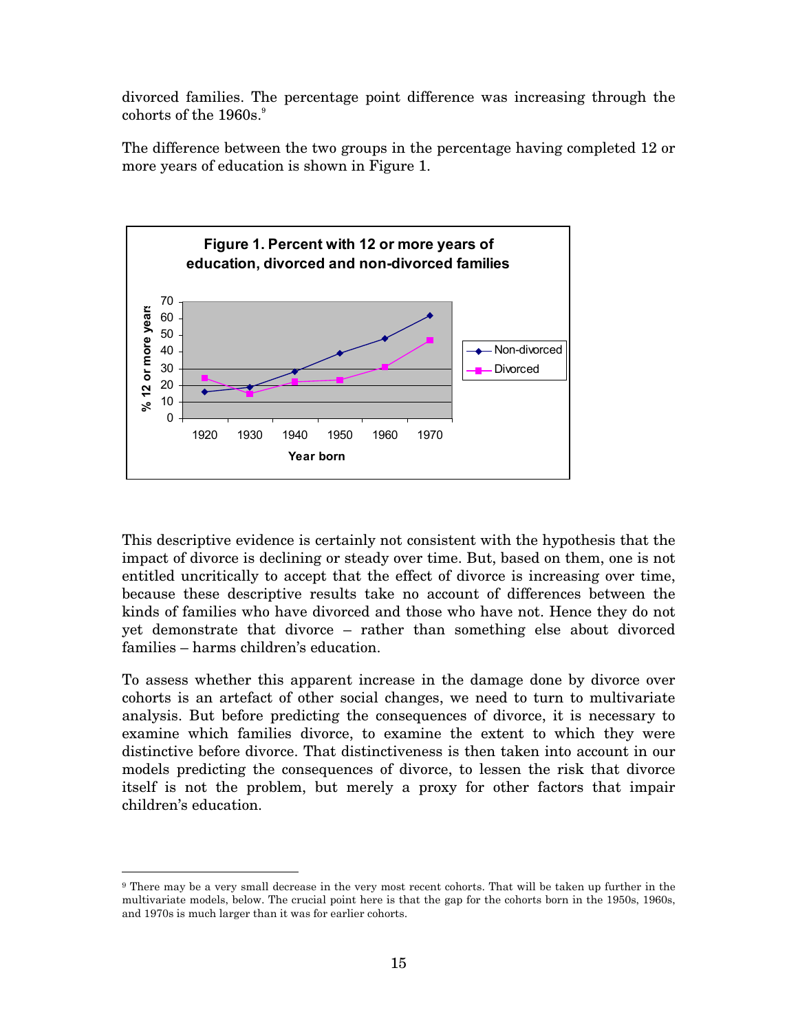divorced families. The percentage point difference was increasing through the cohorts of the 1960s.[9]

The difference between the two groups in the percentage having completed 12 or more years of education is shown in Figure 1.

**Figure 1. Percent with 12 or more years of education, divorced and non-divorced families**

This descriptive evidence is certainly not consistent with the hypothesis that the impact of divorce is declining or steady over time. But, based on them, one is not entitled uncritically to accept that the effect of divorce is increasing over time, because these descriptive results take no account of differences between the kinds of families who have divorced and those who have not. Hence they do not yet demonstrate that divorce – rather than something else about divorced families – harms children's education.

To assess whether this apparent increase in the damage done by divorce over cohorts is an artefact of other social changes, we need to turn to multivariate analysis. But before predicting the consequences of divorce, it is necessary to examine which families divorce, to examine the extent to which they were distinctive before divorce. That distinctiveness is then taken into account in our models predicting the consequences of divorce, to lessen the risk that divorce itself is not the problem, but merely a proxy for other factors that impair children's education.

---

[9] There may be a very small decrease in the very most recent cohorts. That will be taken up further in the multivariate models, below. The crucial point here is that the gap for the cohorts born in the 1950s, 1960s, and 1970s is much larger than it was for earlier cohorts.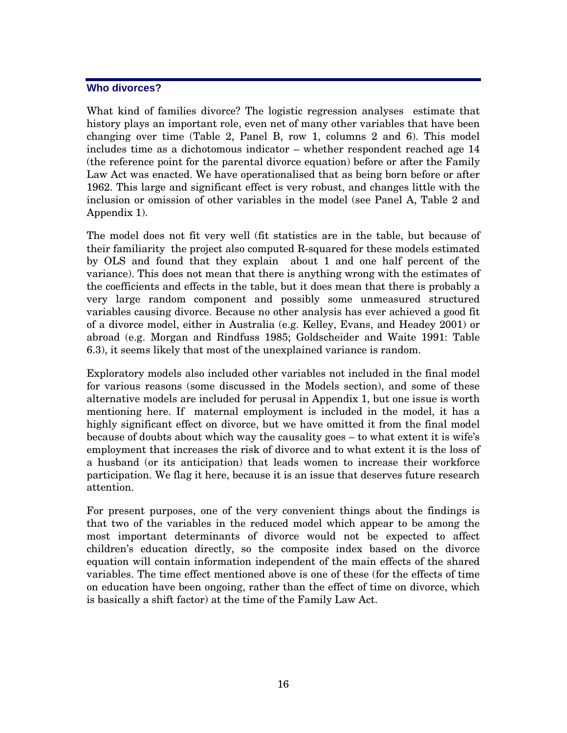## Who divorces?

What kind of families divorce? The logistic regression analyses estimate that history plays an important role, even net of many other variables that have been changing over time (Table 2, Panel B, row 1, columns 2 and 6). This model includes time as a dichotomous indicator – whether respondent reached age 14 (the reference point for the parental divorce equation) before or after the Family Law Act was enacted. We have operationalised that as being born before or after 1962. This large and significant effect is very robust, and changes little with the inclusion or omission of other variables in the model (see Panel A, Table 2 and Appendix 1).

The model does not fit very well (fit statistics are in the table, but because of their familiarity the project also computed R-squared for these models estimated by OLS and found that they explain about 1 and one half percent of the variance). This does not mean that there is anything wrong with the estimates of the coefficients and effects in the table, but it does mean that there is probably a very large random component and possibly some unmeasured structured variables causing divorce. Because no other analysis has ever achieved a good fit of a divorce model, either in Australia (e.g. Kelley, Evans, and Headey 2001) or abroad (e.g. Morgan and Rindfuss 1985; Goldscheider and Waite 1991: Table 6.3), it seems likely that most of the unexplained variance is random.

Exploratory models also included other variables not included in the final model for various reasons (some discussed in the Models section), and some of these alternative models are included for perusal in Appendix 1, but one issue is worth mentioning here. If maternal employment is included in the model, it has a highly significant effect on divorce, but we have omitted it from the final model because of doubts about which way the causality goes – to what extent it is wife's employment that increases the risk of divorce and to what extent it is the loss of a husband (or its anticipation) that leads women to increase their workforce participation. We flag it here, because it is an issue that deserves future research attention.

For present purposes, one of the very convenient things about the findings is that two of the variables in the reduced model which appear to be among the most important determinants of divorce would not be expected to affect children's education directly, so the composite index based on the divorce equation will contain information independent of the main effects of the shared variables. The time effect mentioned above is one of these (for the effects of time on education have been ongoing, rather than the effect of time on divorce, which is basically a shift factor) at the time of the Family Law Act.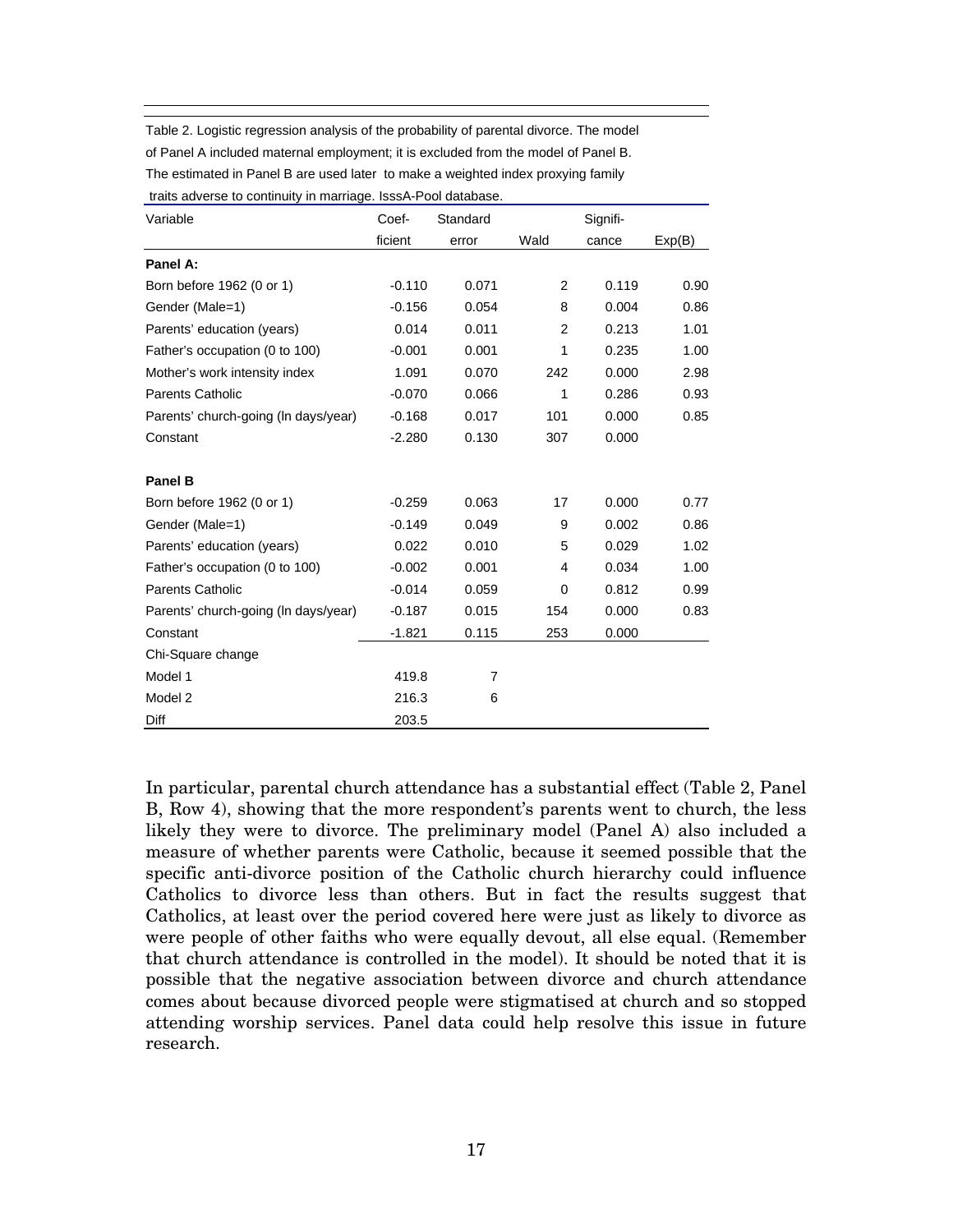Table 2. Logistic regression analysis of the probability of parental divorce. The model of Panel A included maternal employment; it is excluded from the model of Panel B. The estimated in Panel B are used later to make a weighted index proxying family traits adverse to continuity in marriage. IsssA-Pool database.

| Variable | Coef-ficient | Standard error | Wald | Signifi-cance | Exp(B) |
|---|---|---|---|---|---|
| **Panel A:** | | | | | |
| Born before 1962 (0 or 1) | -0.110 | 0.071 | 2 | 0.119 | 0.90 |
| Gender (Male=1) | -0.156 | 0.054 | 8 | 0.004 | 0.86 |
| Parents' education (years) | 0.014 | 0.011 | 2 | 0.213 | 1.01 |
| Father's occupation (0 to 100) | -0.001 | 0.001 | 1 | 0.235 | 1.00 |
| Mother's work intensity index | 1.091 | 0.070 | 242 | 0.000 | 2.98 |
| Parents Catholic | -0.070 | 0.066 | 1 | 0.286 | 0.93 |
| Parents' church-going (ln days/year) | -0.168 | 0.017 | 101 | 0.000 | 0.85 |
| Constant | -2.280 | 0.130 | 307 | 0.000 | |
| **Panel B** | | | | | |
| Born before 1962 (0 or 1) | -0.259 | 0.063 | 17 | 0.000 | 0.77 |
| Gender (Male=1) | -0.149 | 0.049 | 9 | 0.002 | 0.86 |
| Parents' education (years) | 0.022 | 0.010 | 5 | 0.029 | 1.02 |
| Father's occupation (0 to 100) | -0.002 | 0.001 | 4 | 0.034 | 1.00 |
| Parents Catholic | -0.014 | 0.059 | 0 | 0.812 | 0.99 |
| Parents' church-going (ln days/year) | -0.187 | 0.015 | 154 | 0.000 | 0.83 |
| Constant | -1.821 | 0.115 | 253 | 0.000 | |
| Chi-Square change | | | | | |
| Model 1 | 419.8 | 7 | | | |
| Model 2 | 216.3 | 6 | | | |
| Diff | 203.5 | | | | |

In particular, parental church attendance has a substantial effect (Table 2, Panel B, Row 4), showing that the more respondent's parents went to church, the less likely they were to divorce. The preliminary model (Panel A) also included a measure of whether parents were Catholic, because it seemed possible that the specific anti-divorce position of the Catholic church hierarchy could influence Catholics to divorce less than others. But in fact the results suggest that Catholics, at least over the period covered here were just as likely to divorce as were people of other faiths who were equally devout, all else equal. (Remember that church attendance is controlled in the model). It should be noted that it is possible that the negative association between divorce and church attendance comes about because divorced people were stigmatised at church and so stopped attending worship services. Panel data could help resolve this issue in future research.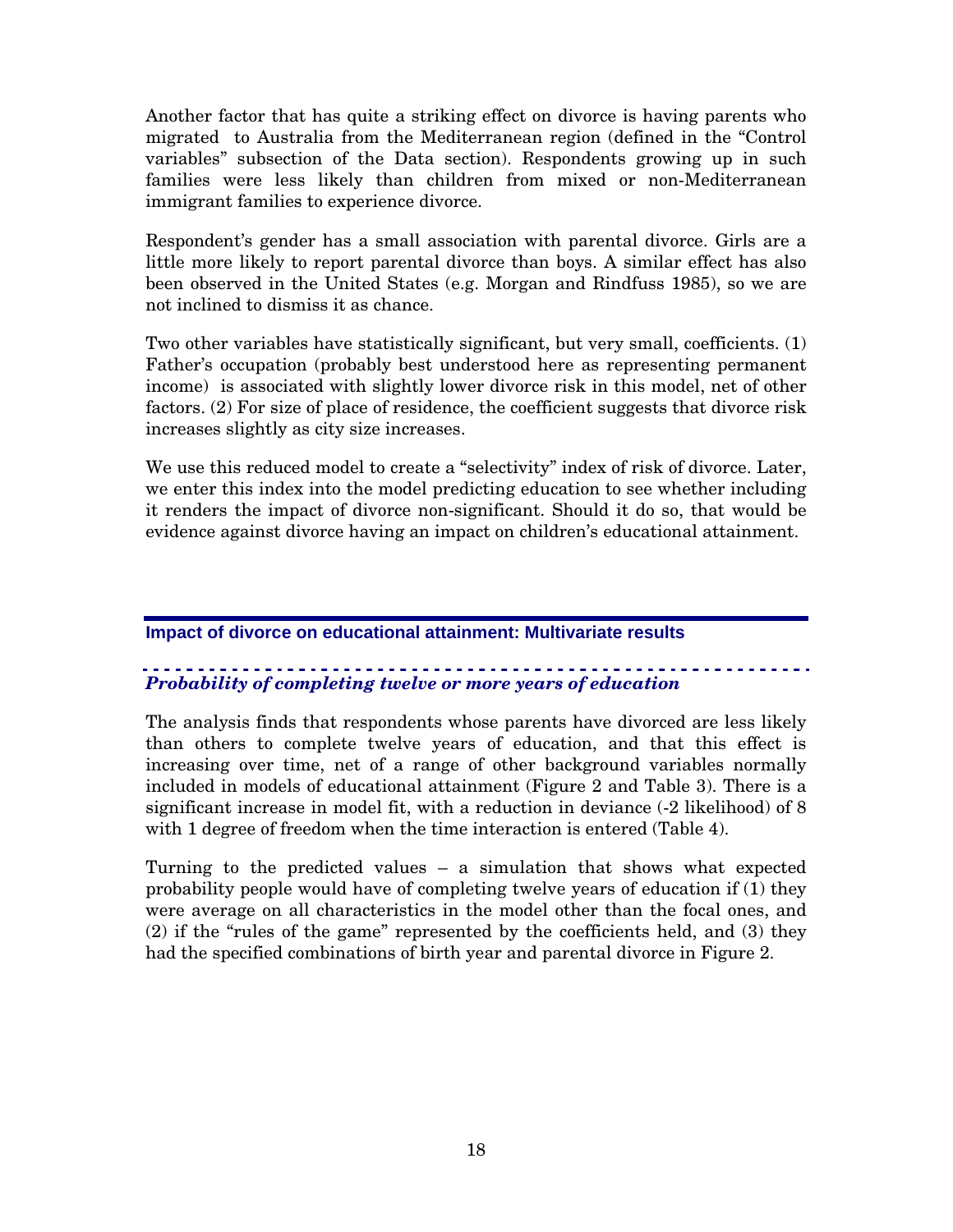Another factor that has quite a striking effect on divorce is having parents who migrated to Australia from the Mediterranean region (defined in the "Control variables" subsection of the Data section). Respondents growing up in such families were less likely than children from mixed or non-Mediterranean immigrant families to experience divorce.

Respondent's gender has a small association with parental divorce. Girls are a little more likely to report parental divorce than boys. A similar effect has also been observed in the United States (e.g. Morgan and Rindfuss 1985), so we are not inclined to dismiss it as chance.

Two other variables have statistically significant, but very small, coefficients. (1) Father's occupation (probably best understood here as representing permanent income) is associated with slightly lower divorce risk in this model, net of other factors. (2) For size of place of residence, the coefficient suggests that divorce risk increases slightly as city size increases.

We use this reduced model to create a "selectivity" index of risk of divorce. Later, we enter this index into the model predicting education to see whether including it renders the impact of divorce non-significant. Should it do so, that would be evidence against divorce having an impact on children's educational attainment.

## Impact of divorce on educational attainment: Multivariate results

### *Probability of completing twelve or more years of education*

The analysis finds that respondents whose parents have divorced are less likely than others to complete twelve years of education, and that this effect is increasing over time, net of a range of other background variables normally included in models of educational attainment (Figure 2 and Table 3). There is a significant increase in model fit, with a reduction in deviance (-2 likelihood) of 8 with 1 degree of freedom when the time interaction is entered (Table 4).

Turning to the predicted values – a simulation that shows what expected probability people would have of completing twelve years of education if (1) they were average on all characteristics in the model other than the focal ones, and (2) if the "rules of the game" represented by the coefficients held, and (3) they had the specified combinations of birth year and parental divorce in Figure 2.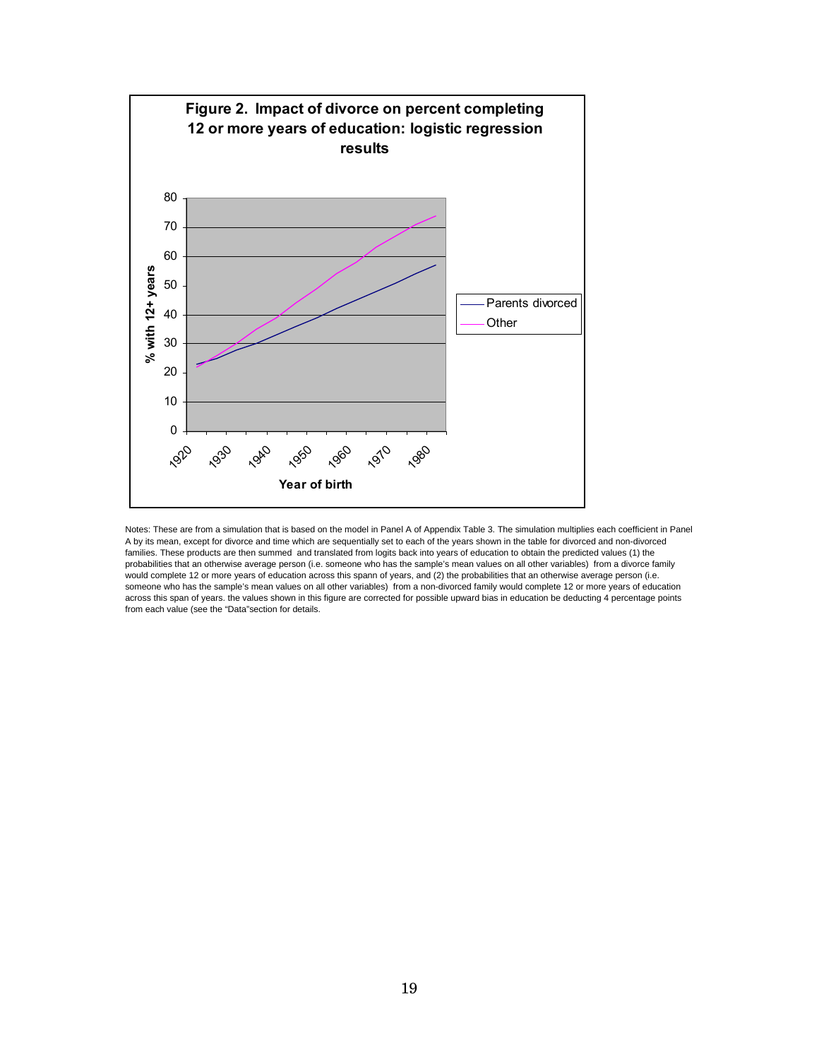**Figure 2. Impact of divorce on percent completing 12 or more years of education: logistic regression results**

Notes: These are from a simulation that is based on the model in Panel A of Appendix Table 3. The simulation multiplies each coefficient in Panel A by its mean, except for divorce and time which are sequentially set to each of the years shown in the table for divorced and non-divorced families. These products are then summed and translated from logits back into years of education to obtain the predicted values (1) the probabilities that an otherwise average person (i.e. someone who has the sample's mean values on all other variables) from a divorce family would complete 12 or more years of education across this spann of years, and (2) the probabilities that an otherwise average person (i.e. someone who has the sample's mean values on all other variables) from a non-divorced family would complete 12 or more years of education across this span of years. the values shown in this figure are corrected for possible upward bias in education be deducting 4 percentage points from each value (see the "Data"section for details.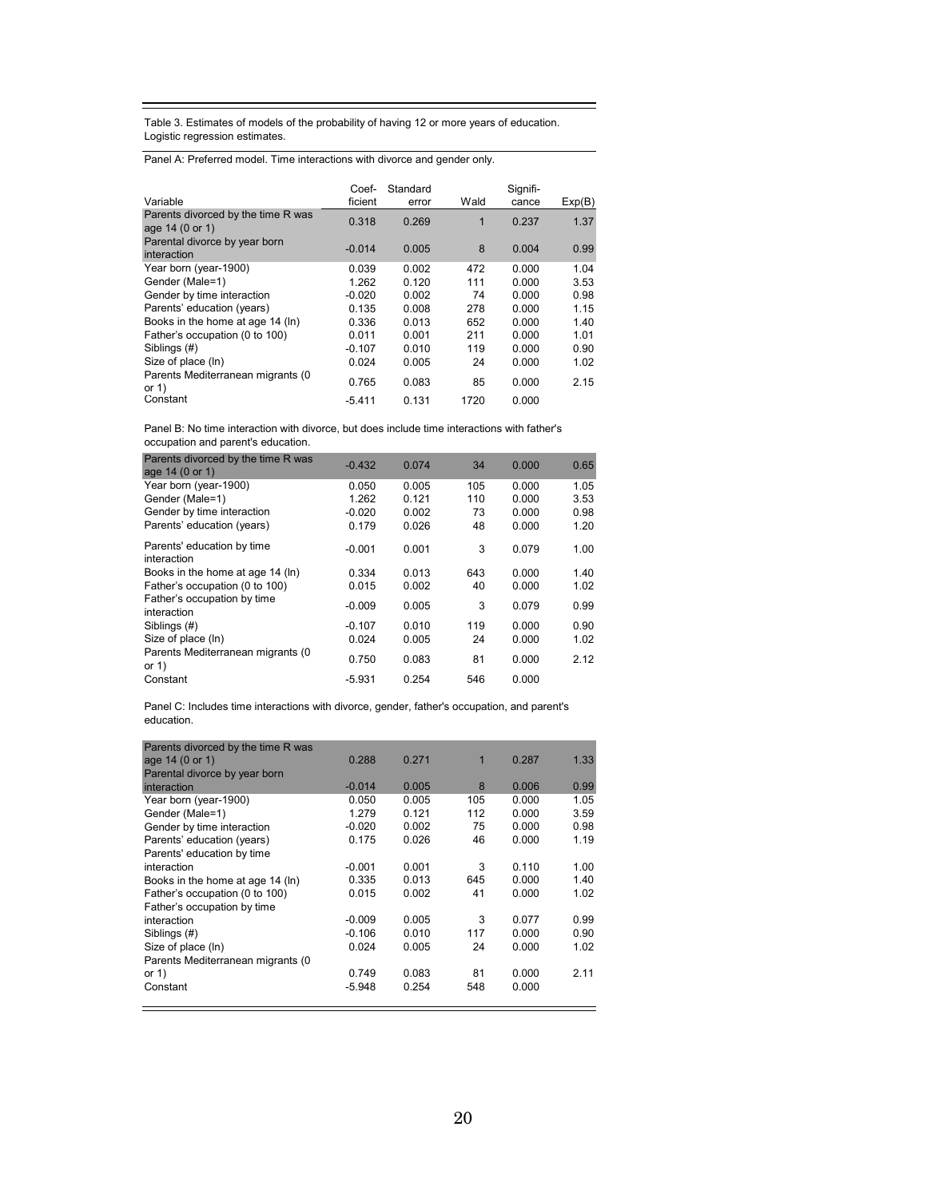Table 3. Estimates of models of the probability of having 12 or more years of education. Logistic regression estimates.

Panel A: Preferred model. Time interactions with divorce and gender only.

| Variable | Coef­ficient | Standard error | Wald | Signifi­cance | Exp(B) |
|---|---|---|---|---|---|
| Parents divorced by the time R was age 14 (0 or 1) | 0.318 | 0.269 | 1 | 0.237 | 1.37 |
| Parental divorce by year born interaction | -0.014 | 0.005 | 8 | 0.004 | 0.99 |
| Year born (year-1900) | 0.039 | 0.002 | 472 | 0.000 | 1.04 |
| Gender (Male=1) | 1.262 | 0.120 | 111 | 0.000 | 3.53 |
| Gender by time interaction | -0.020 | 0.002 | 74 | 0.000 | 0.98 |
| Parents' education (years) | 0.135 | 0.008 | 278 | 0.000 | 1.15 |
| Books in the home at age 14 (ln) | 0.336 | 0.013 | 652 | 0.000 | 1.40 |
| Father's occupation (0 to 100) | 0.011 | 0.001 | 211 | 0.000 | 1.01 |
| Siblings (#) | -0.107 | 0.010 | 119 | 0.000 | 0.90 |
| Size of place (ln) | 0.024 | 0.005 | 24 | 0.000 | 1.02 |
| Parents Mediterranean migrants (0 or 1) | 0.765 | 0.083 | 85 | 0.000 | 2.15 |
| Constant | -5.411 | 0.131 | 1720 | 0.000 | |

Panel B: No time interaction with divorce, but does include time interactions with father's occupation and parent's education.

| Variable | Coef­ficient | Standard error | Wald | Signifi­cance | Exp(B) |
|---|---|---|---|---|---|
| Parents divorced by the time R was age 14 (0 or 1) | -0.432 | 0.074 | 34 | 0.000 | 0.65 |
| Year born (year-1900) | 0.050 | 0.005 | 105 | 0.000 | 1.05 |
| Gender (Male=1) | 1.262 | 0.121 | 110 | 0.000 | 3.53 |
| Gender by time interaction | -0.020 | 0.002 | 73 | 0.000 | 0.98 |
| Parents' education (years) | 0.179 | 0.026 | 48 | 0.000 | 1.20 |
| Parents' education by time interaction | -0.001 | 0.001 | 3 | 0.079 | 1.00 |
| Books in the home at age 14 (ln) | 0.334 | 0.013 | 643 | 0.000 | 1.40 |
| Father's occupation (0 to 100) | 0.015 | 0.002 | 40 | 0.000 | 1.02 |
| Father's occupation by time interaction | -0.009 | 0.005 | 3 | 0.079 | 0.99 |
| Siblings (#) | -0.107 | 0.010 | 119 | 0.000 | 0.90 |
| Size of place (ln) | 0.024 | 0.005 | 24 | 0.000 | 1.02 |
| Parents Mediterranean migrants (0 or 1) | 0.750 | 0.083 | 81 | 0.000 | 2.12 |
| Constant | -5.931 | 0.254 | 546 | 0.000 | |

Panel C: Includes time interactions with divorce, gender, father's occupation, and parent's education.

| Variable | Coef­ficient | Standard error | Wald | Signifi­cance | Exp(B) |
|---|---|---|---|---|---|
| Parents divorced by the time R was age 14 (0 or 1) | 0.288 | 0.271 | 1 | 0.287 | 1.33 |
| Parental divorce by year born interaction | -0.014 | 0.005 | 8 | 0.006 | 0.99 |
| Year born (year-1900) | 0.050 | 0.005 | 105 | 0.000 | 1.05 |
| Gender (Male=1) | 1.279 | 0.121 | 112 | 0.000 | 3.59 |
| Gender by time interaction | -0.020 | 0.002 | 75 | 0.000 | 0.98 |
| Parents' education (years) | 0.175 | 0.026 | 46 | 0.000 | 1.19 |
| Parents' education by time interaction | -0.001 | 0.001 | 3 | 0.110 | 1.00 |
| Books in the home at age 14 (ln) | 0.335 | 0.013 | 645 | 0.000 | 1.40 |
| Father's occupation (0 to 100) | 0.015 | 0.002 | 41 | 0.000 | 1.02 |
| Father's occupation by time interaction | -0.009 | 0.005 | 3 | 0.077 | 0.99 |
| Siblings (#) | -0.106 | 0.010 | 117 | 0.000 | 0.90 |
| Size of place (ln) | 0.024 | 0.005 | 24 | 0.000 | 1.02 |
| Parents Mediterranean migrants (0 or 1) | 0.749 | 0.083 | 81 | 0.000 | 2.11 |
| Constant | -5.948 | 0.254 | 548 | 0.000 | |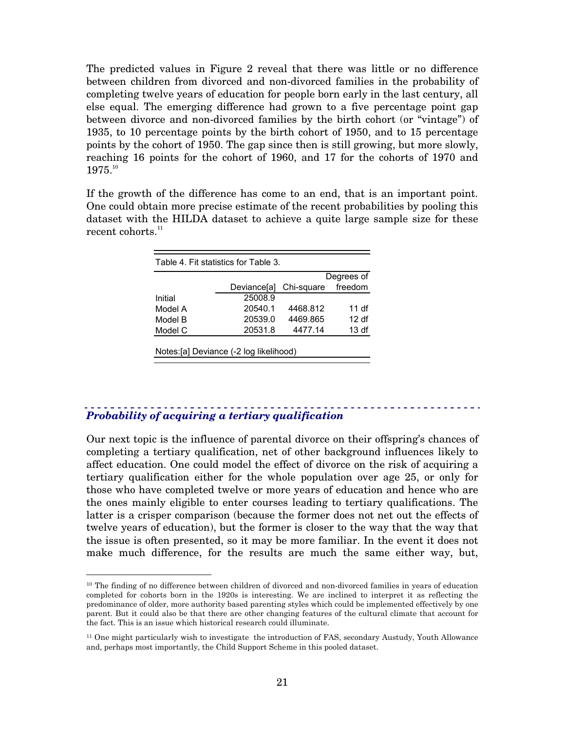The predicted values in Figure 2 reveal that there was little or no difference between children from divorced and non-divorced families in the probability of completing twelve years of education for people born early in the last century, all else equal. The emerging difference had grown to a five percentage point gap between divorce and non-divorced families by the birth cohort (or "vintage") of 1935, to 10 percentage points by the birth cohort of 1950, and to 15 percentage points by the cohort of 1950. The gap since then is still growing, but more slowly, reaching 16 points for the cohort of 1960, and 17 for the cohorts of 1970 and 1975.[10]

If the growth of the difference has come to an end, that is an important point. One could obtain more precise estimate of the recent probabilities by pooling this dataset with the HILDA dataset to achieve a quite large sample size for these recent cohorts.[11]

Table 4. Fit statistics for Table 3.

| | Deviance[a] | Chi-square | Degrees of freedom |
|---|---|---|---|
| Initial | 25008.9 | | |
| Model A | 20540.1 | 4468.812 | 11 df |
| Model B | 20539.0 | 4469.865 | 12 df |
| Model C | 20531.8 | 4477.14 | 13 df |

Notes:[a] Deviance (-2 log likelihood)

### *Probability of acquiring a tertiary qualification*

Our next topic is the influence of parental divorce on their offspring's chances of completing a tertiary qualification, net of other background influences likely to affect education. One could model the effect of divorce on the risk of acquiring a tertiary qualification either for the whole population over age 25, or only for those who have completed twelve or more years of education and hence who are the ones mainly eligible to enter courses leading to tertiary qualifications. The latter is a crisper comparison (because the former does not net out the effects of twelve years of education), but the former is closer to the way that the way that the issue is often presented, so it may be more familiar. In the event it does not make much difference, for the results are much the same either way, but,

---

[10] The finding of no difference between children of divorced and non-divorced families in years of education completed for cohorts born in the 1920s is interesting. We are inclined to interpret it as reflecting the predominance of older, more authority based parenting styles which could be implemented effectively by one parent. But it could also be that there are other changing features of the cultural climate that account for the fact. This is an issue which historical research could illuminate.

[11] One might particularly wish to investigate the introduction of FAS, secondary Austudy, Youth Allowance and, perhaps most importantly, the Child Support Scheme in this pooled dataset.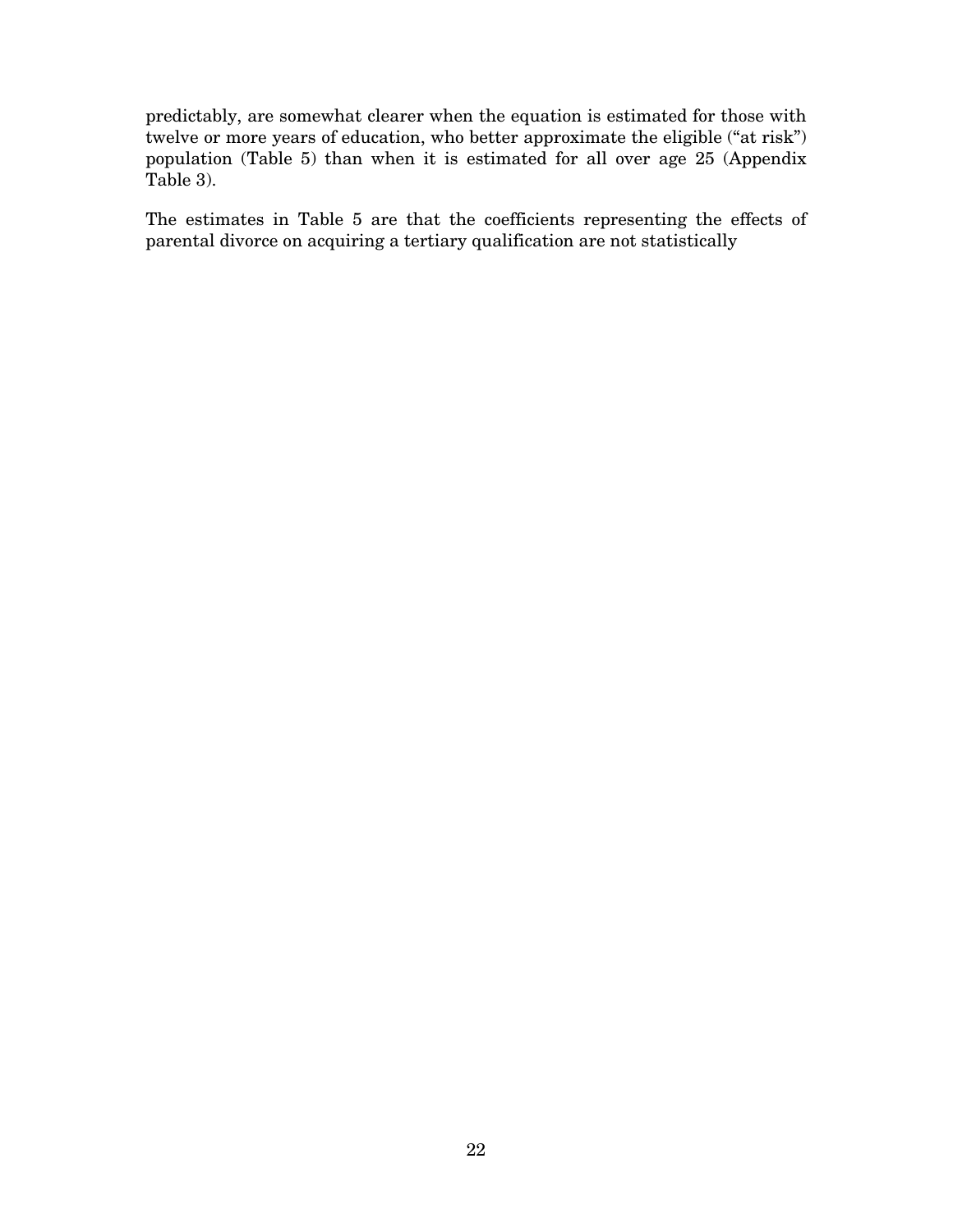predictably, are somewhat clearer when the equation is estimated for those with twelve or more years of education, who better approximate the eligible ("at risk") population (Table 5) than when it is estimated for all over age 25 (Appendix Table 3).

The estimates in Table 5 are that the coefficients representing the effects of parental divorce on acquiring a tertiary qualification are not statistically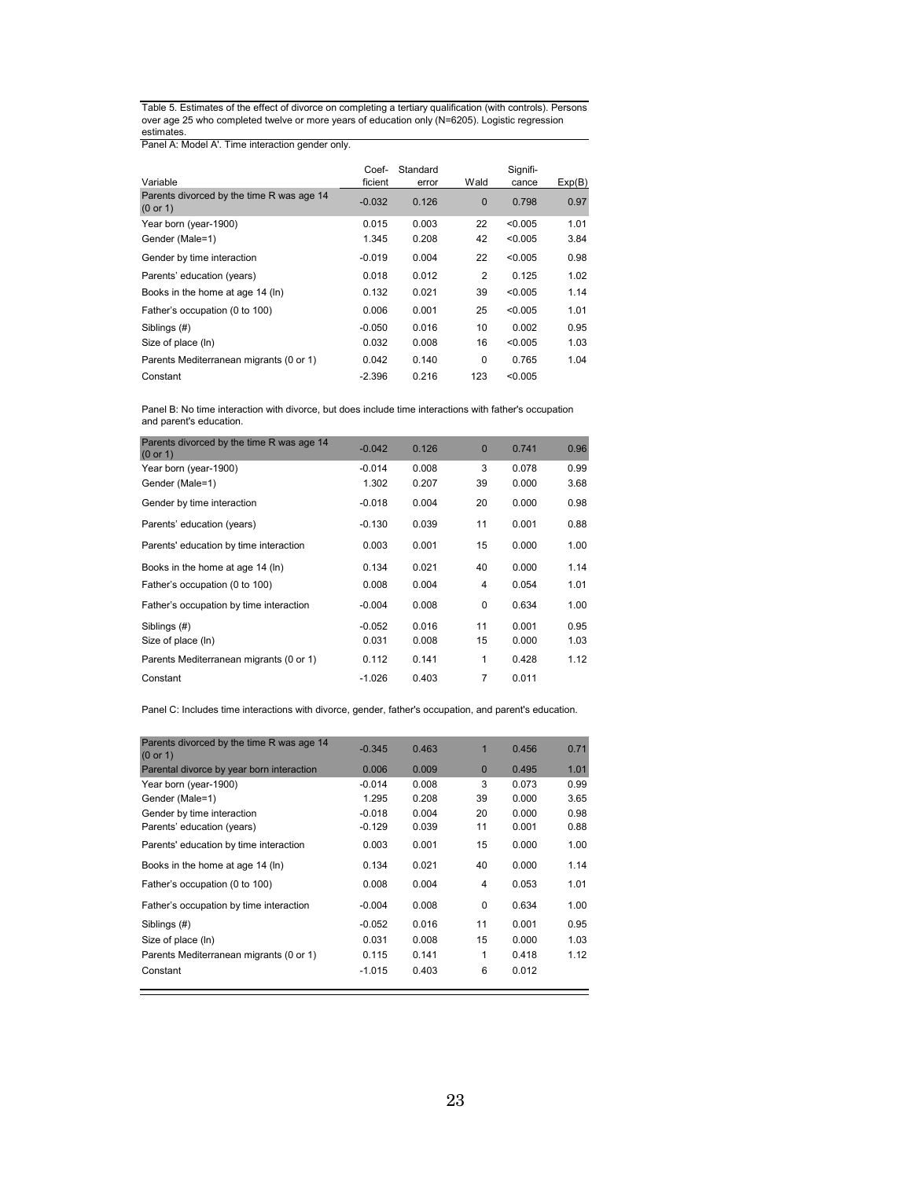Table 5. Estimates of the effect of divorce on completing a tertiary qualification (with controls). Persons over age 25 who completed twelve or more years of education only (N=6205). Logistic regression estimates.

Panel A: Model A'. Time interaction gender only.

| Variable | Coef-ficient | Standard error | Wald | Signifi-cance | Exp(B) |
|---|---|---|---|---|---|
| Parents divorced by the time R was age 14 (0 or 1) | -0.032 | 0.126 | 0 | 0.798 | 0.97 |
| Year born (year-1900) | 0.015 | 0.003 | 22 | <0.005 | 1.01 |
| Gender (Male=1) | 1.345 | 0.208 | 42 | <0.005 | 3.84 |
| Gender by time interaction | -0.019 | 0.004 | 22 | <0.005 | 0.98 |
| Parents' education (years) | 0.018 | 0.012 | 2 | 0.125 | 1.02 |
| Books in the home at age 14 (ln) | 0.132 | 0.021 | 39 | <0.005 | 1.14 |
| Father's occupation (0 to 100) | 0.006 | 0.001 | 25 | <0.005 | 1.01 |
| Siblings (#) | -0.050 | 0.016 | 10 | 0.002 | 0.95 |
| Size of place (ln) | 0.032 | 0.008 | 16 | <0.005 | 1.03 |
| Parents Mediterranean migrants (0 or 1) | 0.042 | 0.140 | 0 | 0.765 | 1.04 |
| Constant | -2.396 | 0.216 | 123 | <0.005 | |

Panel B: No time interaction with divorce, but does include time interactions with father's occupation and parent's education.

| Variable | Coef-ficient | Standard error | Wald | Signifi-cance | Exp(B) |
|---|---|---|---|---|---|
| Parents divorced by the time R was age 14 (0 or 1) | -0.042 | 0.126 | 0 | 0.741 | 0.96 |
| Year born (year-1900) | -0.014 | 0.008 | 3 | 0.078 | 0.99 |
| Gender (Male=1) | 1.302 | 0.207 | 39 | 0.000 | 3.68 |
| Gender by time interaction | -0.018 | 0.004 | 20 | 0.000 | 0.98 |
| Parents' education (years) | -0.130 | 0.039 | 11 | 0.001 | 0.88 |
| Parents' education by time interaction | 0.003 | 0.001 | 15 | 0.000 | 1.00 |
| Books in the home at age 14 (ln) | 0.134 | 0.021 | 40 | 0.000 | 1.14 |
| Father's occupation (0 to 100) | 0.008 | 0.004 | 4 | 0.054 | 1.01 |
| Father's occupation by time interaction | -0.004 | 0.008 | 0 | 0.634 | 1.00 |
| Siblings (#) | -0.052 | 0.016 | 11 | 0.001 | 0.95 |
| Size of place (ln) | 0.031 | 0.008 | 15 | 0.000 | 1.03 |
| Parents Mediterranean migrants (0 or 1) | 0.112 | 0.141 | 1 | 0.428 | 1.12 |
| Constant | -1.026 | 0.403 | 7 | 0.011 | |

Panel C: Includes time interactions with divorce, gender, father's occupation, and parent's education.

| Variable | Coef-ficient | Standard error | Wald | Signifi-cance | Exp(B) |
|---|---|---|---|---|---|
| Parents divorced by the time R was age 14 (0 or 1) | -0.345 | 0.463 | 1 | 0.456 | 0.71 |
| Parental divorce by year born interaction | 0.006 | 0.009 | 0 | 0.495 | 1.01 |
| Year born (year-1900) | -0.014 | 0.008 | 3 | 0.073 | 0.99 |
| Gender (Male=1) | 1.295 | 0.208 | 39 | 0.000 | 3.65 |
| Gender by time interaction | -0.018 | 0.004 | 20 | 0.000 | 0.98 |
| Parents' education (years) | -0.129 | 0.039 | 11 | 0.001 | 0.88 |
| Parents' education by time interaction | 0.003 | 0.001 | 15 | 0.000 | 1.00 |
| Books in the home at age 14 (ln) | 0.134 | 0.021 | 40 | 0.000 | 1.14 |
| Father's occupation (0 to 100) | 0.008 | 0.004 | 4 | 0.053 | 1.01 |
| Father's occupation by time interaction | -0.004 | 0.008 | 0 | 0.634 | 1.00 |
| Siblings (#) | -0.052 | 0.016 | 11 | 0.001 | 0.95 |
| Size of place (ln) | 0.031 | 0.008 | 15 | 0.000 | 1.03 |
| Parents Mediterranean migrants (0 or 1) | 0.115 | 0.141 | 1 | 0.418 | 1.12 |
| Constant | -1.015 | 0.403 | 6 | 0.012 | |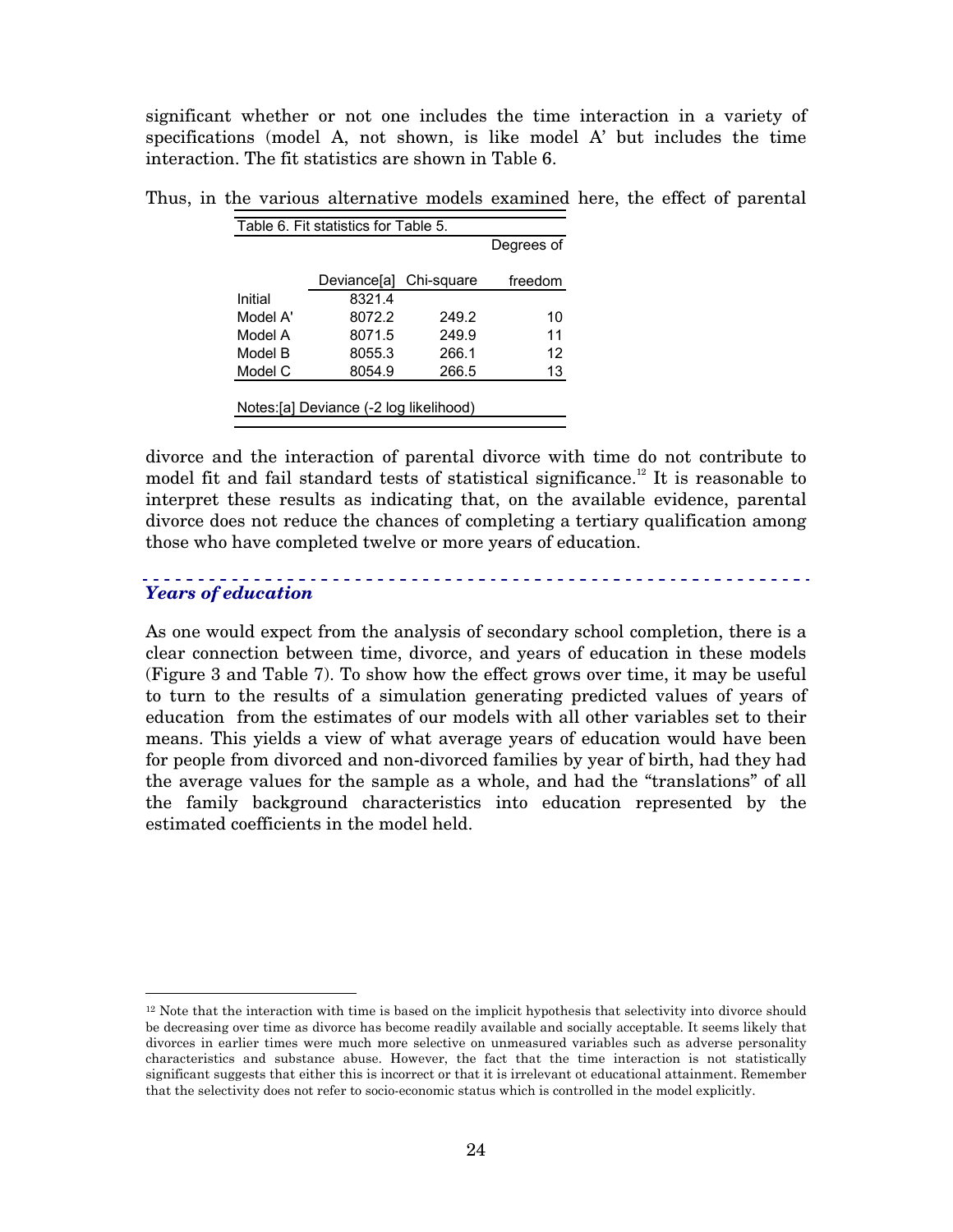significant whether or not one includes the time interaction in a variety of specifications (model A, not shown, is like model A' but includes the time interaction. The fit statistics are shown in Table 6.

Thus, in the various alternative models examined here, the effect of parental divorce and the interaction of parental divorce with time do not contribute to model fit and fail standard tests of statistical significance.[12] It is reasonable to interpret these results as indicating that, on the available evidence, parental divorce does not reduce the chances of completing a tertiary qualification among those who have completed twelve or more years of education.

Table 6. Fit statistics for Table 5.

| | Deviance[a] | Chi-square | Degrees of freedom |
|---|---|---|---|
| Initial | 8321.4 | | |
| Model A' | 8072.2 | 249.2 | 10 |
| Model A | 8071.5 | 249.9 | 11 |
| Model B | 8055.3 | 266.1 | 12 |
| Model C | 8054.9 | 266.5 | 13 |

Notes:[a] Deviance (-2 log likelihood)

## *Years of education*

As one would expect from the analysis of secondary school completion, there is a clear connection between time, divorce, and years of education in these models (Figure 3 and Table 7). To show how the effect grows over time, it may be useful to turn to the results of a simulation generating predicted values of years of education from the estimates of our models with all other variables set to their means. This yields a view of what average years of education would have been for people from divorced and non-divorced families by year of birth, had they had the average values for the sample as a whole, and had the "translations" of all the family background characteristics into education represented by the estimated coefficients in the model held.

[12] Note that the interaction with time is based on the implicit hypothesis that selectivity into divorce should be decreasing over time as divorce has become readily available and socially acceptable. It seems likely that divorces in earlier times were much more selective on unmeasured variables such as adverse personality characteristics and substance abuse. However, the fact that the time interaction is not statistically significant suggests that either this is incorrect or that it is irrelevant ot educational attainment. Remember that the selectivity does not refer to socio-economic status which is controlled in the model explicitly.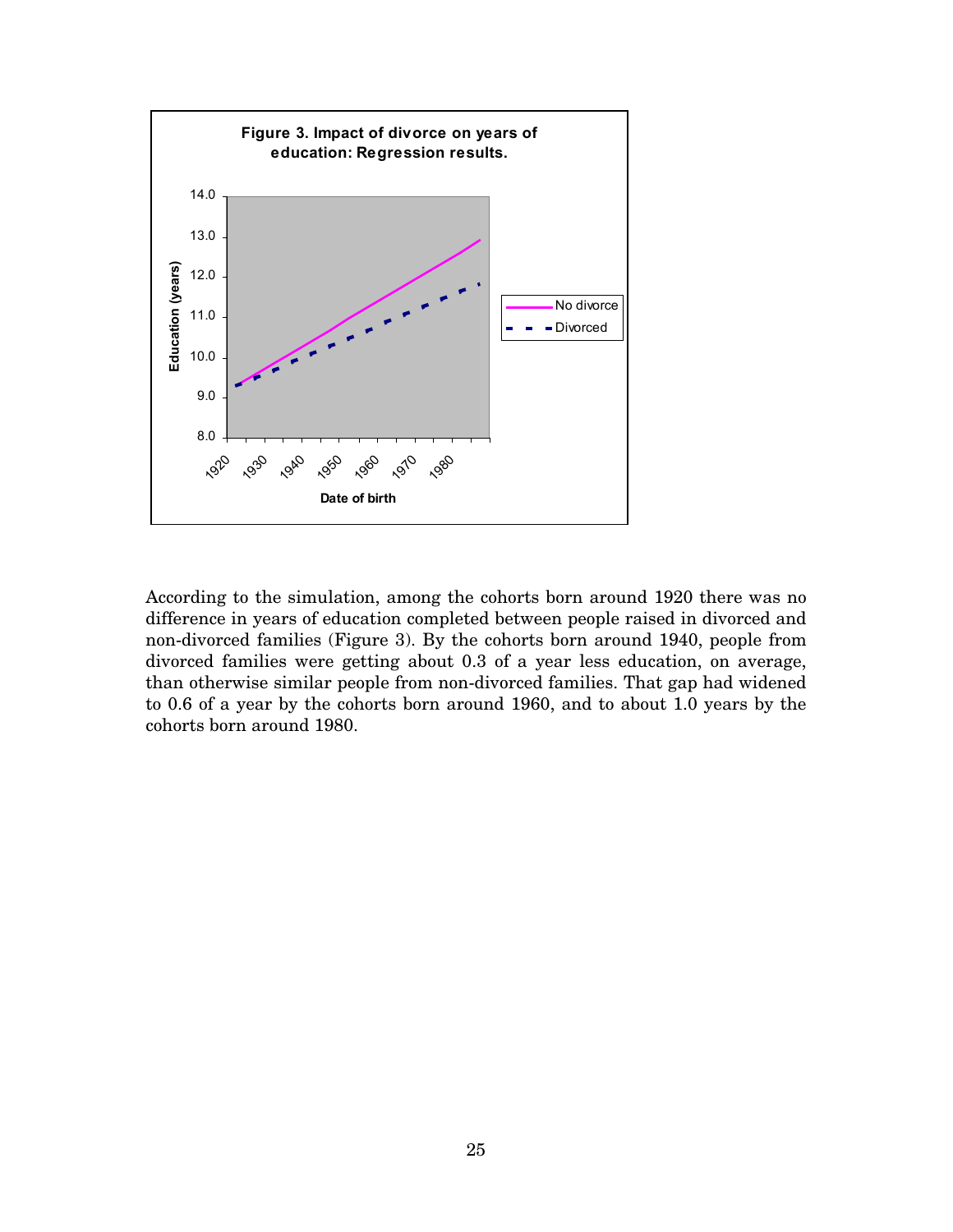**Figure 3. Impact of divorce on years of education: Regression results.**

According to the simulation, among the cohorts born around 1920 there was no difference in years of education completed between people raised in divorced and non-divorced families (Figure 3). By the cohorts born around 1940, people from divorced families were getting about 0.3 of a year less education, on average, than otherwise similar people from non-divorced families. That gap had widened to 0.6 of a year by the cohorts born around 1960, and to about 1.0 years by the cohorts born around 1980.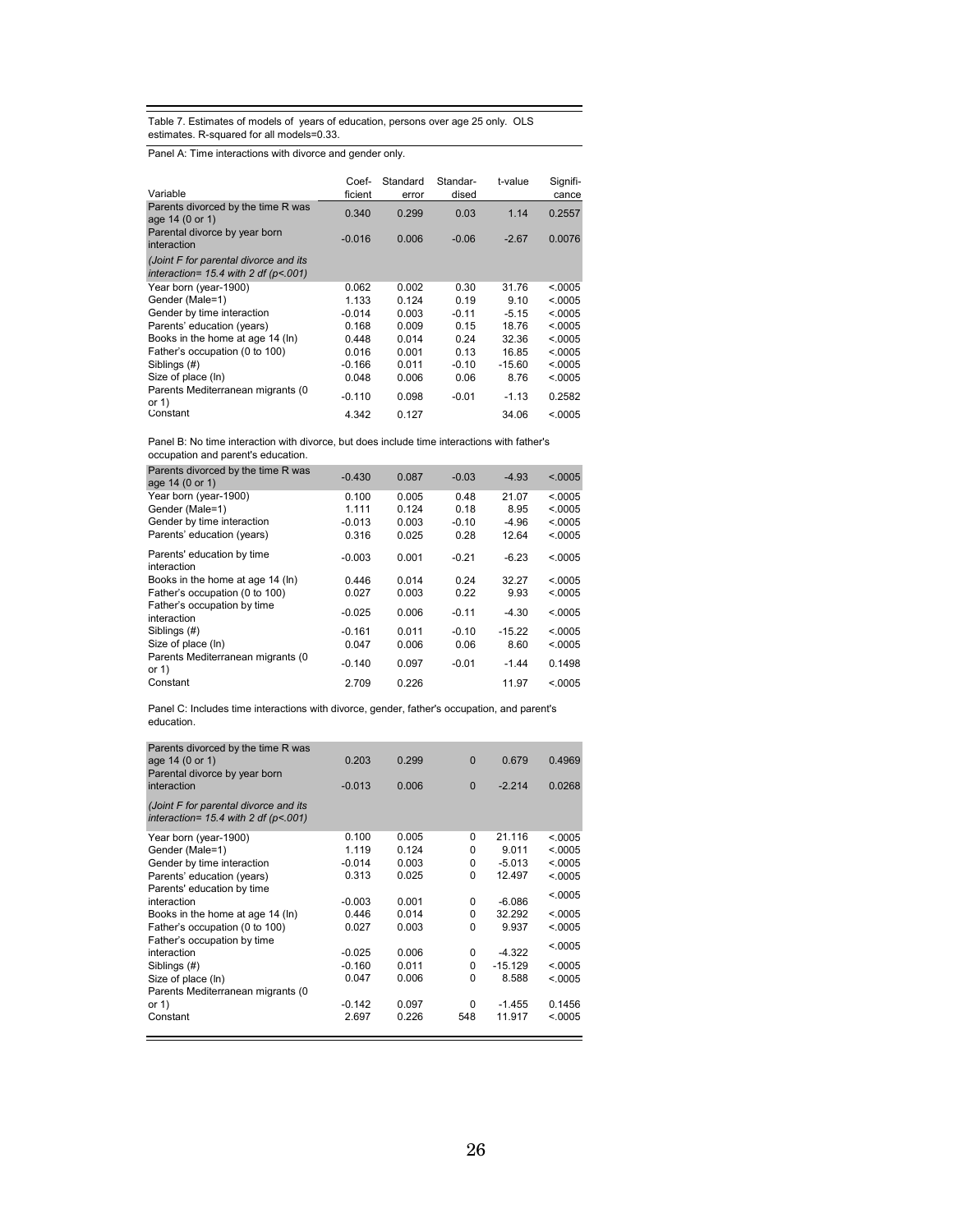Table 7. Estimates of models of years of education, persons over age 25 only. OLS estimates. R-squared for all models=0.33.

Panel A: Time interactions with divorce and gender only.

| Variable | Coef-ficient | Standard error | Standar-dised | t-value | Signifi-cance |
|---|---|---|---|---|---|
| Parents divorced by the time R was age 14 (0 or 1) | 0.340 | 0.299 | 0.03 | 1.14 | 0.2557 |
| Parental divorce by year born interaction | -0.016 | 0.006 | -0.06 | -2.67 | 0.0076 |
| *(Joint F for parental divorce and its interaction= 15.4 with 2 df (p<.001)* | | | | | |
| Year born (year-1900) | 0.062 | 0.002 | 0.30 | 31.76 | <.0005 |
| Gender (Male=1) | 1.133 | 0.124 | 0.19 | 9.10 | <.0005 |
| Gender by time interaction | -0.014 | 0.003 | -0.11 | -5.15 | <.0005 |
| Parents' education (years) | 0.168 | 0.009 | 0.15 | 18.76 | <.0005 |
| Books in the home at age 14 (ln) | 0.448 | 0.014 | 0.24 | 32.36 | <.0005 |
| Father's occupation (0 to 100) | 0.016 | 0.001 | 0.13 | 16.85 | <.0005 |
| Siblings (#) | -0.166 | 0.011 | -0.10 | -15.60 | <.0005 |
| Size of place (ln) | 0.048 | 0.006 | 0.06 | 8.76 | <.0005 |
| Parents Mediterranean migrants (0 or 1) | -0.110 | 0.098 | -0.01 | -1.13 | 0.2582 |
| Constant | 4.342 | 0.127 | | 34.06 | <.0005 |

Panel B: No time interaction with divorce, but does include time interactions with father's occupation and parent's education.

| Variable | Coef-ficient | Standard error | Standar-dised | t-value | Signifi-cance |
|---|---|---|---|---|---|
| Parents divorced by the time R was age 14 (0 or 1) | -0.430 | 0.087 | -0.03 | -4.93 | <.0005 |
| Year born (year-1900) | 0.100 | 0.005 | 0.48 | 21.07 | <.0005 |
| Gender (Male=1) | 1.111 | 0.124 | 0.18 | 8.95 | <.0005 |
| Gender by time interaction | -0.013 | 0.003 | -0.10 | -4.96 | <.0005 |
| Parents' education (years) | 0.316 | 0.025 | 0.28 | 12.64 | <.0005 |
| Parents' education by time interaction | -0.003 | 0.001 | -0.21 | -6.23 | <.0005 |
| Books in the home at age 14 (ln) | 0.446 | 0.014 | 0.24 | 32.27 | <.0005 |
| Father's occupation (0 to 100) | 0.027 | 0.003 | 0.22 | 9.93 | <.0005 |
| Father's occupation by time interaction | -0.025 | 0.006 | -0.11 | -4.30 | <.0005 |
| Siblings (#) | -0.161 | 0.011 | -0.10 | -15.22 | <.0005 |
| Size of place (ln) | 0.047 | 0.006 | 0.06 | 8.60 | <.0005 |
| Parents Mediterranean migrants (0 or 1) | -0.140 | 0.097 | -0.01 | -1.44 | 0.1498 |
| Constant | 2.709 | 0.226 | | 11.97 | <.0005 |

Panel C: Includes time interactions with divorce, gender, father's occupation, and parent's education.

| Variable | Coef-ficient | Standard error | Standar-dised | t-value | Signifi-cance |
|---|---|---|---|---|---|
| Parents divorced by the time R was age 14 (0 or 1) | 0.203 | 0.299 | 0 | 0.679 | 0.4969 |
| Parental divorce by year born interaction | -0.013 | 0.006 | 0 | -2.214 | 0.0268 |
| *(Joint F for parental divorce and its interaction= 15.4 with 2 df (p<.001)* | | | | | |
| Year born (year-1900) | 0.100 | 0.005 | 0 | 21.116 | <.0005 |
| Gender (Male=1) | 1.119 | 0.124 | 0 | 9.011 | <.0005 |
| Gender by time interaction | -0.014 | 0.003 | 0 | -5.013 | <.0005 |
| Parents' education (years) | 0.313 | 0.025 | 0 | 12.497 | <.0005 |
| Parents' education by time interaction | -0.003 | 0.001 | 0 | -6.086 | <.0005 |
| Books in the home at age 14 (ln) | 0.446 | 0.014 | 0 | 32.292 | <.0005 |
| Father's occupation (0 to 100) | 0.027 | 0.003 | 0 | 9.937 | <.0005 |
| Father's occupation by time interaction | -0.025 | 0.006 | 0 | -4.322 | <.0005 |
| Siblings (#) | -0.160 | 0.011 | 0 | -15.129 | <.0005 |
| Size of place (ln) | 0.047 | 0.006 | 0 | 8.588 | <.0005 |
| Parents Mediterranean migrants (0 or 1) | -0.142 | 0.097 | 0 | -1.455 | 0.1456 |
| Constant | 2.697 | 0.226 | 548 | 11.917 | <.0005 |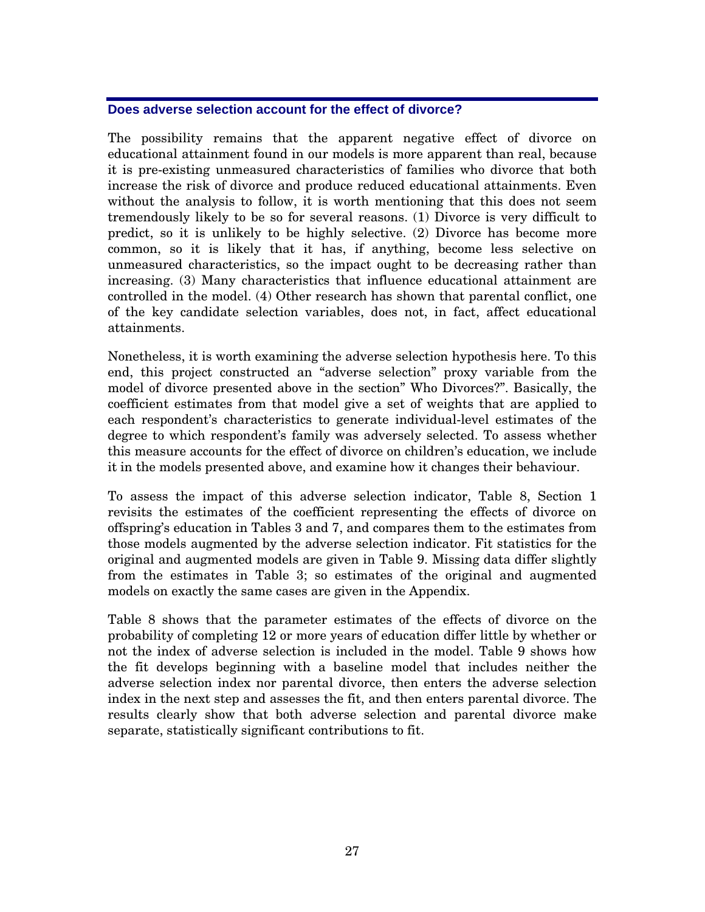## Does adverse selection account for the effect of divorce?

The possibility remains that the apparent negative effect of divorce on educational attainment found in our models is more apparent than real, because it is pre-existing unmeasured characteristics of families who divorce that both increase the risk of divorce and produce reduced educational attainments. Even without the analysis to follow, it is worth mentioning that this does not seem tremendously likely to be so for several reasons. (1) Divorce is very difficult to predict, so it is unlikely to be highly selective. (2) Divorce has become more common, so it is likely that it has, if anything, become less selective on unmeasured characteristics, so the impact ought to be decreasing rather than increasing. (3) Many characteristics that influence educational attainment are controlled in the model. (4) Other research has shown that parental conflict, one of the key candidate selection variables, does not, in fact, affect educational attainments.

Nonetheless, it is worth examining the adverse selection hypothesis here. To this end, this project constructed an "adverse selection" proxy variable from the model of divorce presented above in the section" Who Divorces?". Basically, the coefficient estimates from that model give a set of weights that are applied to each respondent's characteristics to generate individual-level estimates of the degree to which respondent's family was adversely selected. To assess whether this measure accounts for the effect of divorce on children's education, we include it in the models presented above, and examine how it changes their behaviour.

To assess the impact of this adverse selection indicator, Table 8, Section 1 revisits the estimates of the coefficient representing the effects of divorce on offspring's education in Tables 3 and 7, and compares them to the estimates from those models augmented by the adverse selection indicator. Fit statistics for the original and augmented models are given in Table 9. Missing data differ slightly from the estimates in Table 3; so estimates of the original and augmented models on exactly the same cases are given in the Appendix.

Table 8 shows that the parameter estimates of the effects of divorce on the probability of completing 12 or more years of education differ little by whether or not the index of adverse selection is included in the model. Table 9 shows how the fit develops beginning with a baseline model that includes neither the adverse selection index nor parental divorce, then enters the adverse selection index in the next step and assesses the fit, and then enters parental divorce. The results clearly show that both adverse selection and parental divorce make separate, statistically significant contributions to fit.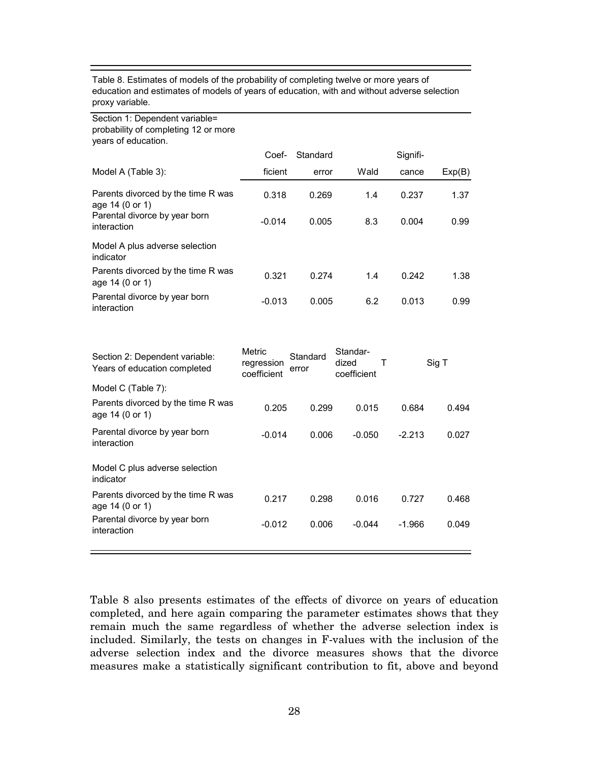Table 8. Estimates of models of the probability of completing twelve or more years of education and estimates of models of years of education, with and without adverse selection proxy variable.

| Section 1: Dependent variable= probability of completing 12 or more years of education. | Coef-ficient | Standard error | Wald | Signifi-cance | Exp(B) |
|---|---|---|---|---|---|
| Model A (Table 3): | | | | | |
| Parents divorced by the time R was age 14 (0 or 1) | 0.318 | 0.269 | 1.4 | 0.237 | 1.37 |
| Parental divorce by year born interaction | -0.014 | 0.005 | 8.3 | 0.004 | 0.99 |
| Model A plus adverse selection indicator | | | | | |
| Parents divorced by the time R was age 14 (0 or 1) | 0.321 | 0.274 | 1.4 | 0.242 | 1.38 |
| Parental divorce by year born interaction | -0.013 | 0.005 | 6.2 | 0.013 | 0.99 |

| Section 2: Dependent variable: Years of education completed | Metric regression coefficient | Standard error | Standar-dized coefficient | T | Sig T |
|---|---|---|---|---|---|
| Model C (Table 7): | | | | | |
| Parents divorced by the time R was age 14 (0 or 1) | 0.205 | 0.299 | 0.015 | 0.684 | 0.494 |
| Parental divorce by year born interaction | -0.014 | 0.006 | -0.050 | -2.213 | 0.027 |
| Model C plus adverse selection indicator | | | | | |
| Parents divorced by the time R was age 14 (0 or 1) | 0.217 | 0.298 | 0.016 | 0.727 | 0.468 |
| Parental divorce by year born interaction | -0.012 | 0.006 | -0.044 | -1.966 | 0.049 |

Table 8 also presents estimates of the effects of divorce on years of education completed, and here again comparing the parameter estimates shows that they remain much the same regardless of whether the adverse selection index is included. Similarly, the tests on changes in F-values with the inclusion of the adverse selection index and the divorce measures shows that the divorce measures make a statistically significant contribution to fit, above and beyond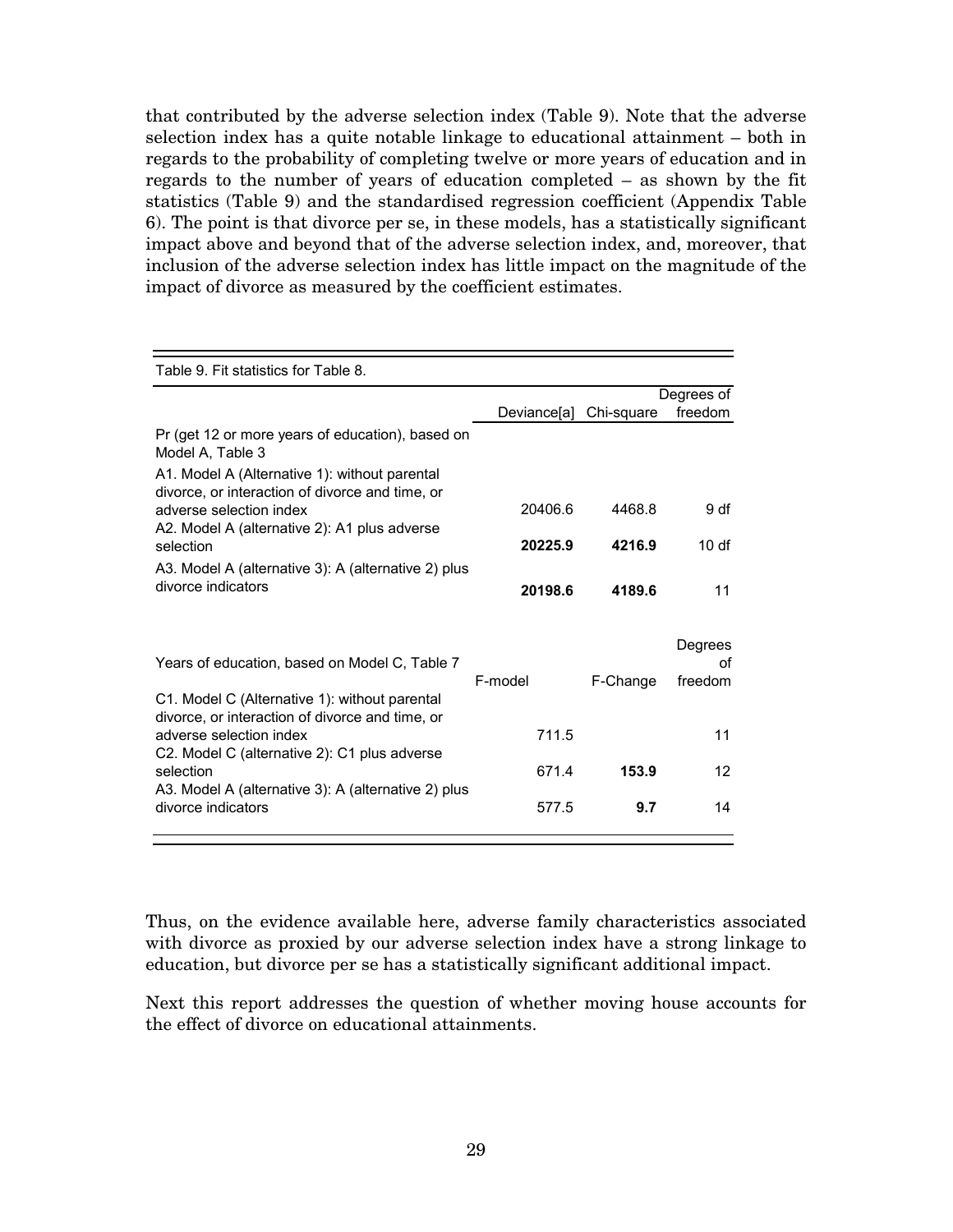that contributed by the adverse selection index (Table 9). Note that the adverse selection index has a quite notable linkage to educational attainment – both in regards to the probability of completing twelve or more years of education and in regards to the number of years of education completed – as shown by the fit statistics (Table 9) and the standardised regression coefficient (Appendix Table 6). The point is that divorce per se, in these models, has a statistically significant impact above and beyond that of the adverse selection index, and, moreover, that inclusion of the adverse selection index has little impact on the magnitude of the impact of divorce as measured by the coefficient estimates.

Table 9. Fit statistics for Table 8.

| | Deviance[a] | Chi-square | Degrees of freedom |
|---|---|---|---|
| Pr (get 12 or more years of education), based on Model A, Table 3 | | | |
| A1. Model A (Alternative 1): without parental divorce, or interaction of divorce and time, or adverse selection index | 20406.6 | 4468.8 | 9 df |
| A2. Model A (alternative 2): A1 plus adverse selection | **20225.9** | **4216.9** | 10 df |
| A3. Model A (alternative 3): A (alternative 2) plus divorce indicators | **20198.6** | **4189.6** | 11 |
| Years of education, based on Model C, Table 7 | F-model | F-Change | Degrees of freedom |
| C1. Model C (Alternative 1): without parental divorce, or interaction of divorce and time, or adverse selection index | 711.5 | | 11 |
| C2. Model C (alternative 2): C1 plus adverse selection | 671.4 | **153.9** | 12 |
| A3. Model A (alternative 3): A (alternative 2) plus divorce indicators | 577.5 | **9.7** | 14 |

Thus, on the evidence available here, adverse family characteristics associated with divorce as proxied by our adverse selection index have a strong linkage to education, but divorce per se has a statistically significant additional impact.

Next this report addresses the question of whether moving house accounts for the effect of divorce on educational attainments.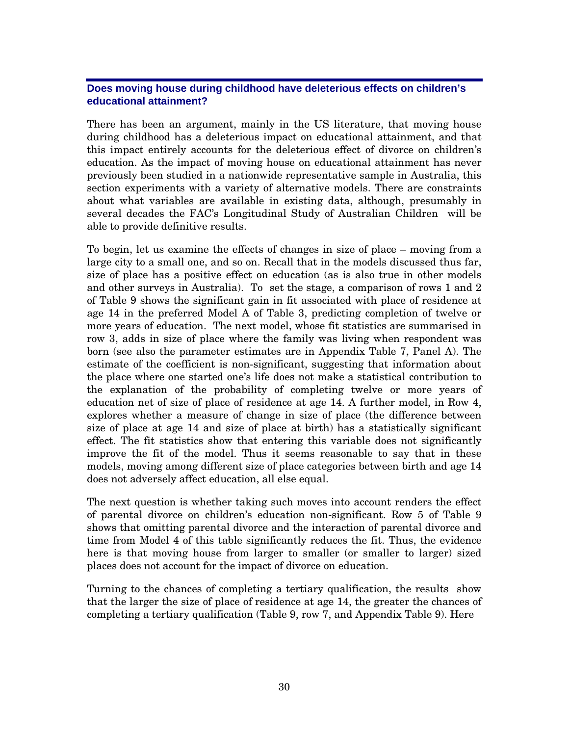## Does moving house during childhood have deleterious effects on children's educational attainment?

There has been an argument, mainly in the US literature, that moving house during childhood has a deleterious impact on educational attainment, and that this impact entirely accounts for the deleterious effect of divorce on children's education. As the impact of moving house on educational attainment has never previously been studied in a nationwide representative sample in Australia, this section experiments with a variety of alternative models. There are constraints about what variables are available in existing data, although, presumably in several decades the FAC's Longitudinal Study of Australian Children will be able to provide definitive results.

To begin, let us examine the effects of changes in size of place – moving from a large city to a small one, and so on. Recall that in the models discussed thus far, size of place has a positive effect on education (as is also true in other models and other surveys in Australia). To set the stage, a comparison of rows 1 and 2 of Table 9 shows the significant gain in fit associated with place of residence at age 14 in the preferred Model A of Table 3, predicting completion of twelve or more years of education. The next model, whose fit statistics are summarised in row 3, adds in size of place where the family was living when respondent was born (see also the parameter estimates are in Appendix Table 7, Panel A). The estimate of the coefficient is non-significant, suggesting that information about the place where one started one's life does not make a statistical contribution to the explanation of the probability of completing twelve or more years of education net of size of place of residence at age 14. A further model, in Row 4, explores whether a measure of change in size of place (the difference between size of place at age 14 and size of place at birth) has a statistically significant effect. The fit statistics show that entering this variable does not significantly improve the fit of the model. Thus it seems reasonable to say that in these models, moving among different size of place categories between birth and age 14 does not adversely affect education, all else equal.

The next question is whether taking such moves into account renders the effect of parental divorce on children's education non-significant. Row 5 of Table 9 shows that omitting parental divorce and the interaction of parental divorce and time from Model 4 of this table significantly reduces the fit. Thus, the evidence here is that moving house from larger to smaller (or smaller to larger) sized places does not account for the impact of divorce on education.

Turning to the chances of completing a tertiary qualification, the results show that the larger the size of place of residence at age 14, the greater the chances of completing a tertiary qualification (Table 9, row 7, and Appendix Table 9). Here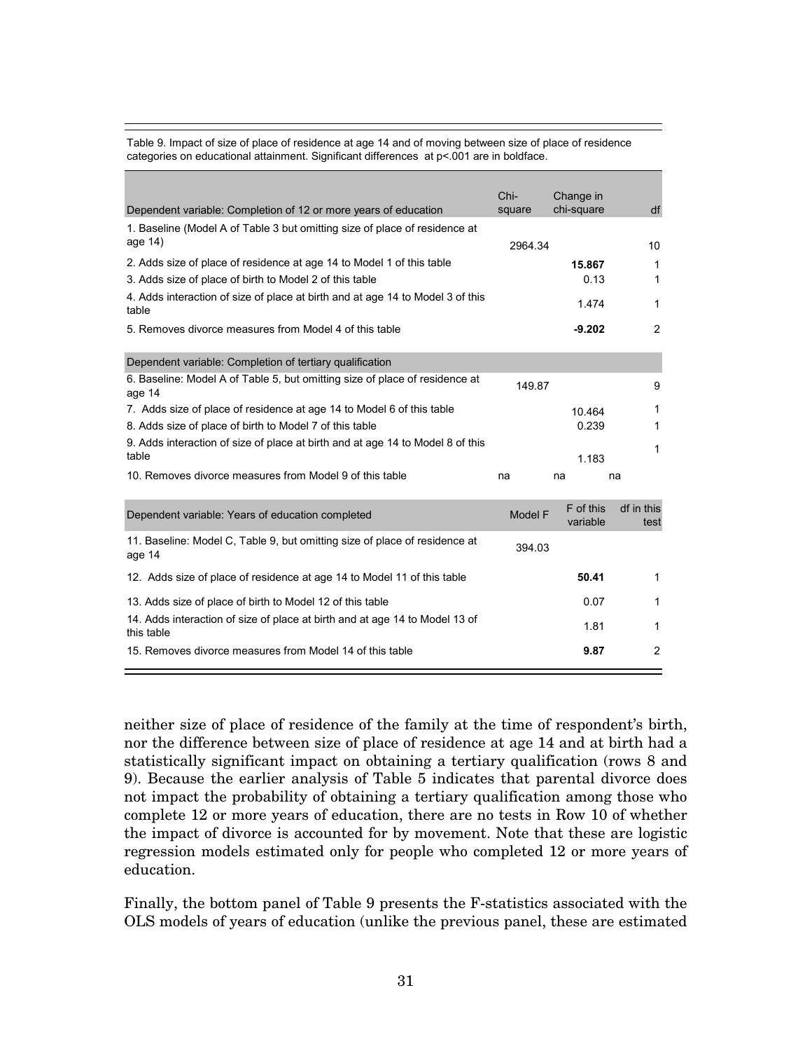Table 9. Impact of size of place of residence at age 14 and of moving between size of place of residence categories on educational attainment. Significant differences at p<.001 are in boldface.

| Dependent variable: Completion of 12 or more years of education | Chi-square | Change in chi-square | df |
|---|---|---|---|
| 1. Baseline (Model A of Table 3 but omitting size of place of residence at age 14) | 2964.34 | | 10 |
| 2. Adds size of place of residence at age 14 to Model 1 of this table | | **15.867** | 1 |
| 3. Adds size of place of birth to Model 2 of this table | | 0.13 | 1 |
| 4. Adds interaction of size of place at birth and at age 14 to Model 3 of this table | | 1.474 | 1 |
| 5. Removes divorce measures from Model 4 of this table | | **-9.202** | 2 |
| **Dependent variable: Completion of tertiary qualification** | | | |
| 6. Baseline: Model A of Table 5, but omitting size of place of residence at age 14 | 149.87 | | 9 |
| 7. Adds size of place of residence at age 14 to Model 6 of this table | | 10.464 | 1 |
| 8. Adds size of place of birth to Model 7 of this table | | 0.239 | 1 |
| 9. Adds interaction of size of place at birth and at age 14 to Model 8 of this table | | 1.183 | 1 |
| 10. Removes divorce measures from Model 9 of this table | na | na | na |
| **Dependent variable: Years of education completed** | **Model F** | **F of this variable** | **df in this test** |
| 11. Baseline: Model C, Table 9, but omitting size of place of residence at age 14 | 394.03 | | |
| 12. Adds size of place of residence at age 14 to Model 11 of this table | | **50.41** | 1 |
| 13. Adds size of place of birth to Model 12 of this table | | 0.07 | 1 |
| 14. Adds interaction of size of place at birth and at age 14 to Model 13 of this table | | 1.81 | 1 |
| 15. Removes divorce measures from Model 14 of this table | | **9.87** | 2 |

neither size of place of residence of the family at the time of respondent's birth, nor the difference between size of place of residence at age 14 and at birth had a statistically significant impact on obtaining a tertiary qualification (rows 8 and 9). Because the earlier analysis of Table 5 indicates that parental divorce does not impact the probability of obtaining a tertiary qualification among those who complete 12 or more years of education, there are no tests in Row 10 of whether the impact of divorce is accounted for by movement. Note that these are logistic regression models estimated only for people who completed 12 or more years of education.

Finally, the bottom panel of Table 9 presents the F-statistics associated with the OLS models of years of education (unlike the previous panel, these are estimated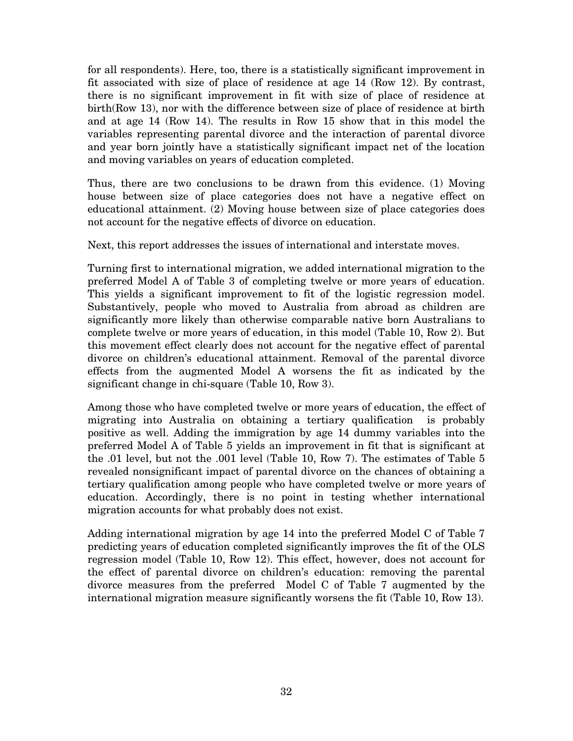for all respondents). Here, too, there is a statistically significant improvement in fit associated with size of place of residence at age 14 (Row 12). By contrast, there is no significant improvement in fit with size of place of residence at birth(Row 13), nor with the difference between size of place of residence at birth and at age 14 (Row 14). The results in Row 15 show that in this model the variables representing parental divorce and the interaction of parental divorce and year born jointly have a statistically significant impact net of the location and moving variables on years of education completed.

Thus, there are two conclusions to be drawn from this evidence. (1) Moving house between size of place categories does not have a negative effect on educational attainment. (2) Moving house between size of place categories does not account for the negative effects of divorce on education.

Next, this report addresses the issues of international and interstate moves.

Turning first to international migration, we added international migration to the preferred Model A of Table 3 of completing twelve or more years of education. This yields a significant improvement to fit of the logistic regression model. Substantively, people who moved to Australia from abroad as children are significantly more likely than otherwise comparable native born Australians to complete twelve or more years of education, in this model (Table 10, Row 2). But this movement effect clearly does not account for the negative effect of parental divorce on children's educational attainment. Removal of the parental divorce effects from the augmented Model A worsens the fit as indicated by the significant change in chi-square (Table 10, Row 3).

Among those who have completed twelve or more years of education, the effect of migrating into Australia on obtaining a tertiary qualification is probably positive as well. Adding the immigration by age 14 dummy variables into the preferred Model A of Table 5 yields an improvement in fit that is significant at the .01 level, but not the .001 level (Table 10, Row 7). The estimates of Table 5 revealed nonsignificant impact of parental divorce on the chances of obtaining a tertiary qualification among people who have completed twelve or more years of education. Accordingly, there is no point in testing whether international migration accounts for what probably does not exist.

Adding international migration by age 14 into the preferred Model C of Table 7 predicting years of education completed significantly improves the fit of the OLS regression model (Table 10, Row 12). This effect, however, does not account for the effect of parental divorce on children's education: removing the parental divorce measures from the preferred Model C of Table 7 augmented by the international migration measure significantly worsens the fit (Table 10, Row 13).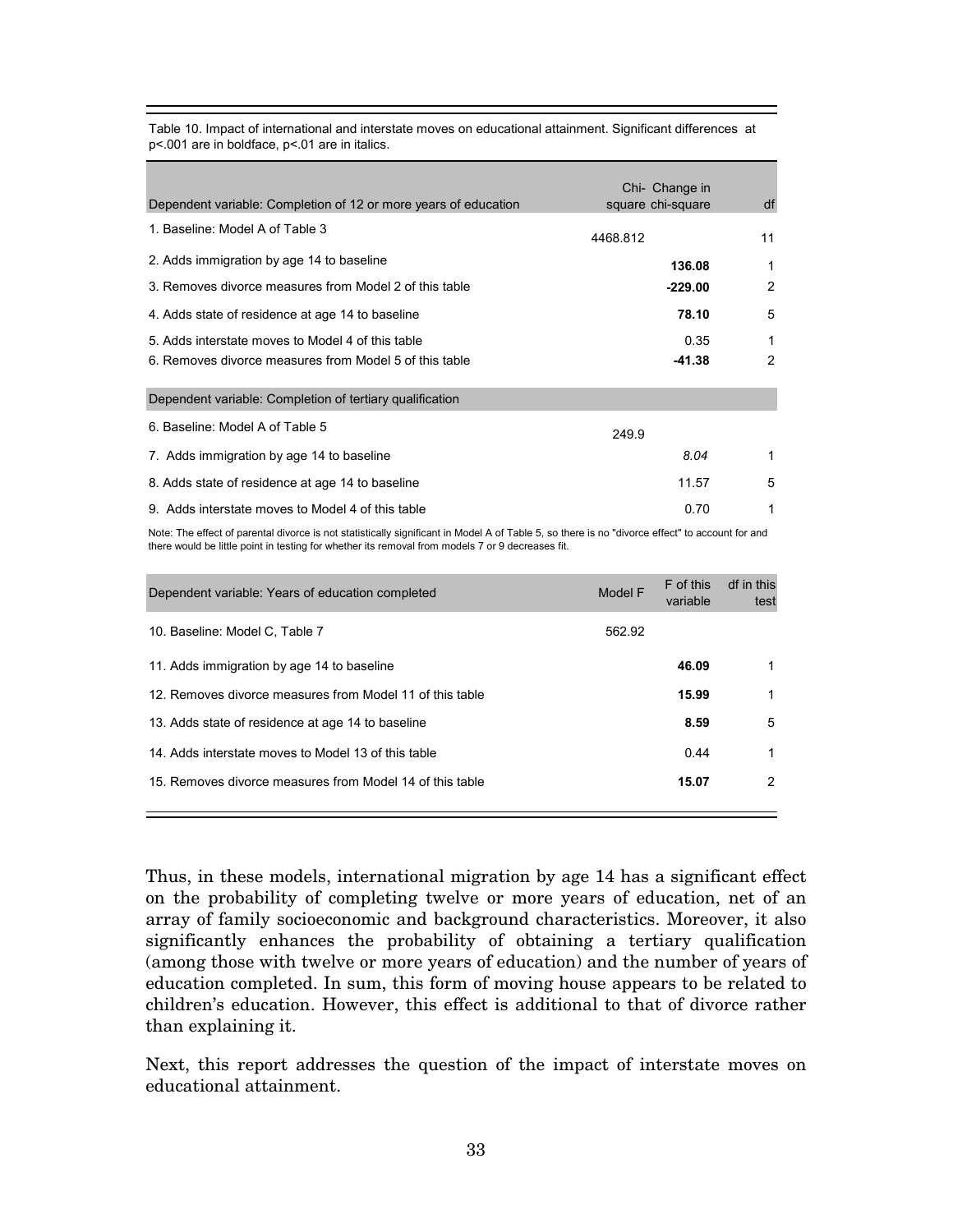Table 10. Impact of international and interstate moves on educational attainment. Significant differences at p<.001 are in boldface, p<.01 are in italics.

| Dependent variable: Completion of 12 or more years of education | Chi-square | Change in chi-square | df |
|---|---|---|---|
| 1. Baseline: Model A of Table 3 | 4468.812 | | 11 |
| 2. Adds immigration by age 14 to baseline | | **136.08** | 1 |
| 3. Removes divorce measures from Model 2 of this table | | **-229.00** | 2 |
| 4. Adds state of residence at age 14 to baseline | | **78.10** | 5 |
| 5. Adds interstate moves to Model 4 of this table | | 0.35 | 1 |
| 6. Removes divorce measures from Model 5 of this table | | **-41.38** | 2 |
| **Dependent variable: Completion of tertiary qualification** | | | |
| 6. Baseline: Model A of Table 5 | 249.9 | | |
| 7. Adds immigration by age 14 to baseline | | *8.04* | 1 |
| 8. Adds state of residence at age 14 to baseline | | 11.57 | 5 |
| 9. Adds interstate moves to Model 4 of this table | | 0.70 | 1 |

Note: The effect of parental divorce is not statistically significant in Model A of Table 5, so there is no "divorce effect" to account for and there would be little point in testing for whether its removal from models 7 or 9 decreases fit.

| Dependent variable: Years of education completed | Model F | F of this variable | df in this test |
|---|---|---|---|
| 10. Baseline: Model C, Table 7 | 562.92 | | |
| 11. Adds immigration by age 14 to baseline | | **46.09** | 1 |
| 12. Removes divorce measures from Model 11 of this table | | **15.99** | 1 |
| 13. Adds state of residence at age 14 to baseline | | **8.59** | 5 |
| 14. Adds interstate moves to Model 13 of this table | | 0.44 | 1 |
| 15. Removes divorce measures from Model 14 of this table | | **15.07** | 2 |

Thus, in these models, international migration by age 14 has a significant effect on the probability of completing twelve or more years of education, net of an array of family socioeconomic and background characteristics. Moreover, it also significantly enhances the probability of obtaining a tertiary qualification (among those with twelve or more years of education) and the number of years of education completed. In sum, this form of moving house appears to be related to children's education. However, this effect is additional to that of divorce rather than explaining it.

Next, this report addresses the question of the impact of interstate moves on educational attainment.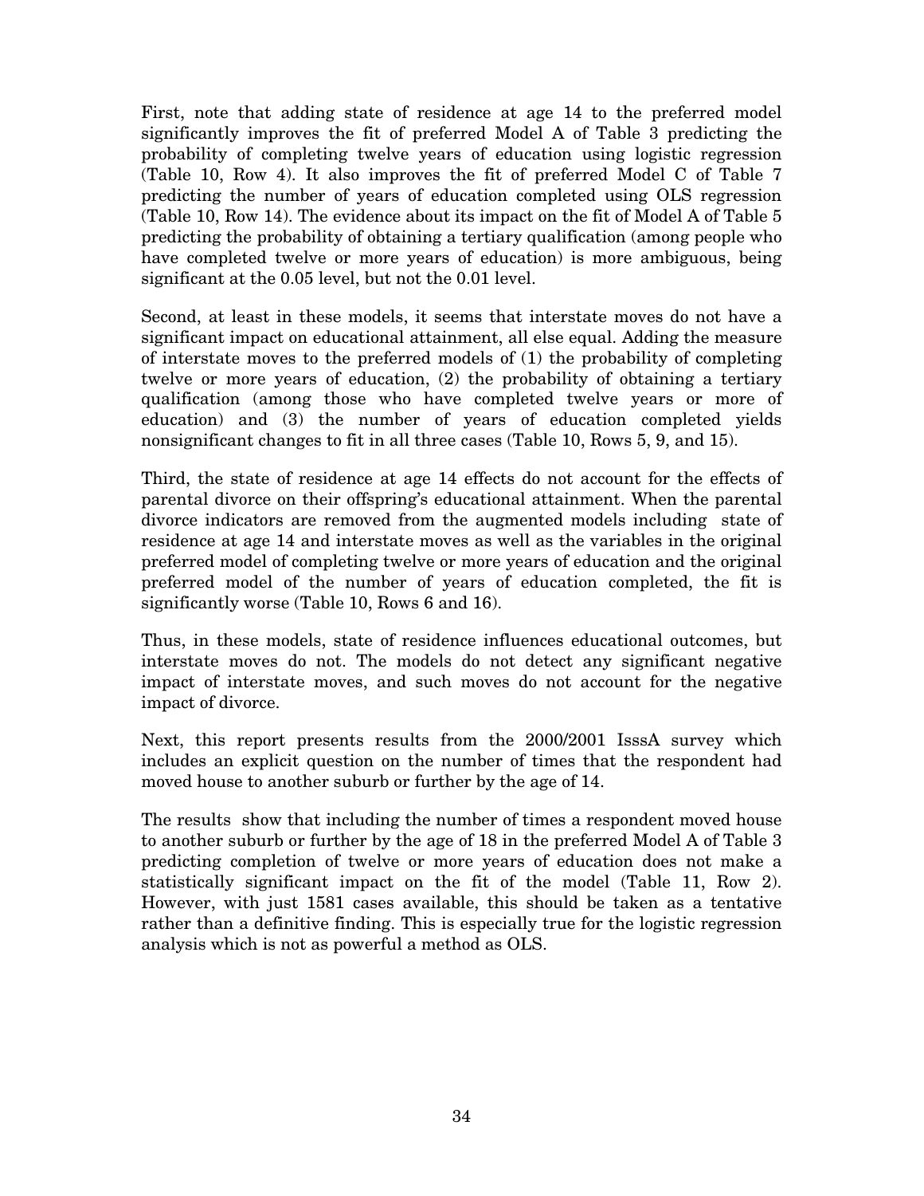First, note that adding state of residence at age 14 to the preferred model significantly improves the fit of preferred Model A of Table 3 predicting the probability of completing twelve years of education using logistic regression (Table 10, Row 4). It also improves the fit of preferred Model C of Table 7 predicting the number of years of education completed using OLS regression (Table 10, Row 14). The evidence about its impact on the fit of Model A of Table 5 predicting the probability of obtaining a tertiary qualification (among people who have completed twelve or more years of education) is more ambiguous, being significant at the 0.05 level, but not the 0.01 level.

Second, at least in these models, it seems that interstate moves do not have a significant impact on educational attainment, all else equal. Adding the measure of interstate moves to the preferred models of (1) the probability of completing twelve or more years of education, (2) the probability of obtaining a tertiary qualification (among those who have completed twelve years or more of education) and (3) the number of years of education completed yields nonsignificant changes to fit in all three cases (Table 10, Rows 5, 9, and 15).

Third, the state of residence at age 14 effects do not account for the effects of parental divorce on their offspring's educational attainment. When the parental divorce indicators are removed from the augmented models including state of residence at age 14 and interstate moves as well as the variables in the original preferred model of completing twelve or more years of education and the original preferred model of the number of years of education completed, the fit is significantly worse (Table 10, Rows 6 and 16).

Thus, in these models, state of residence influences educational outcomes, but interstate moves do not. The models do not detect any significant negative impact of interstate moves, and such moves do not account for the negative impact of divorce.

Next, this report presents results from the 2000/2001 IsssA survey which includes an explicit question on the number of times that the respondent had moved house to another suburb or further by the age of 14.

The results show that including the number of times a respondent moved house to another suburb or further by the age of 18 in the preferred Model A of Table 3 predicting completion of twelve or more years of education does not make a statistically significant impact on the fit of the model (Table 11, Row 2). However, with just 1581 cases available, this should be taken as a tentative rather than a definitive finding. This is especially true for the logistic regression analysis which is not as powerful a method as OLS.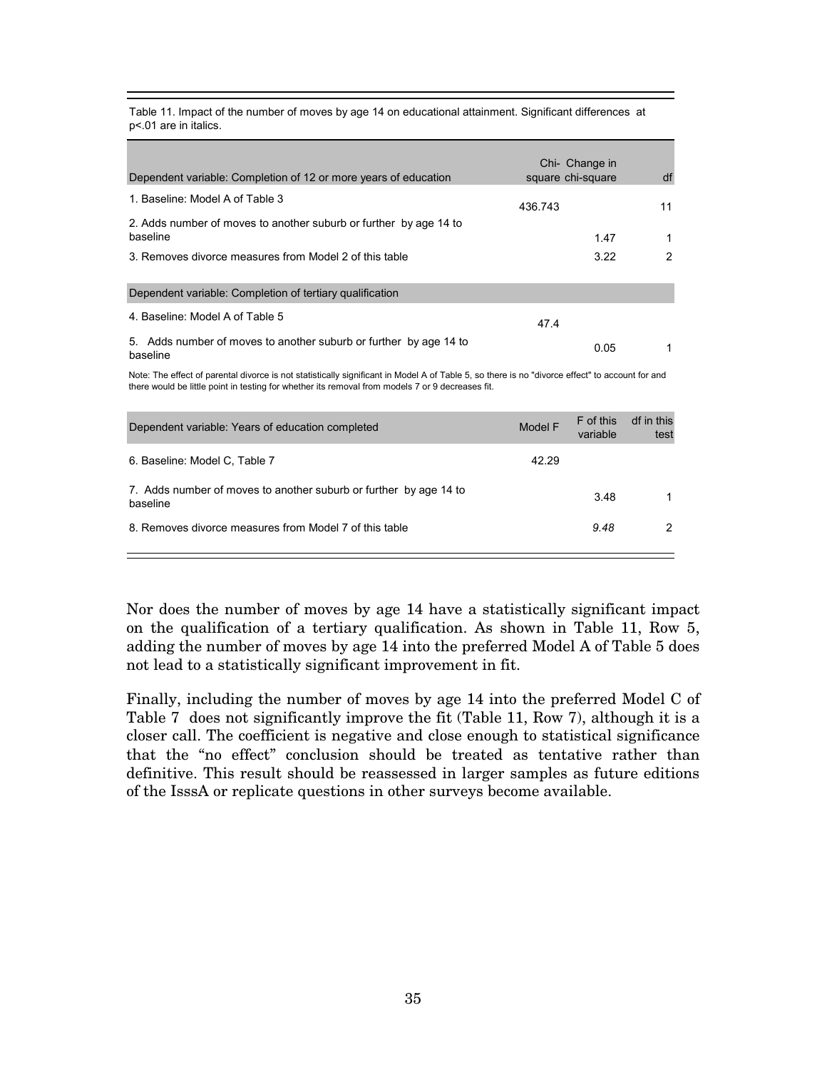Table 11. Impact of the number of moves by age 14 on educational attainment. Significant differences at p<.01 are in italics.

| Dependent variable: Completion of 12 or more years of education | Chi-square | Change in chi-square | df |
|---|---|---|---|
| 1. Baseline: Model A of Table 3 | 436.743 | | 11 |
| 2. Adds number of moves to another suburb or further by age 14 to baseline | | 1.47 | 1 |
| 3. Removes divorce measures from Model 2 of this table | | 3.22 | 2 |
| **Dependent variable: Completion of tertiary qualification** | | | |
| 4. Baseline: Model A of Table 5 | 47.4 | | |
| 5. Adds number of moves to another suburb or further by age 14 to baseline | | 0.05 | 1 |

Note: The effect of parental divorce is not statistically significant in Model A of Table 5, so there is no "divorce effect" to account for and there would be little point in testing for whether its removal from models 7 or 9 decreases fit.

| Dependent variable: Years of education completed | Model F | F of this variable | df in this test |
|---|---|---|---|
| 6. Baseline: Model C, Table 7 | 42.29 | | |
| 7. Adds number of moves to another suburb or further by age 14 to baseline | | 3.48 | 1 |
| 8. Removes divorce measures from Model 7 of this table | | *9.48* | 2 |

Nor does the number of moves by age 14 have a statistically significant impact on the qualification of a tertiary qualification. As shown in Table 11, Row 5, adding the number of moves by age 14 into the preferred Model A of Table 5 does not lead to a statistically significant improvement in fit.

Finally, including the number of moves by age 14 into the preferred Model C of Table 7 does not significantly improve the fit (Table 11, Row 7), although it is a closer call. The coefficient is negative and close enough to statistical significance that the "no effect" conclusion should be treated as tentative rather than definitive. This result should be reassessed in larger samples as future editions of the IsssA or replicate questions in other surveys become available.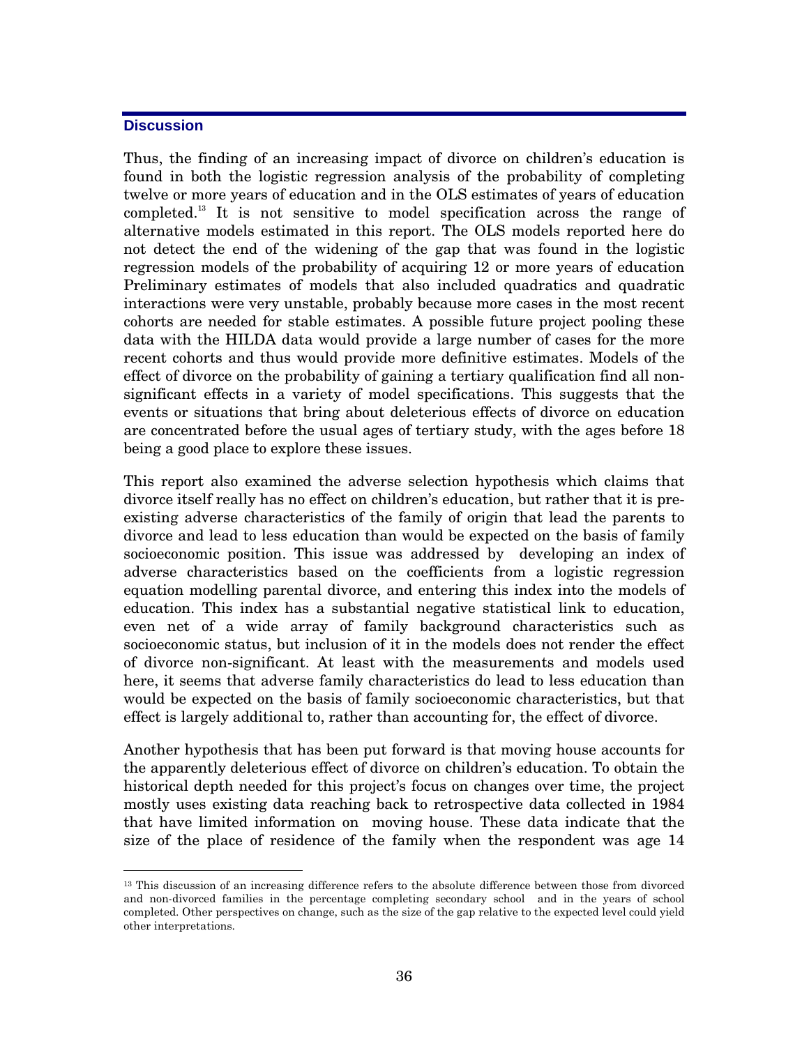## Discussion

Thus, the finding of an increasing impact of divorce on children's education is found in both the logistic regression analysis of the probability of completing twelve or more years of education and in the OLS estimates of years of education completed.[13] It is not sensitive to model specification across the range of alternative models estimated in this report. The OLS models reported here do not detect the end of the widening of the gap that was found in the logistic regression models of the probability of acquiring 12 or more years of education Preliminary estimates of models that also included quadratics and quadratic interactions were very unstable, probably because more cases in the most recent cohorts are needed for stable estimates. A possible future project pooling these data with the HILDA data would provide a large number of cases for the more recent cohorts and thus would provide more definitive estimates. Models of the effect of divorce on the probability of gaining a tertiary qualification find all non-significant effects in a variety of model specifications. This suggests that the events or situations that bring about deleterious effects of divorce on education are concentrated before the usual ages of tertiary study, with the ages before 18 being a good place to explore these issues.

This report also examined the adverse selection hypothesis which claims that divorce itself really has no effect on children's education, but rather that it is pre-existing adverse characteristics of the family of origin that lead the parents to divorce and lead to less education than would be expected on the basis of family socioeconomic position. This issue was addressed by developing an index of adverse characteristics based on the coefficients from a logistic regression equation modelling parental divorce, and entering this index into the models of education. This index has a substantial negative statistical link to education, even net of a wide array of family background characteristics such as socioeconomic status, but inclusion of it in the models does not render the effect of divorce non-significant. At least with the measurements and models used here, it seems that adverse family characteristics do lead to less education than would be expected on the basis of family socioeconomic characteristics, but that effect is largely additional to, rather than accounting for, the effect of divorce.

Another hypothesis that has been put forward is that moving house accounts for the apparently deleterious effect of divorce on children's education. To obtain the historical depth needed for this project's focus on changes over time, the project mostly uses existing data reaching back to retrospective data collected in 1984 that have limited information on moving house. These data indicate that the size of the place of residence of the family when the respondent was age 14

---

[13] This discussion of an increasing difference refers to the absolute difference between those from divorced and non-divorced families in the percentage completing secondary school and in the years of school completed. Other perspectives on change, such as the size of the gap relative to the expected level could yield other interpretations.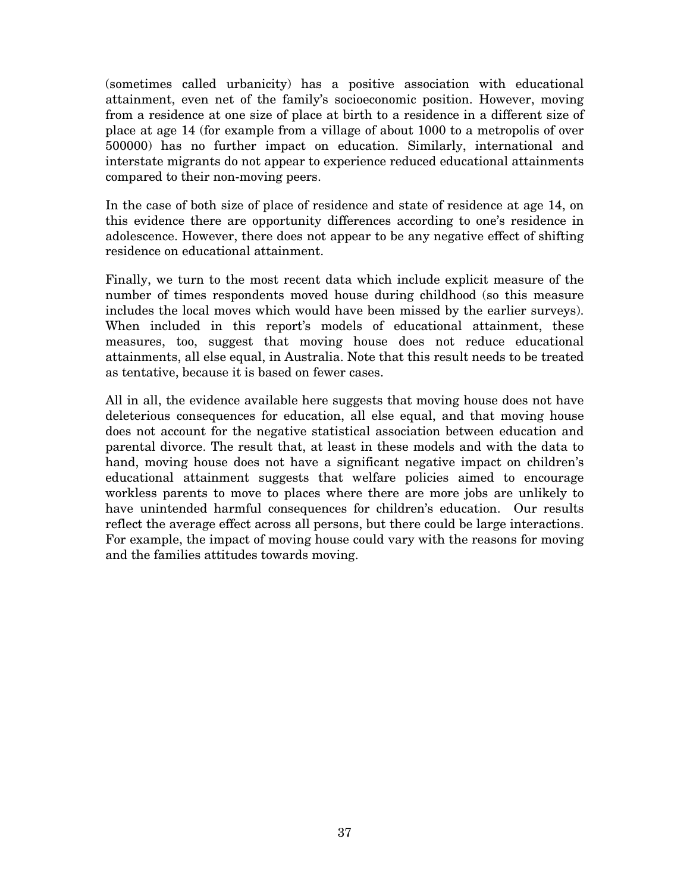(sometimes called urbanicity) has a positive association with educational attainment, even net of the family's socioeconomic position. However, moving from a residence at one size of place at birth to a residence in a different size of place at age 14 (for example from a village of about 1000 to a metropolis of over 500000) has no further impact on education. Similarly, international and interstate migrants do not appear to experience reduced educational attainments compared to their non-moving peers.

In the case of both size of place of residence and state of residence at age 14, on this evidence there are opportunity differences according to one's residence in adolescence. However, there does not appear to be any negative effect of shifting residence on educational attainment.

Finally, we turn to the most recent data which include explicit measure of the number of times respondents moved house during childhood (so this measure includes the local moves which would have been missed by the earlier surveys). When included in this report's models of educational attainment, these measures, too, suggest that moving house does not reduce educational attainments, all else equal, in Australia. Note that this result needs to be treated as tentative, because it is based on fewer cases.

All in all, the evidence available here suggests that moving house does not have deleterious consequences for education, all else equal, and that moving house does not account for the negative statistical association between education and parental divorce. The result that, at least in these models and with the data to hand, moving house does not have a significant negative impact on children's educational attainment suggests that welfare policies aimed to encourage workless parents to move to places where there are more jobs are unlikely to have unintended harmful consequences for children's education. Our results reflect the average effect across all persons, but there could be large interactions. For example, the impact of moving house could vary with the reasons for moving and the families attitudes towards moving.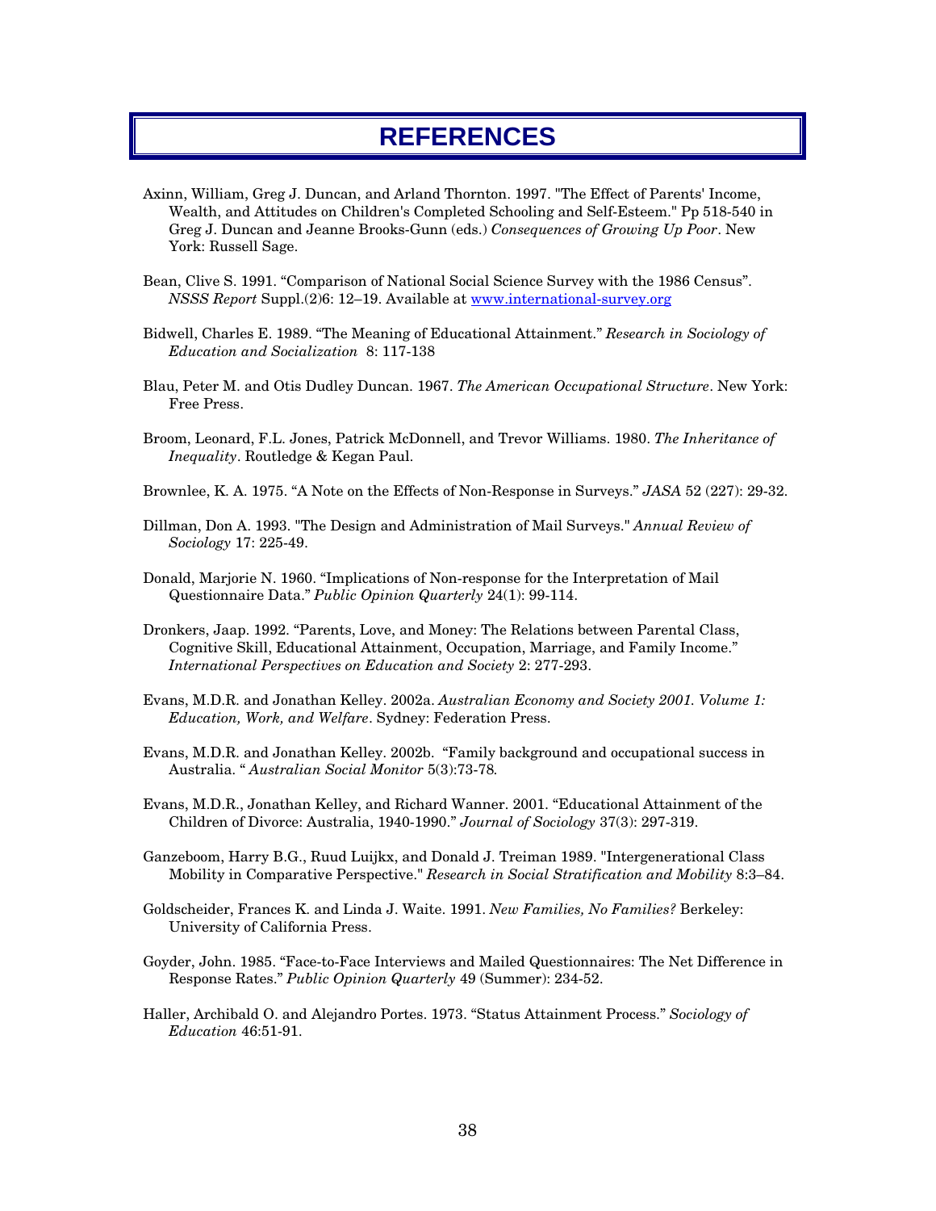# REFERENCES

Axinn, William, Greg J. Duncan, and Arland Thornton. 1997. "The Effect of Parents' Income, Wealth, and Attitudes on Children's Completed Schooling and Self-Esteem." Pp 518-540 in Greg J. Duncan and Jeanne Brooks-Gunn (eds.) *Consequences of Growing Up Poor*. New York: Russell Sage.

Bean, Clive S. 1991. "Comparison of National Social Science Survey with the 1986 Census". *NSSS Report* Suppl.(2)6: 12–19. Available at www.international-survey.org

Bidwell, Charles E. 1989. "The Meaning of Educational Attainment." *Research in Sociology of Education and Socialization* 8: 117-138

Blau, Peter M. and Otis Dudley Duncan. 1967. *The American Occupational Structure*. New York: Free Press.

Broom, Leonard, F.L. Jones, Patrick McDonnell, and Trevor Williams. 1980. *The Inheritance of Inequality*. Routledge & Kegan Paul.

Brownlee, K. A. 1975. "A Note on the Effects of Non-Response in Surveys." *JASA* 52 (227): 29-32.

Dillman, Don A. 1993. "The Design and Administration of Mail Surveys." *Annual Review of Sociology* 17: 225-49.

Donald, Marjorie N. 1960. "Implications of Non-response for the Interpretation of Mail Questionnaire Data." *Public Opinion Quarterly* 24(1): 99-114.

Dronkers, Jaap. 1992. "Parents, Love, and Money: The Relations between Parental Class, Cognitive Skill, Educational Attainment, Occupation, Marriage, and Family Income." *International Perspectives on Education and Society* 2: 277-293.

Evans, M.D.R. and Jonathan Kelley. 2002a. *Australian Economy and Society 2001. Volume 1: Education, Work, and Welfare*. Sydney: Federation Press.

Evans, M.D.R. and Jonathan Kelley. 2002b. "Family background and occupational success in Australia. " *Australian Social Monitor* 5(3):73-78*.*

Evans, M.D.R., Jonathan Kelley, and Richard Wanner. 2001. "Educational Attainment of the Children of Divorce: Australia, 1940-1990." *Journal of Sociology* 37(3): 297-319.

Ganzeboom, Harry B.G., Ruud Luijkx, and Donald J. Treiman 1989. "Intergenerational Class Mobility in Comparative Perspective." *Research in Social Stratification and Mobility* 8:3–84.

Goldscheider, Frances K. and Linda J. Waite. 1991. *New Families, No Families?* Berkeley: University of California Press.

Goyder, John. 1985. "Face-to-Face Interviews and Mailed Questionnaires: The Net Difference in Response Rates." *Public Opinion Quarterly* 49 (Summer): 234-52.

Haller, Archibald O. and Alejandro Portes. 1973. "Status Attainment Process." *Sociology of Education* 46:51-91.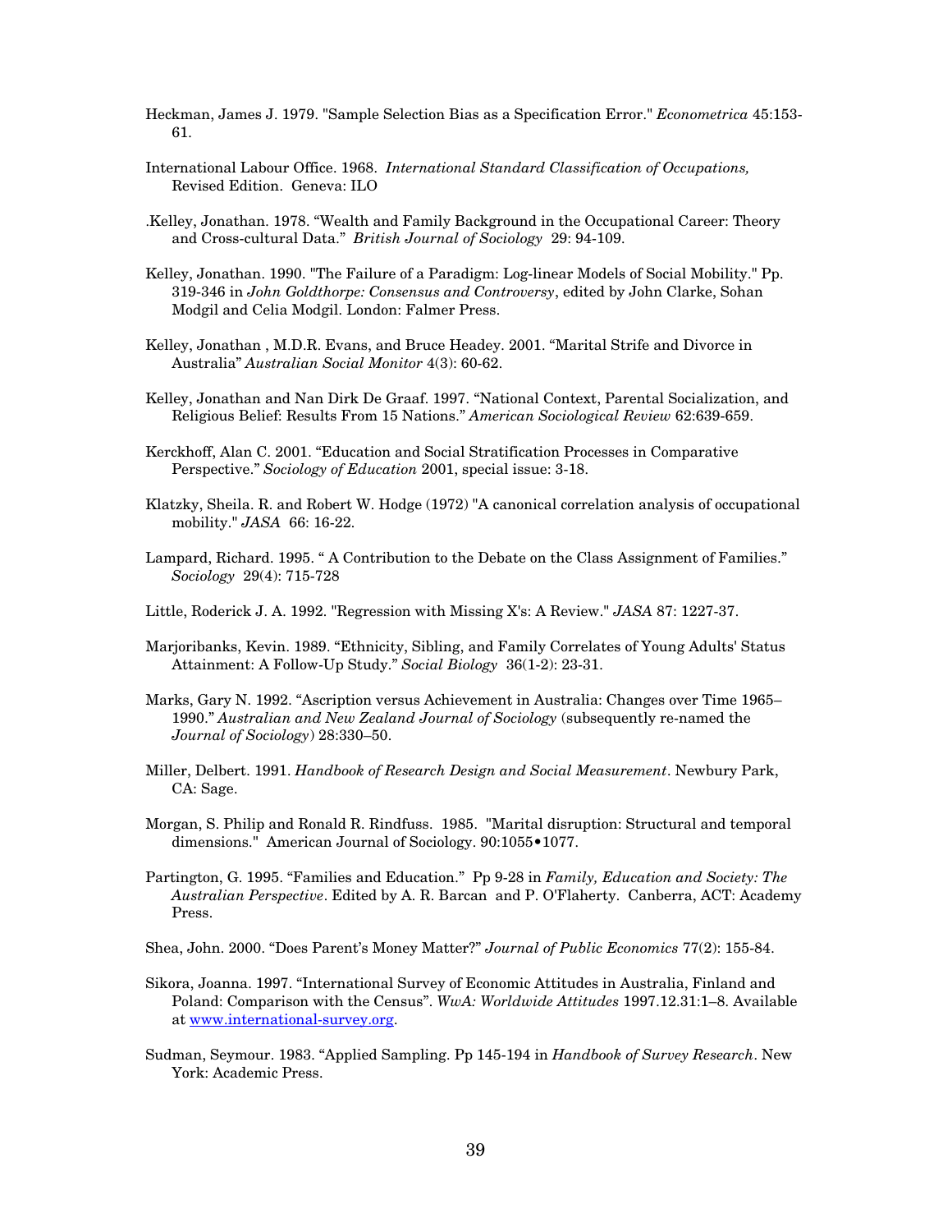Heckman, James J. 1979. "Sample Selection Bias as a Specification Error." *Econometrica* 45:153-61.

International Labour Office. 1968. *International Standard Classification of Occupations,* Revised Edition. Geneva: ILO

.Kelley, Jonathan. 1978. "Wealth and Family Background in the Occupational Career: Theory and Cross-cultural Data." *British Journal of Sociology* 29: 94-109.

Kelley, Jonathan. 1990. "The Failure of a Paradigm: Log-linear Models of Social Mobility." Pp. 319-346 in *John Goldthorpe: Consensus and Controversy*, edited by John Clarke, Sohan Modgil and Celia Modgil. London: Falmer Press.

Kelley, Jonathan , M.D.R. Evans, and Bruce Headey. 2001. "Marital Strife and Divorce in Australia" *Australian Social Monitor* 4(3): 60-62.

Kelley, Jonathan and Nan Dirk De Graaf. 1997. "National Context, Parental Socialization, and Religious Belief: Results From 15 Nations." *American Sociological Review* 62:639-659.

Kerckhoff, Alan C. 2001. "Education and Social Stratification Processes in Comparative Perspective." *Sociology of Education* 2001, special issue: 3-18.

Klatzky, Sheila. R. and Robert W. Hodge (1972) "A canonical correlation analysis of occupational mobility." *JASA* 66: 16-22.

Lampard, Richard. 1995. " A Contribution to the Debate on the Class Assignment of Families." *Sociology* 29(4): 715-728

Little, Roderick J. A. 1992. "Regression with Missing X's: A Review." *JASA* 87: 1227-37.

Marjoribanks, Kevin. 1989. "Ethnicity, Sibling, and Family Correlates of Young Adults' Status Attainment: A Follow-Up Study." *Social Biology* 36(1-2): 23-31.

Marks, Gary N. 1992. "Ascription versus Achievement in Australia: Changes over Time 1965–1990." *Australian and New Zealand Journal of Sociology* (subsequently re-named the *Journal of Sociology*) 28:330–50.

Miller, Delbert. 1991. *Handbook of Research Design and Social Measurement*. Newbury Park, CA: Sage.

Morgan, S. Philip and Ronald R. Rindfuss. 1985. "Marital disruption: Structural and temporal dimensions." American Journal of Sociology. 90:1055•1077.

Partington, G. 1995. "Families and Education." Pp 9-28 in *Family, Education and Society: The Australian Perspective*. Edited by A. R. Barcan and P. O'Flaherty. Canberra, ACT: Academy Press.

Shea, John. 2000. "Does Parent's Money Matter?" *Journal of Public Economics* 77(2): 155-84.

Sikora, Joanna. 1997. "International Survey of Economic Attitudes in Australia, Finland and Poland: Comparison with the Census". *WwA: Worldwide Attitudes* 1997.12.31:1–8. Available at www.international-survey.org.

Sudman, Seymour. 1983. "Applied Sampling. Pp 145-194 in *Handbook of Survey Research*. New York: Academic Press.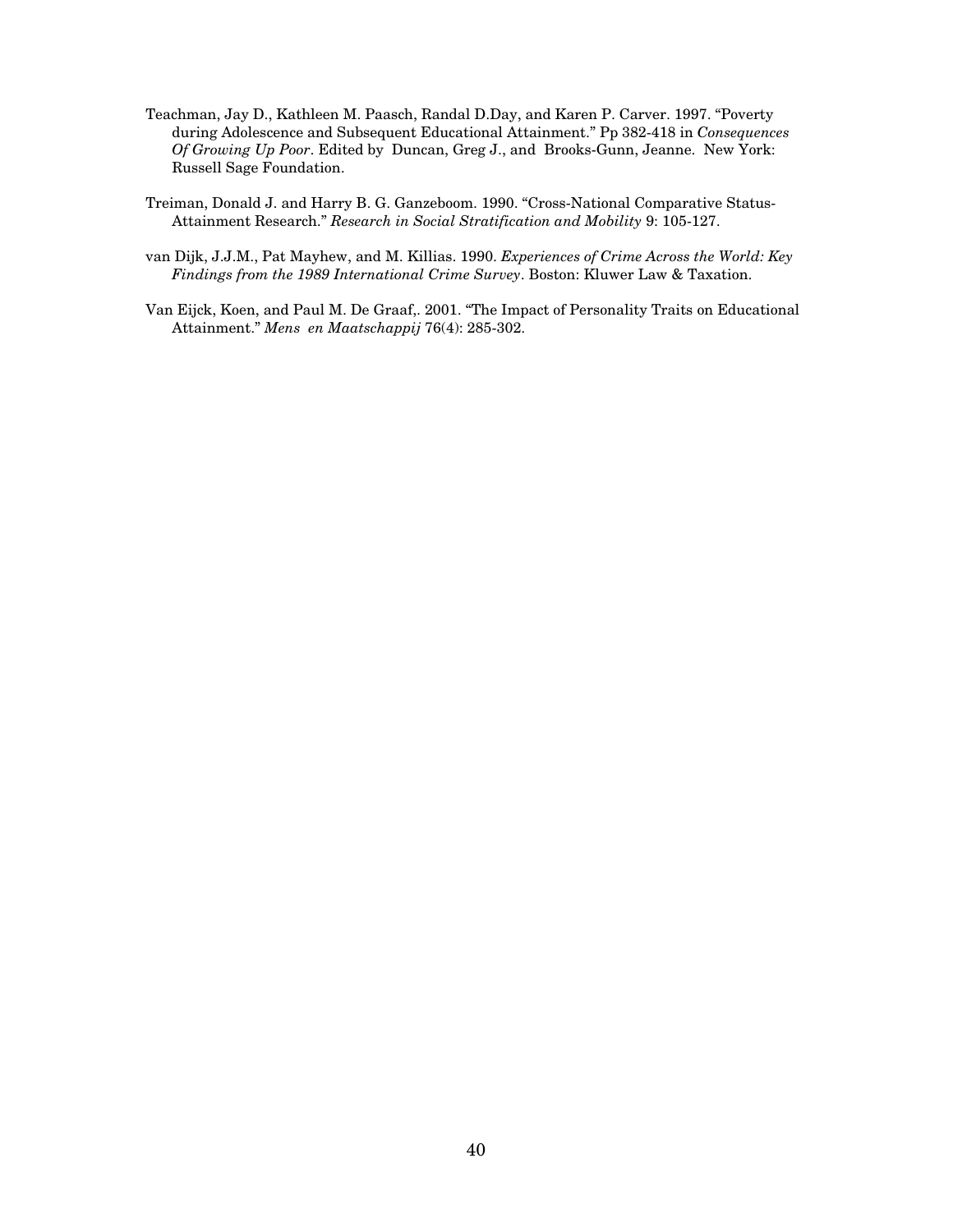Teachman, Jay D., Kathleen M. Paasch, Randal D.Day, and Karen P. Carver. 1997. "Poverty during Adolescence and Subsequent Educational Attainment." Pp 382-418 in *Consequences Of Growing Up Poor*. Edited by Duncan, Greg J., and Brooks-Gunn, Jeanne. New York: Russell Sage Foundation.

Treiman, Donald J. and Harry B. G. Ganzeboom. 1990. "Cross-National Comparative Status-Attainment Research." *Research in Social Stratification and Mobility* 9: 105-127.

van Dijk, J.J.M., Pat Mayhew, and M. Killias. 1990. *Experiences of Crime Across the World: Key Findings from the 1989 International Crime Survey*. Boston: Kluwer Law & Taxation.

Van Eijck, Koen, and Paul M. De Graaf,. 2001. "The Impact of Personality Traits on Educational Attainment." *Mens en Maatschappij* 76(4): 285-302.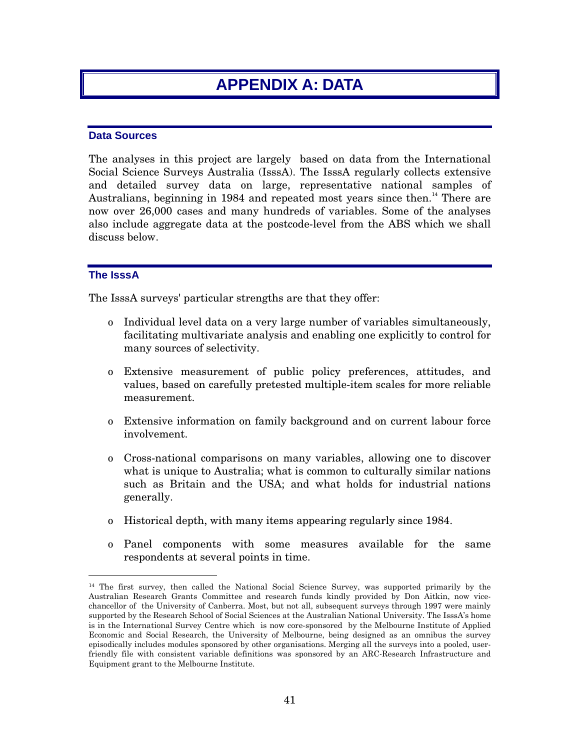# APPENDIX A: DATA

## Data Sources

The analyses in this project are largely based on data from the International Social Science Surveys Australia (IsssA). The IsssA regularly collects extensive and detailed survey data on large, representative national samples of Australians, beginning in 1984 and repeated most years since then.[14] There are now over 26,000 cases and many hundreds of variables. Some of the analyses also include aggregate data at the postcode-level from the ABS which we shall discuss below.

## The IsssA

The IsssA surveys' particular strengths are that they offer:

- Individual level data on a very large number of variables simultaneously, facilitating multivariate analysis and enabling one explicitly to control for many sources of selectivity.
- Extensive measurement of public policy preferences, attitudes, and values, based on carefully pretested multiple-item scales for more reliable measurement.
- Extensive information on family background and on current labour force involvement.
- Cross-national comparisons on many variables, allowing one to discover what is unique to Australia; what is common to culturally similar nations such as Britain and the USA; and what holds for industrial nations generally.
- Historical depth, with many items appearing regularly since 1984.
- Panel components with some measures available for the same respondents at several points in time.

---

[14] The first survey, then called the National Social Science Survey, was supported primarily by the Australian Research Grants Committee and research funds kindly provided by Don Aitkin, now vice-chancellor of the University of Canberra. Most, but not all, subsequent surveys through 1997 were mainly supported by the Research School of Social Sciences at the Australian National University. The IsssA's home is in the International Survey Centre which is now core-sponsored by the Melbourne Institute of Applied Economic and Social Research, the University of Melbourne, being designed as an omnibus the survey episodically includes modules sponsored by other organisations. Merging all the surveys into a pooled, user-friendly file with consistent variable definitions was sponsored by an ARC-Research Infrastructure and Equipment grant to the Melbourne Institute.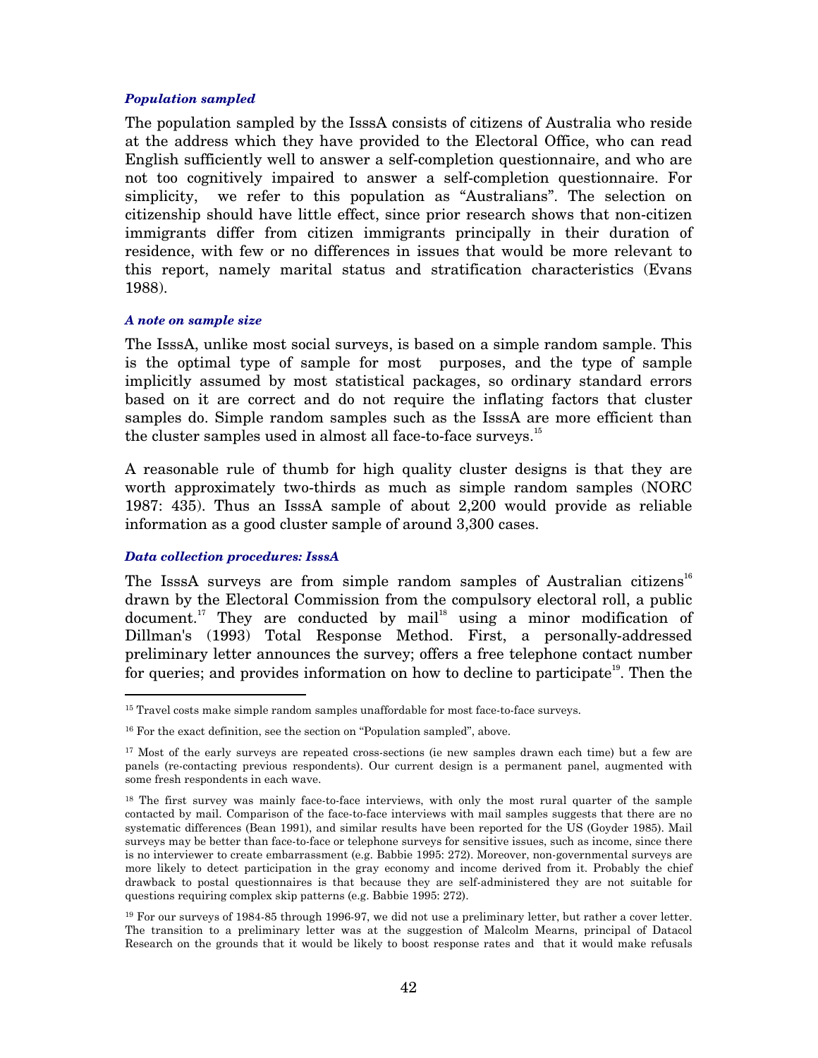### *Population sampled*

The population sampled by the IsssA consists of citizens of Australia who reside at the address which they have provided to the Electoral Office, who can read English sufficiently well to answer a self-completion questionnaire, and who are not too cognitively impaired to answer a self-completion questionnaire. For simplicity, we refer to this population as "Australians". The selection on citizenship should have little effect, since prior research shows that non-citizen immigrants differ from citizen immigrants principally in their duration of residence, with few or no differences in issues that would be more relevant to this report, namely marital status and stratification characteristics (Evans 1988).

### *A note on sample size*

The IsssA, unlike most social surveys, is based on a simple random sample. This is the optimal type of sample for most purposes, and the type of sample implicitly assumed by most statistical packages, so ordinary standard errors based on it are correct and do not require the inflating factors that cluster samples do. Simple random samples such as the IsssA are more efficient than the cluster samples used in almost all face-to-face surveys.[15]

A reasonable rule of thumb for high quality cluster designs is that they are worth approximately two-thirds as much as simple random samples (NORC 1987: 435). Thus an IsssA sample of about 2,200 would provide as reliable information as a good cluster sample of around 3,300 cases.

### *Data collection procedures: IsssA*

The IsssA surveys are from simple random samples of Australian citizens[16] drawn by the Electoral Commission from the compulsory electoral roll, a public document.[17] They are conducted by mail[18] using a minor modification of Dillman's (1993) Total Response Method. First, a personally-addressed preliminary letter announces the survey; offers a free telephone contact number for queries; and provides information on how to decline to participate[19]. Then the

---

[15] Travel costs make simple random samples unaffordable for most face-to-face surveys.

[16] For the exact definition, see the section on "Population sampled", above.

[17] Most of the early surveys are repeated cross-sections (ie new samples drawn each time) but a few are panels (re-contacting previous respondents). Our current design is a permanent panel, augmented with some fresh respondents in each wave.

[18] The first survey was mainly face-to-face interviews, with only the most rural quarter of the sample contacted by mail. Comparison of the face-to-face interviews with mail samples suggests that there are no systematic differences (Bean 1991), and similar results have been reported for the US (Goyder 1985). Mail surveys may be better than face-to-face or telephone surveys for sensitive issues, such as income, since there is no interviewer to create embarrassment (e.g. Babbie 1995: 272). Moreover, non-governmental surveys are more likely to detect participation in the gray economy and income derived from it. Probably the chief drawback to postal questionnaires is that because they are self-administered they are not suitable for questions requiring complex skip patterns (e.g. Babbie 1995: 272).

[19] For our surveys of 1984-85 through 1996-97, we did not use a preliminary letter, but rather a cover letter. The transition to a preliminary letter was at the suggestion of Malcolm Mearns, principal of Datacol Research on the grounds that it would be likely to boost response rates and that it would make refusals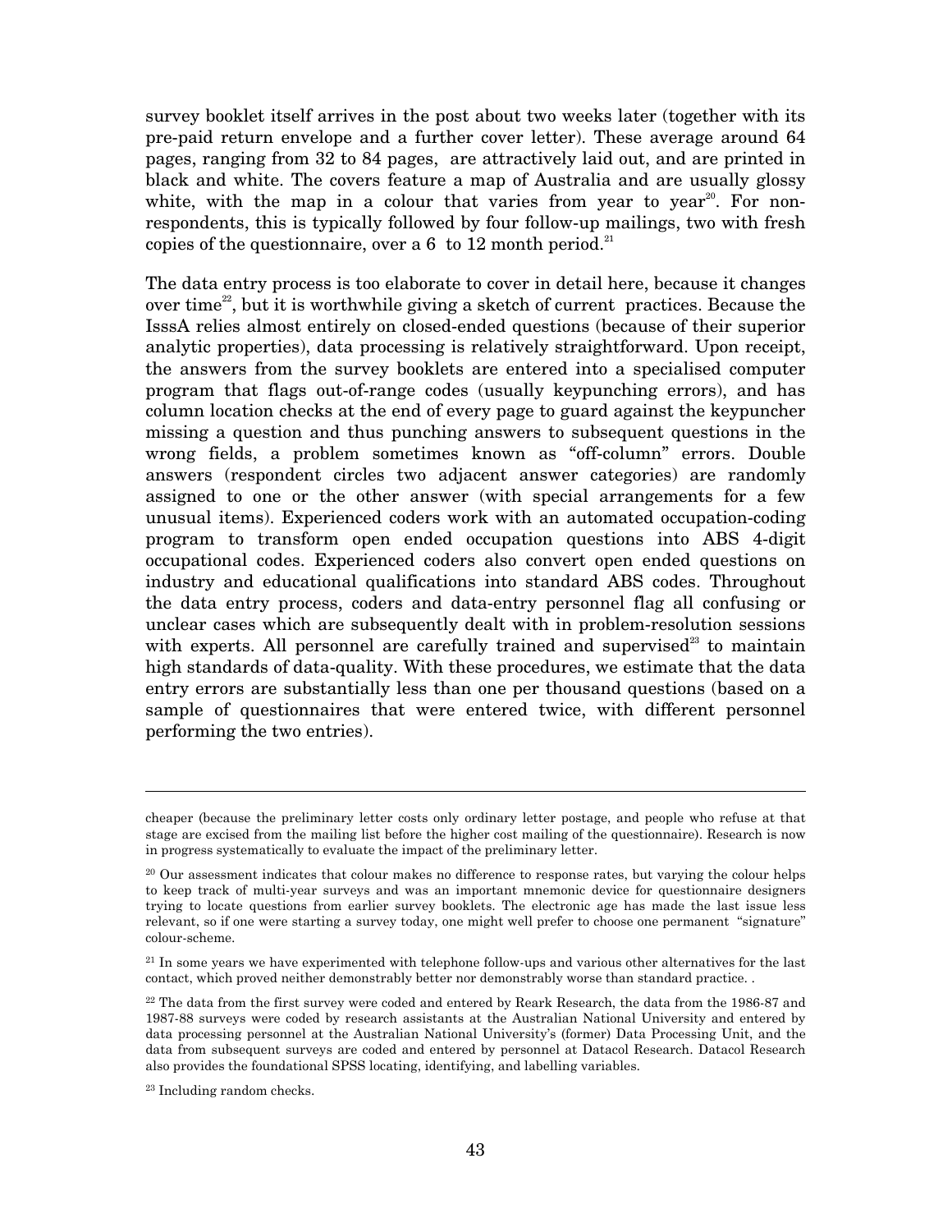survey booklet itself arrives in the post about two weeks later (together with its pre-paid return envelope and a further cover letter). These average around 64 pages, ranging from 32 to 84 pages, are attractively laid out, and are printed in black and white. The covers feature a map of Australia and are usually glossy white, with the map in a colour that varies from year to year[20]. For non-respondents, this is typically followed by four follow-up mailings, two with fresh copies of the questionnaire, over a 6 to 12 month period.[21]

The data entry process is too elaborate to cover in detail here, because it changes over time[22], but it is worthwhile giving a sketch of current practices. Because the IsssA relies almost entirely on closed-ended questions (because of their superior analytic properties), data processing is relatively straightforward. Upon receipt, the answers from the survey booklets are entered into a specialised computer program that flags out-of-range codes (usually keypunching errors), and has column location checks at the end of every page to guard against the keypuncher missing a question and thus punching answers to subsequent questions in the wrong fields, a problem sometimes known as "off-column" errors. Double answers (respondent circles two adjacent answer categories) are randomly assigned to one or the other answer (with special arrangements for a few unusual items). Experienced coders work with an automated occupation-coding program to transform open ended occupation questions into ABS 4-digit occupational codes. Experienced coders also convert open ended questions on industry and educational qualifications into standard ABS codes. Throughout the data entry process, coders and data-entry personnel flag all confusing or unclear cases which are subsequently dealt with in problem-resolution sessions with experts. All personnel are carefully trained and supervised[23] to maintain high standards of data-quality. With these procedures, we estimate that the data entry errors are substantially less than one per thousand questions (based on a sample of questionnaires that were entered twice, with different personnel performing the two entries).

---

cheaper (because the preliminary letter costs only ordinary letter postage, and people who refuse at that stage are excised from the mailing list before the higher cost mailing of the questionnaire). Research is now in progress systematically to evaluate the impact of the preliminary letter.

[20] Our assessment indicates that colour makes no difference to response rates, but varying the colour helps to keep track of multi-year surveys and was an important mnemonic device for questionnaire designers trying to locate questions from earlier survey booklets. The electronic age has made the last issue less relevant, so if one were starting a survey today, one might well prefer to choose one permanent "signature" colour-scheme.

[21] In some years we have experimented with telephone follow-ups and various other alternatives for the last contact, which proved neither demonstrably better nor demonstrably worse than standard practice. .

[22] The data from the first survey were coded and entered by Reark Research, the data from the 1986-87 and 1987-88 surveys were coded by research assistants at the Australian National University and entered by data processing personnel at the Australian National University's (former) Data Processing Unit, and the data from subsequent surveys are coded and entered by personnel at Datacol Research. Datacol Research also provides the foundational SPSS locating, identifying, and labelling variables.

[23] Including random checks.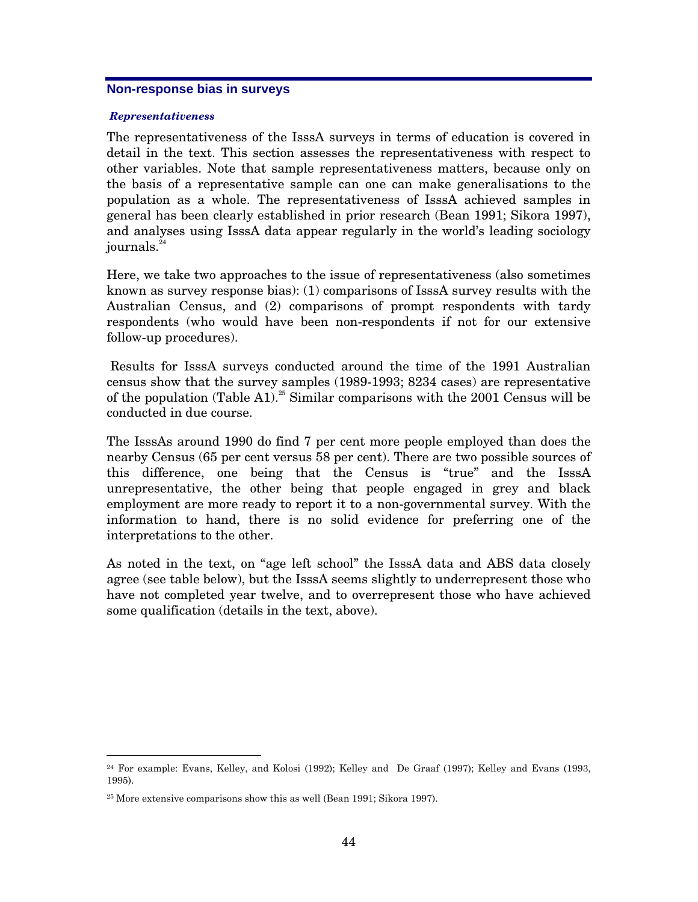## Non-response bias in surveys

### *Representativeness*

The representativeness of the IsssA surveys in terms of education is covered in detail in the text. This section assesses the representativeness with respect to other variables. Note that sample representativeness matters, because only on the basis of a representative sample can one can make generalisations to the population as a whole. The representativeness of IsssA achieved samples in general has been clearly established in prior research (Bean 1991; Sikora 1997), and analyses using IsssA data appear regularly in the world's leading sociology journals.[24]

Here, we take two approaches to the issue of representativeness (also sometimes known as survey response bias): (1) comparisons of IsssA survey results with the Australian Census, and (2) comparisons of prompt respondents with tardy respondents (who would have been non-respondents if not for our extensive follow-up procedures).

Results for IsssA surveys conducted around the time of the 1991 Australian census show that the survey samples (1989-1993; 8234 cases) are representative of the population (Table A1).[25] Similar comparisons with the 2001 Census will be conducted in due course.

The IsssAs around 1990 do find 7 per cent more people employed than does the nearby Census (65 per cent versus 58 per cent). There are two possible sources of this difference, one being that the Census is "true" and the IsssA unrepresentative, the other being that people engaged in grey and black employment are more ready to report it to a non-governmental survey. With the information to hand, there is no solid evidence for preferring one of the interpretations to the other.

As noted in the text, on "age left school" the IsssA data and ABS data closely agree (see table below), but the IsssA seems slightly to underrepresent those who have not completed year twelve, and to overrepresent those who have achieved some qualification (details in the text, above).

---

[24] For example: Evans, Kelley, and Kolosi (1992); Kelley and De Graaf (1997); Kelley and Evans (1993, 1995).

[25] More extensive comparisons show this as well (Bean 1991; Sikora 1997).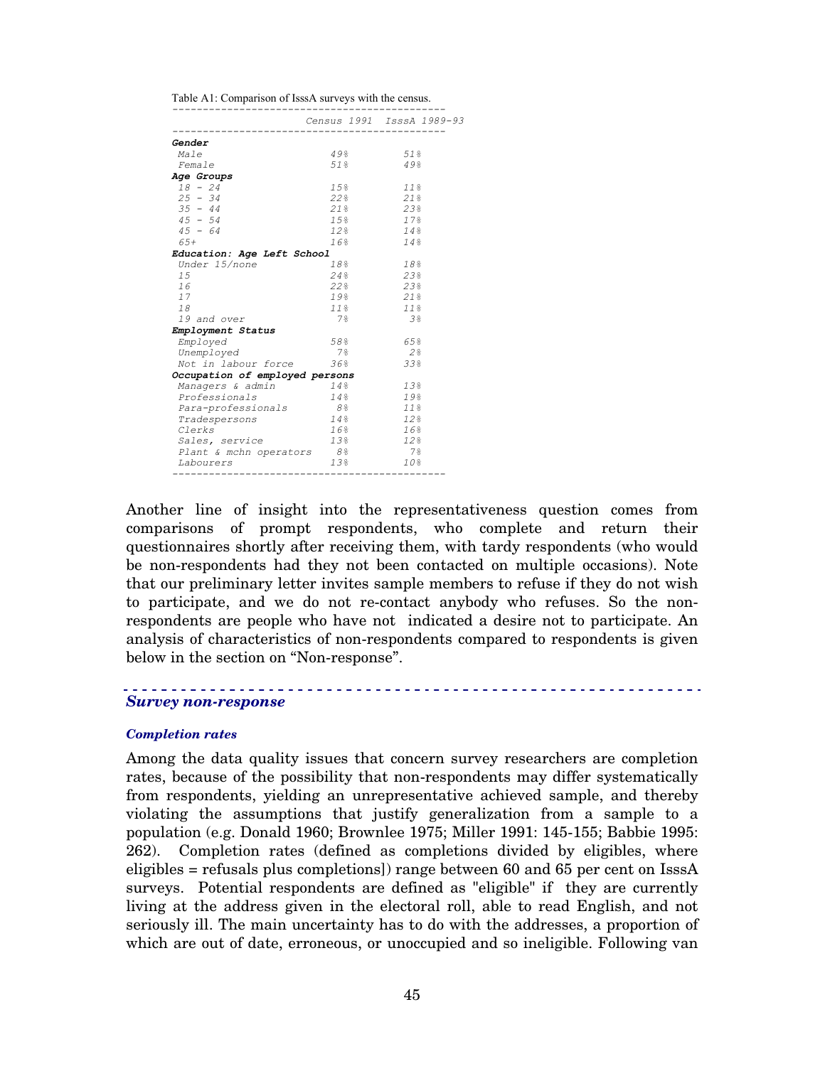Table A1: Comparison of IsssA surveys with the census.

| | Census 1991 | IsssA 1989-93 |
|---|---|---|
| ***Gender*** | | |
| *Male* | *49%* | *51%* |
| *Female* | *51%* | *49%* |
| ***Age Groups*** | | |
| *18 - 24* | *15%* | *11%* |
| *25 - 34* | *22%* | *21%* |
| *35 - 44* | *21%* | *23%* |
| *45 - 54* | *15%* | *17%* |
| *45 - 64* | *12%* | *14%* |
| *65+* | *16%* | *14%* |
| ***Education: Age Left School*** | | |
| *Under 15/none* | *18%* | *18%* |
| *15* | *24%* | *23%* |
| *16* | *22%* | *23%* |
| *17* | *19%* | *21%* |
| *18* | *11%* | *11%* |
| *19 and over* | *7%* | *3%* |
| ***Employment Status*** | | |
| *Employed* | *58%* | *65%* |
| *Unemployed* | *7%* | *2%* |
| *Not in labour force* | *36%* | *33%* |
| ***Occupation of employed persons*** | | |
| *Managers & admin* | *14%* | *13%* |
| *Professionals* | *14%* | *19%* |
| *Para-professionals* | *8%* | *11%* |
| *Tradespersons* | *14%* | *12%* |
| *Clerks* | *16%* | *16%* |
| *Sales, service* | *13%* | *12%* |
| *Plant & mchn operators* | *8%* | *7%* |
| *Labourers* | *13%* | *10%* |

Another line of insight into the representativeness question comes from comparisons of prompt respondents, who complete and return their questionnaires shortly after receiving them, with tardy respondents (who would be non-respondents had they not been contacted on multiple occasions). Note that our preliminary letter invites sample members to refuse if they do not wish to participate, and we do not re-contact anybody who refuses. So the non-respondents are people who have not indicated a desire not to participate. An analysis of characteristics of non-respondents compared to respondents is given below in the section on "Non-response".

## *Survey non-response*

### *Completion rates*

Among the data quality issues that concern survey researchers are completion rates, because of the possibility that non-respondents may differ systematically from respondents, yielding an unrepresentative achieved sample, and thereby violating the assumptions that justify generalization from a sample to a population (e.g. Donald 1960; Brownlee 1975; Miller 1991: 145-155; Babbie 1995: 262). Completion rates (defined as completions divided by eligibles, where eligibles = refusals plus completions]) range between 60 and 65 per cent on IsssA surveys. Potential respondents are defined as "eligible" if they are currently living at the address given in the electoral roll, able to read English, and not seriously ill. The main uncertainty has to do with the addresses, a proportion of which are out of date, erroneous, or unoccupied and so ineligible. Following van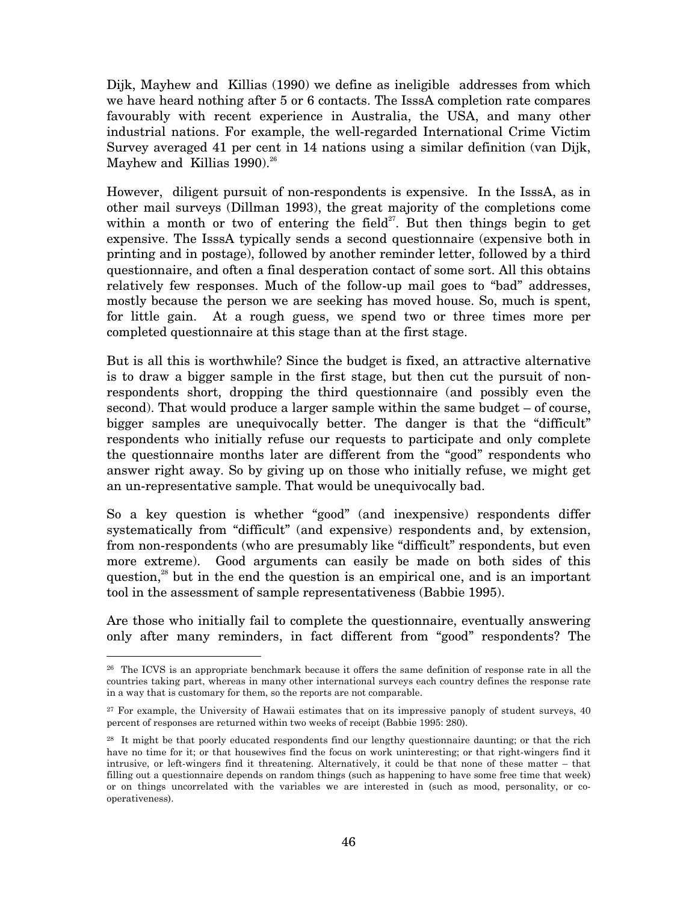Dijk, Mayhew and Killias (1990) we define as ineligible addresses from which we have heard nothing after 5 or 6 contacts. The IsssA completion rate compares favourably with recent experience in Australia, the USA, and many other industrial nations. For example, the well-regarded International Crime Victim Survey averaged 41 per cent in 14 nations using a similar definition (van Dijk, Mayhew and Killias 1990).[26]

However, diligent pursuit of non-respondents is expensive. In the IsssA, as in other mail surveys (Dillman 1993), the great majority of the completions come within a month or two of entering the field[27]. But then things begin to get expensive. The IsssA typically sends a second questionnaire (expensive both in printing and in postage), followed by another reminder letter, followed by a third questionnaire, and often a final desperation contact of some sort. All this obtains relatively few responses. Much of the follow-up mail goes to "bad" addresses, mostly because the person we are seeking has moved house. So, much is spent, for little gain. At a rough guess, we spend two or three times more per completed questionnaire at this stage than at the first stage.

But is all this is worthwhile? Since the budget is fixed, an attractive alternative is to draw a bigger sample in the first stage, but then cut the pursuit of non-respondents short, dropping the third questionnaire (and possibly even the second). That would produce a larger sample within the same budget – of course, bigger samples are unequivocally better. The danger is that the "difficult" respondents who initially refuse our requests to participate and only complete the questionnaire months later are different from the "good" respondents who answer right away. So by giving up on those who initially refuse, we might get an un-representative sample. That would be unequivocally bad.

So a key question is whether "good" (and inexpensive) respondents differ systematically from "difficult" (and expensive) respondents and, by extension, from non-respondents (who are presumably like "difficult" respondents, but even more extreme). Good arguments can easily be made on both sides of this question,[28] but in the end the question is an empirical one, and is an important tool in the assessment of sample representativeness (Babbie 1995).

Are those who initially fail to complete the questionnaire, eventually answering only after many reminders, in fact different from "good" respondents? The

---

[26] The ICVS is an appropriate benchmark because it offers the same definition of response rate in all the countries taking part, whereas in many other international surveys each country defines the response rate in a way that is customary for them, so the reports are not comparable.

[27] For example, the University of Hawaii estimates that on its impressive panoply of student surveys, 40 percent of responses are returned within two weeks of receipt (Babbie 1995: 280).

[28] It might be that poorly educated respondents find our lengthy questionnaire daunting; or that the rich have no time for it; or that housewives find the focus on work uninteresting; or that right-wingers find it intrusive, or left-wingers find it threatening. Alternatively, it could be that none of these matter – that filling out a questionnaire depends on random things (such as happening to have some free time that week) or on things uncorrelated with the variables we are interested in (such as mood, personality, or co-operativeness).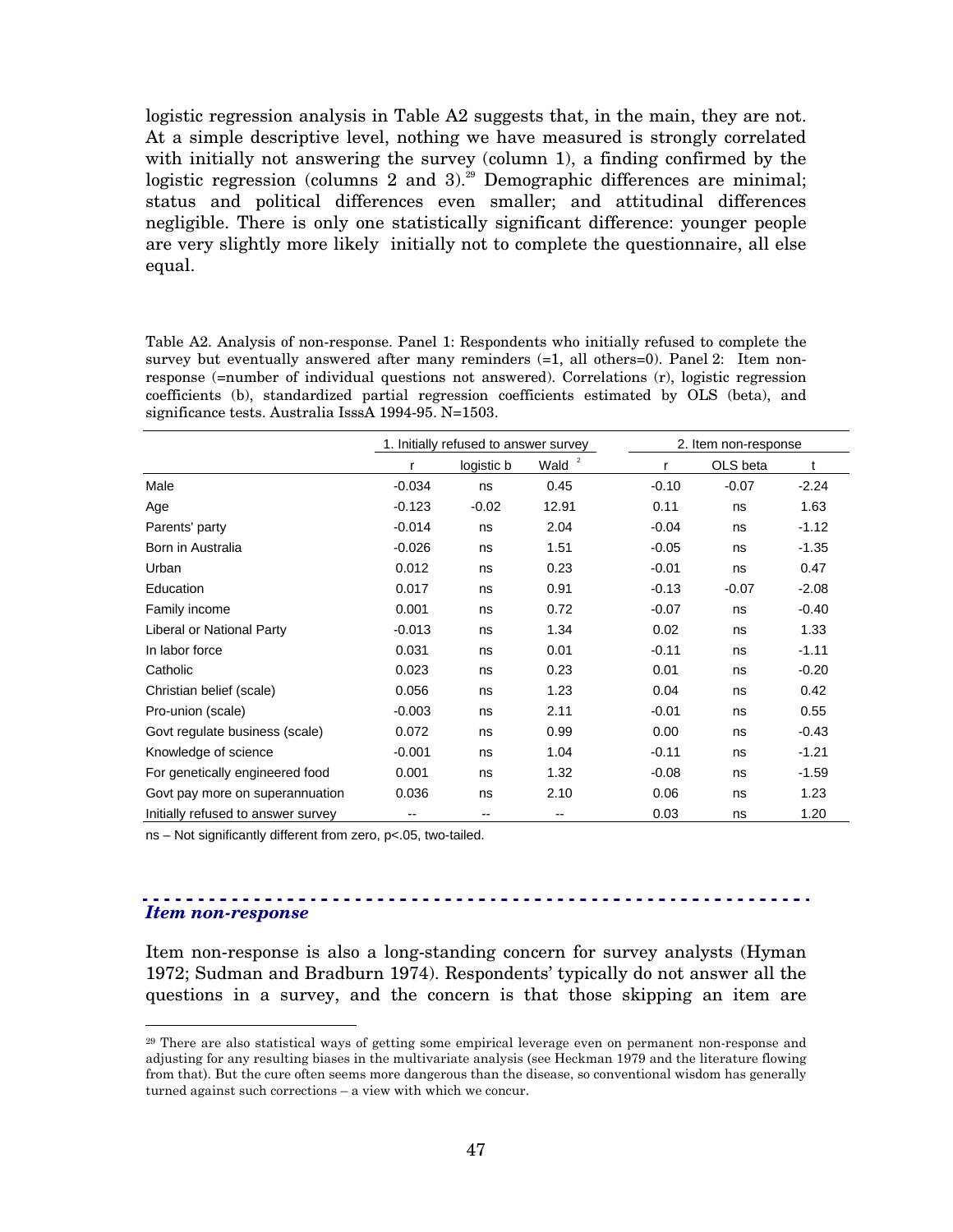logistic regression analysis in Table A2 suggests that, in the main, they are not. At a simple descriptive level, nothing we have measured is strongly correlated with initially not answering the survey (column 1), a finding confirmed by the logistic regression (columns 2 and 3).[29] Demographic differences are minimal; status and political differences even smaller; and attitudinal differences negligible. There is only one statistically significant difference: younger people are very slightly more likely initially not to complete the questionnaire, all else equal.

Table A2. Analysis of non-response. Panel 1: Respondents who initially refused to complete the survey but eventually answered after many reminders (=1, all others=0). Panel 2: Item non-response (=number of individual questions not answered). Correlations (r), logistic regression coefficients (b), standardized partial regression coefficients estimated by OLS (beta), and significance tests. Australia IsssA 1994-95. N=1503.

| | 1. Initially refused to answer survey | | | 2. Item non-response | | |
|---|---|---|---|---|---|---|
| | r | logistic b | Wald $^2$ | r | OLS beta | t |
| Male | -0.034 | ns | 0.45 | -0.10 | -0.07 | -2.24 |
| Age | -0.123 | -0.02 | 12.91 | 0.11 | ns | 1.63 |
| Parents' party | -0.014 | ns | 2.04 | -0.04 | ns | -1.12 |
| Born in Australia | -0.026 | ns | 1.51 | -0.05 | ns | -1.35 |
| Urban | 0.012 | ns | 0.23 | -0.01 | ns | 0.47 |
| Education | 0.017 | ns | 0.91 | -0.13 | -0.07 | -2.08 |
| Family income | 0.001 | ns | 0.72 | -0.07 | ns | -0.40 |
| Liberal or National Party | -0.013 | ns | 1.34 | 0.02 | ns | 1.33 |
| In labor force | 0.031 | ns | 0.01 | -0.11 | ns | -1.11 |
| Catholic | 0.023 | ns | 0.23 | 0.01 | ns | -0.20 |
| Christian belief (scale) | 0.056 | ns | 1.23 | 0.04 | ns | 0.42 |
| Pro-union (scale) | -0.003 | ns | 2.11 | -0.01 | ns | 0.55 |
| Govt regulate business (scale) | 0.072 | ns | 0.99 | 0.00 | ns | -0.43 |
| Knowledge of science | -0.001 | ns | 1.04 | -0.11 | ns | -1.21 |
| For genetically engineered food | 0.001 | ns | 1.32 | -0.08 | ns | -1.59 |
| Govt pay more on superannuation | 0.036 | ns | 2.10 | 0.06 | ns | 1.23 |
| Initially refused to answer survey | -- | -- | -- | 0.03 | ns | 1.20 |

ns – Not significantly different from zero, p<.05, two-tailed.

### *Item non-response*

Item non-response is also a long-standing concern for survey analysts (Hyman 1972; Sudman and Bradburn 1974). Respondents' typically do not answer all the questions in a survey, and the concern is that those skipping an item are

[29] There are also statistical ways of getting some empirical leverage even on permanent non-response and adjusting for any resulting biases in the multivariate analysis (see Heckman 1979 and the literature flowing from that). But the cure often seems more dangerous than the disease, so conventional wisdom has generally turned against such corrections – a view with which we concur.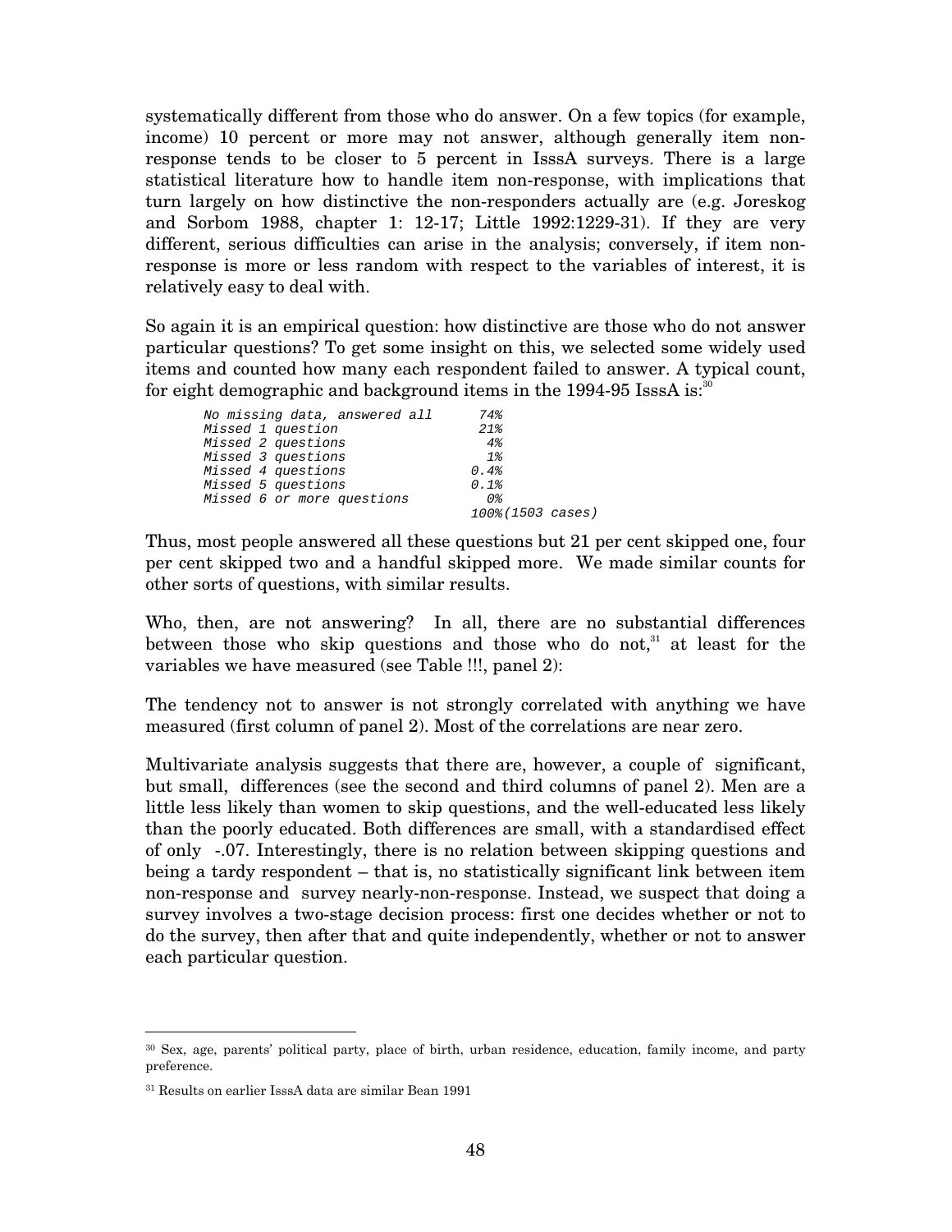systematically different from those who do answer. On a few topics (for example, income) 10 percent or more may not answer, although generally item non-response tends to be closer to 5 percent in IsssA surveys. There is a large statistical literature how to handle item non-response, with implications that turn largely on how distinctive the non-responders actually are (e.g. Joreskog and Sorbom 1988, chapter 1: 12-17; Little 1992:1229-31). If they are very different, serious difficulties can arise in the analysis; conversely, if item non-response is more or less random with respect to the variables of interest, it is relatively easy to deal with.

So again it is an empirical question: how distinctive are those who do not answer particular questions? To get some insight on this, we selected some widely used items and counted how many each respondent failed to answer. A typical count, for eight demographic and background items in the 1994-95 IsssA is:[30]

| | |
|---|---|
| *No missing data, answered all* | *74%* |
| *Missed 1 question* | *21%* |
| *Missed 2 questions* | *4%* |
| *Missed 3 questions* | *1%* |
| *Missed 4 questions* | *0.4%* |
| *Missed 5 questions* | *0.1%* |
| *Missed 6 or more questions* | *0%* |
| | *100%(1503 cases)* |

Thus, most people answered all these questions but 21 per cent skipped one, four per cent skipped two and a handful skipped more. We made similar counts for other sorts of questions, with similar results.

Who, then, are not answering? In all, there are no substantial differences between those who skip questions and those who do not,[31] at least for the variables we have measured (see Table !!!, panel 2):

The tendency not to answer is not strongly correlated with anything we have measured (first column of panel 2). Most of the correlations are near zero.

Multivariate analysis suggests that there are, however, a couple of significant, but small, differences (see the second and third columns of panel 2). Men are a little less likely than women to skip questions, and the well-educated less likely than the poorly educated. Both differences are small, with a standardised effect of only -.07. Interestingly, there is no relation between skipping questions and being a tardy respondent – that is, no statistically significant link between item non-response and survey nearly-non-response. Instead, we suspect that doing a survey involves a two-stage decision process: first one decides whether or not to do the survey, then after that and quite independently, whether or not to answer each particular question.

---

[30] Sex, age, parents' political party, place of birth, urban residence, education, family income, and party preference.

[31] Results on earlier IsssA data are similar Bean 1991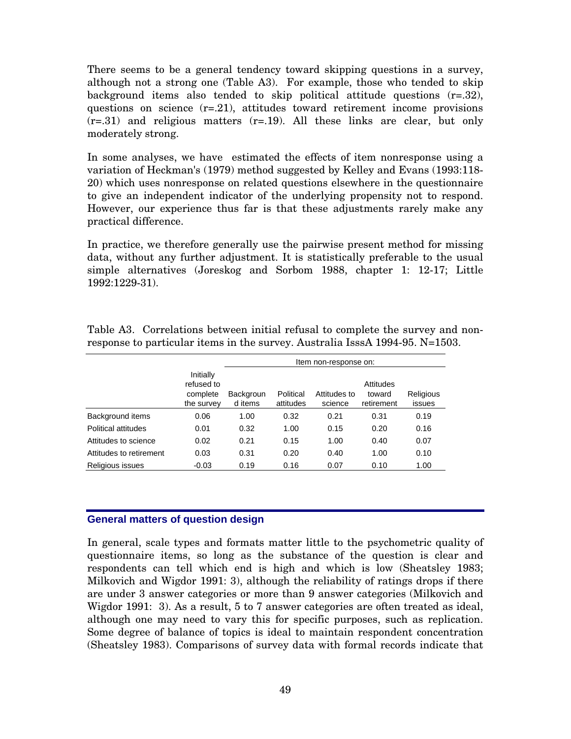There seems to be a general tendency toward skipping questions in a survey, although not a strong one (Table A3). For example, those who tended to skip background items also tended to skip political attitude questions (r=.32), questions on science (r=.21), attitudes toward retirement income provisions (r=.31) and religious matters (r=.19). All these links are clear, but only moderately strong.

In some analyses, we have estimated the effects of item nonresponse using a variation of Heckman's (1979) method suggested by Kelley and Evans (1993:118-20) which uses nonresponse on related questions elsewhere in the questionnaire to give an independent indicator of the underlying propensity not to respond. However, our experience thus far is that these adjustments rarely make any practical difference.

In practice, we therefore generally use the pairwise present method for missing data, without any further adjustment. It is statistically preferable to the usual simple alternatives (Joreskog and Sorbom 1988, chapter 1: 12-17; Little 1992:1229-31).

Table A3. Correlations between initial refusal to complete the survey and non-response to particular items in the survey. Australia IsssA 1994-95. N=1503.

| | | Item non-response on: | | | | |
|---|---|---|---|---|---|---|
| | Initially refused to complete the survey | Background items | Political attitudes | Attitudes to science | Attitudes toward retirement | Religious issues |
| Background items | 0.06 | 1.00 | 0.32 | 0.21 | 0.31 | 0.19 |
| Political attitudes | 0.01 | 0.32 | 1.00 | 0.15 | 0.20 | 0.16 |
| Attitudes to science | 0.02 | 0.21 | 0.15 | 1.00 | 0.40 | 0.07 |
| Attitudes to retirement | 0.03 | 0.31 | 0.20 | 0.40 | 1.00 | 0.10 |
| Religious issues | -0.03 | 0.19 | 0.16 | 0.07 | 0.10 | 1.00 |

## General matters of question design

In general, scale types and formats matter little to the psychometric quality of questionnaire items, so long as the substance of the question is clear and respondents can tell which end is high and which is low (Sheatsley 1983; Milkovich and Wigdor 1991: 3), although the reliability of ratings drops if there are under 3 answer categories or more than 9 answer categories (Milkovich and Wigdor 1991: 3). As a result, 5 to 7 answer categories are often treated as ideal, although one may need to vary this for specific purposes, such as replication. Some degree of balance of topics is ideal to maintain respondent concentration (Sheatsley 1983). Comparisons of survey data with formal records indicate that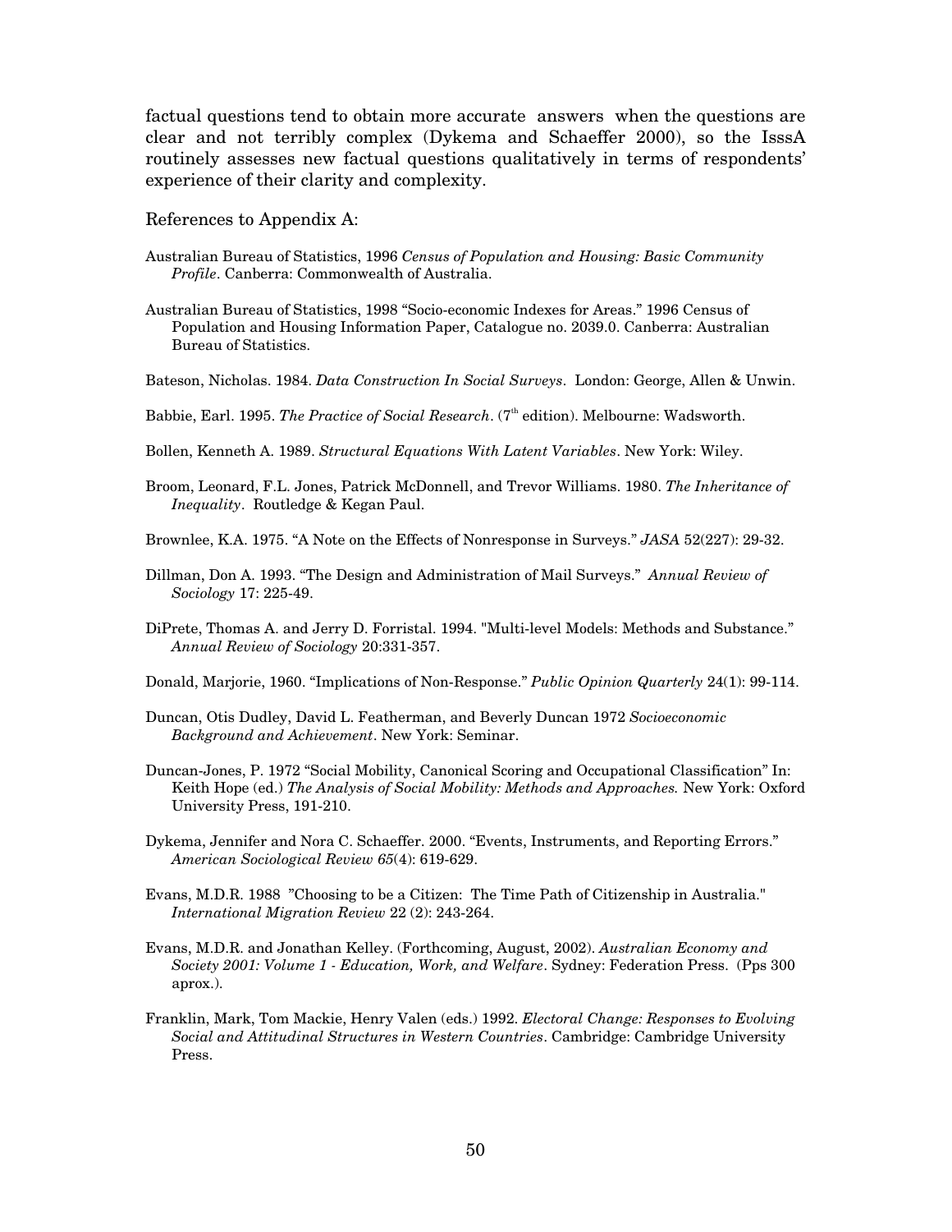factual questions tend to obtain more accurate answers when the questions are clear and not terribly complex (Dykema and Schaeffer 2000), so the IsssA routinely assesses new factual questions qualitatively in terms of respondents' experience of their clarity and complexity.

References to Appendix A:

Australian Bureau of Statistics, 1996 *Census of Population and Housing: Basic Community Profile*. Canberra: Commonwealth of Australia.

Australian Bureau of Statistics, 1998 "Socio-economic Indexes for Areas." 1996 Census of Population and Housing Information Paper, Catalogue no. 2039.0. Canberra: Australian Bureau of Statistics.

Bateson, Nicholas. 1984. *Data Construction In Social Surveys*. London: George, Allen & Unwin.

Babbie, Earl. 1995. *The Practice of Social Research*. (7th edition). Melbourne: Wadsworth.

Bollen, Kenneth A. 1989. *Structural Equations With Latent Variables*. New York: Wiley.

Broom, Leonard, F.L. Jones, Patrick McDonnell, and Trevor Williams. 1980. *The Inheritance of Inequality*. Routledge & Kegan Paul.

Brownlee, K.A. 1975. "A Note on the Effects of Nonresponse in Surveys." *JASA* 52(227): 29-32.

Dillman, Don A. 1993. "The Design and Administration of Mail Surveys." *Annual Review of Sociology* 17: 225-49.

DiPrete, Thomas A. and Jerry D. Forristal. 1994. "Multi-level Models: Methods and Substance." *Annual Review of Sociology* 20:331-357.

Donald, Marjorie, 1960. "Implications of Non-Response." *Public Opinion Quarterly* 24(1): 99-114.

Duncan, Otis Dudley, David L. Featherman, and Beverly Duncan 1972 *Socioeconomic Background and Achievement*. New York: Seminar.

Duncan-Jones, P. 1972 "Social Mobility, Canonical Scoring and Occupational Classification" In: Keith Hope (ed.) *The Analysis of Social Mobility: Methods and Approaches.* New York: Oxford University Press, 191-210.

Dykema, Jennifer and Nora C. Schaeffer. 2000. "Events, Instruments, and Reporting Errors." *American Sociological Review 65*(4): 619-629.

Evans, M.D.R. 1988 "Choosing to be a Citizen: The Time Path of Citizenship in Australia." *International Migration Review* 22 (2): 243-264.

Evans, M.D.R. and Jonathan Kelley. (Forthcoming, August, 2002). *Australian Economy and Society 2001: Volume 1 - Education, Work, and Welfare*. Sydney: Federation Press. (Pps 300 aprox.).

Franklin, Mark, Tom Mackie, Henry Valen (eds.) 1992. *Electoral Change: Responses to Evolving Social and Attitudinal Structures in Western Countries*. Cambridge: Cambridge University Press.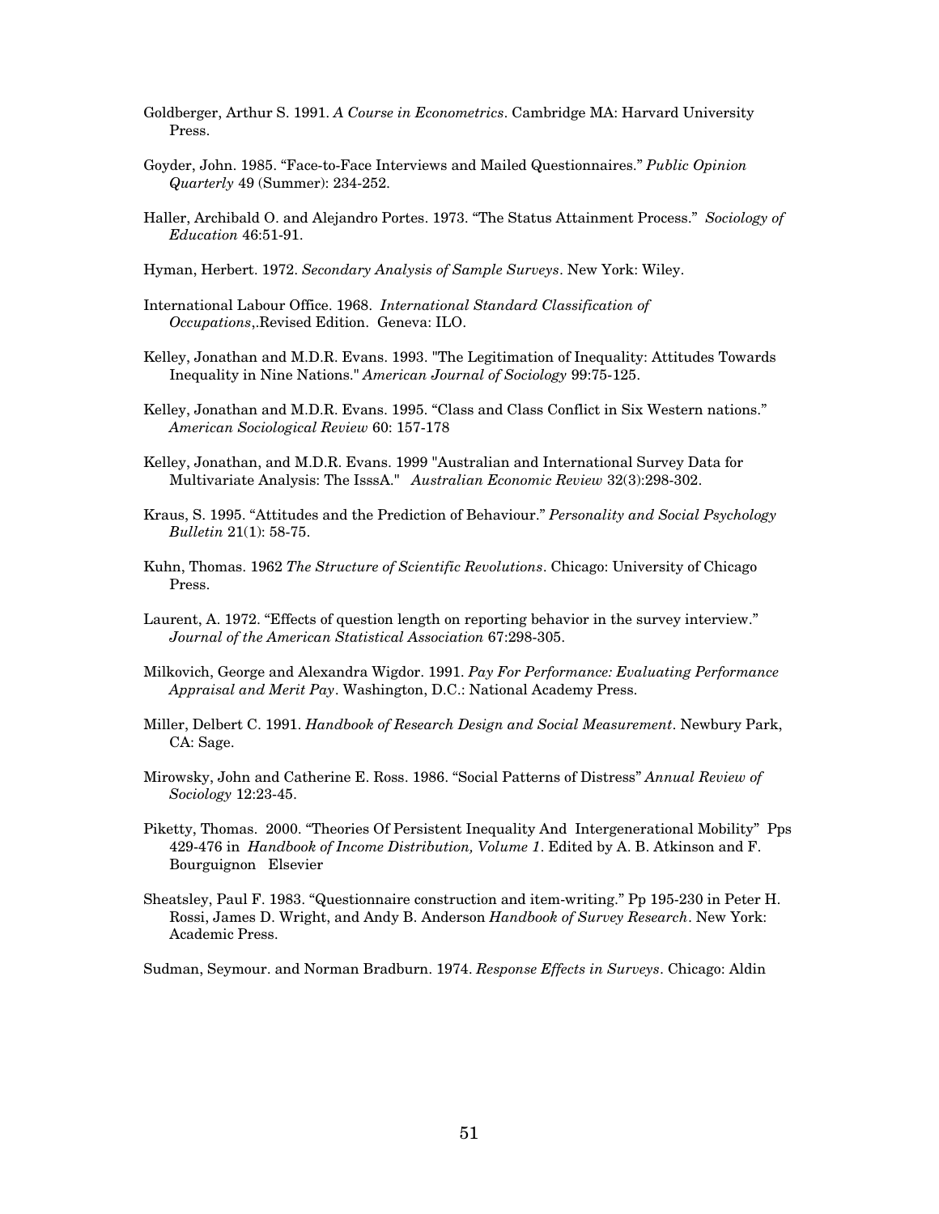Goldberger, Arthur S. 1991. *A Course in Econometrics*. Cambridge MA: Harvard University Press.

Goyder, John. 1985. "Face-to-Face Interviews and Mailed Questionnaires." *Public Opinion Quarterly* 49 (Summer): 234-252.

Haller, Archibald O. and Alejandro Portes. 1973. "The Status Attainment Process." *Sociology of Education* 46:51-91.

Hyman, Herbert. 1972. *Secondary Analysis of Sample Surveys*. New York: Wiley.

International Labour Office. 1968. *International Standard Classification of Occupations*,.Revised Edition. Geneva: ILO.

Kelley, Jonathan and M.D.R. Evans. 1993. "The Legitimation of Inequality: Attitudes Towards Inequality in Nine Nations." *American Journal of Sociology* 99:75-125.

Kelley, Jonathan and M.D.R. Evans. 1995. "Class and Class Conflict in Six Western nations." *American Sociological Review* 60: 157-178

Kelley, Jonathan, and M.D.R. Evans. 1999 "Australian and International Survey Data for Multivariate Analysis: The IsssA." *Australian Economic Review* 32(3):298-302.

Kraus, S. 1995. "Attitudes and the Prediction of Behaviour." *Personality and Social Psychology Bulletin* 21(1): 58-75.

Kuhn, Thomas. 1962 *The Structure of Scientific Revolutions*. Chicago: University of Chicago Press.

Laurent, A. 1972. "Effects of question length on reporting behavior in the survey interview." *Journal of the American Statistical Association* 67:298-305.

Milkovich, George and Alexandra Wigdor. 1991. *Pay For Performance: Evaluating Performance Appraisal and Merit Pay*. Washington, D.C.: National Academy Press.

Miller, Delbert C. 1991. *Handbook of Research Design and Social Measurement*. Newbury Park, CA: Sage.

Mirowsky, John and Catherine E. Ross. 1986. "Social Patterns of Distress" *Annual Review of Sociology* 12:23-45.

Piketty, Thomas. 2000. "Theories Of Persistent Inequality And Intergenerational Mobility" Pps 429-476 in *Handbook of Income Distribution, Volume 1*. Edited by A. B. Atkinson and F. Bourguignon Elsevier

Sheatsley, Paul F. 1983. "Questionnaire construction and item-writing." Pp 195-230 in Peter H. Rossi, James D. Wright, and Andy B. Anderson *Handbook of Survey Research*. New York: Academic Press.

Sudman, Seymour. and Norman Bradburn. 1974. *Response Effects in Surveys*. Chicago: Aldin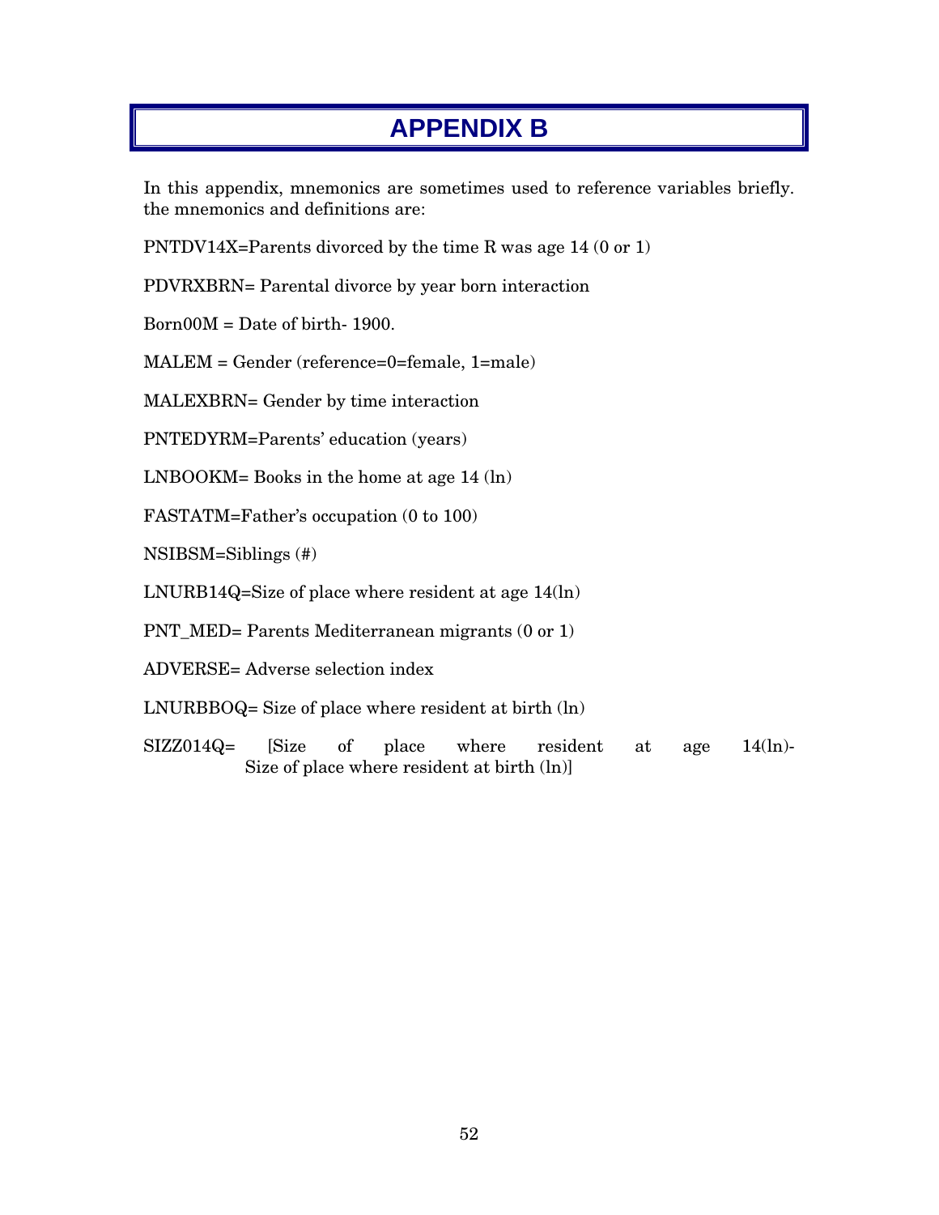# APPENDIX B

In this appendix, mnemonics are sometimes used to reference variables briefly. the mnemonics and definitions are:

PNTDV14X=Parents divorced by the time R was age 14 (0 or 1)

PDVRXBRN= Parental divorce by year born interaction

Born00M = Date of birth- 1900.

MALEM = Gender (reference=0=female, 1=male)

MALEXBRN= Gender by time interaction

PNTEDYRM=Parents' education (years)

LNBOOKM= Books in the home at age 14 (ln)

FASTATM=Father's occupation (0 to 100)

NSIBSM=Siblings (#)

LNURB14Q=Size of place where resident at age 14(ln)

PNT_MED= Parents Mediterranean migrants (0 or 1)

ADVERSE= Adverse selection index

LNURBBOQ= Size of place where resident at birth (ln)

SIZZ014Q= [Size of place where resident at age 14(ln)- Size of place where resident at birth (ln)]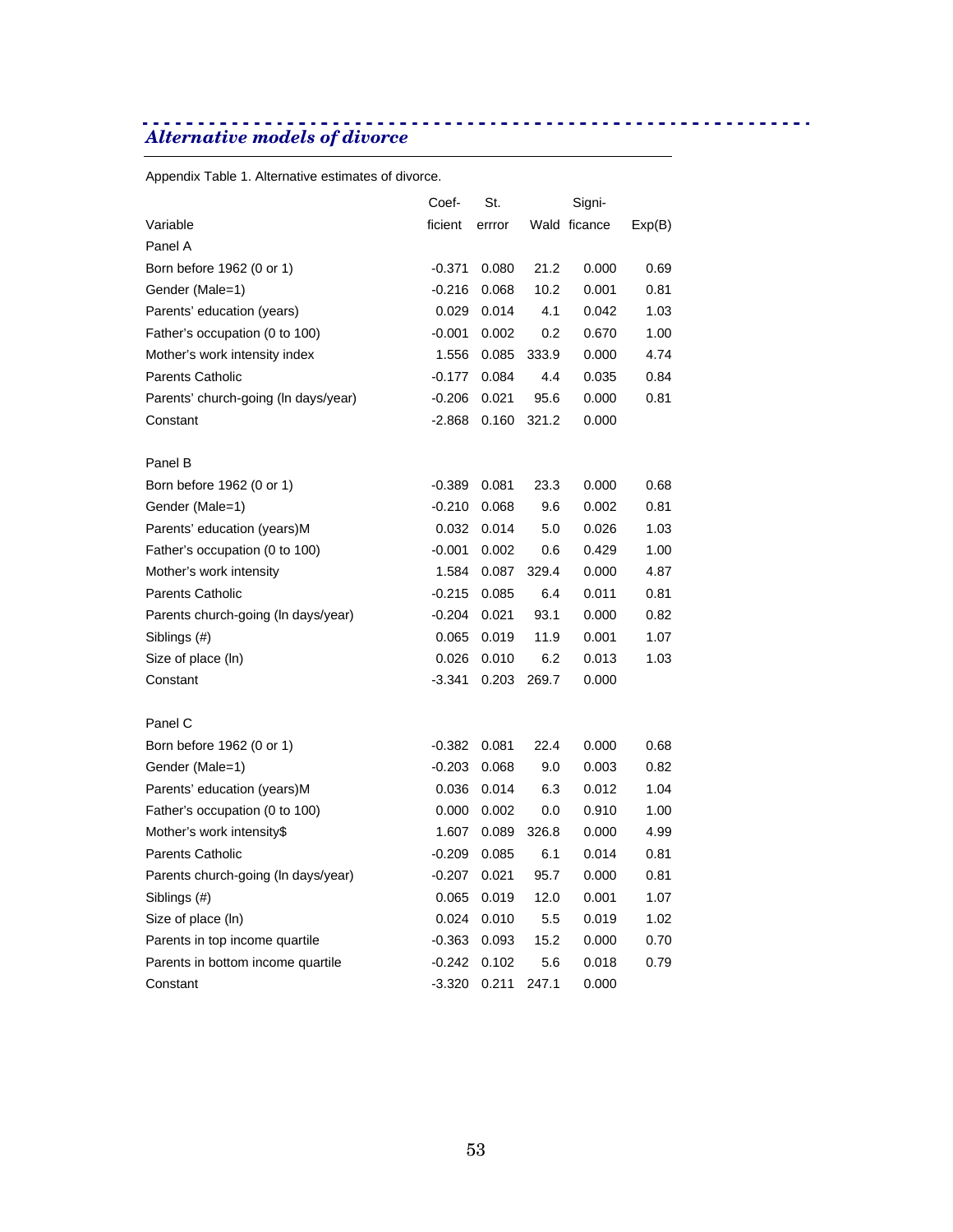## *Alternative models of divorce*

Appendix Table 1. Alternative estimates of divorce.

| Variable | Coef-ficient | St. errror | Wald | Signi-ficance | Exp(B) |
|---|---|---|---|---|---|
| Panel A | | | | | |
| Born before 1962 (0 or 1) | -0.371 | 0.080 | 21.2 | 0.000 | 0.69 |
| Gender (Male=1) | -0.216 | 0.068 | 10.2 | 0.001 | 0.81 |
| Parents' education (years) | 0.029 | 0.014 | 4.1 | 0.042 | 1.03 |
| Father's occupation (0 to 100) | -0.001 | 0.002 | 0.2 | 0.670 | 1.00 |
| Mother's work intensity index | 1.556 | 0.085 | 333.9 | 0.000 | 4.74 |
| Parents Catholic | -0.177 | 0.084 | 4.4 | 0.035 | 0.84 |
| Parents' church-going (ln days/year) | -0.206 | 0.021 | 95.6 | 0.000 | 0.81 |
| Constant | -2.868 | 0.160 | 321.2 | 0.000 | |
| | | | | | |
| Panel B | | | | | |
| Born before 1962 (0 or 1) | -0.389 | 0.081 | 23.3 | 0.000 | 0.68 |
| Gender (Male=1) | -0.210 | 0.068 | 9.6 | 0.002 | 0.81 |
| Parents' education (years)M | 0.032 | 0.014 | 5.0 | 0.026 | 1.03 |
| Father's occupation (0 to 100) | -0.001 | 0.002 | 0.6 | 0.429 | 1.00 |
| Mother's work intensity | 1.584 | 0.087 | 329.4 | 0.000 | 4.87 |
| Parents Catholic | -0.215 | 0.085 | 6.4 | 0.011 | 0.81 |
| Parents church-going (ln days/year) | -0.204 | 0.021 | 93.1 | 0.000 | 0.82 |
| Siblings (#) | 0.065 | 0.019 | 11.9 | 0.001 | 1.07 |
| Size of place (ln) | 0.026 | 0.010 | 6.2 | 0.013 | 1.03 |
| Constant | -3.341 | 0.203 | 269.7 | 0.000 | |
| | | | | | |
| Panel C | | | | | |
| Born before 1962 (0 or 1) | -0.382 | 0.081 | 22.4 | 0.000 | 0.68 |
| Gender (Male=1) | -0.203 | 0.068 | 9.0 | 0.003 | 0.82 |
| Parents' education (years)M | 0.036 | 0.014 | 6.3 | 0.012 | 1.04 |
| Father's occupation (0 to 100) | 0.000 | 0.002 | 0.0 | 0.910 | 1.00 |
| Mother's work intensity$ | 1.607 | 0.089 | 326.8 | 0.000 | 4.99 |
| Parents Catholic | -0.209 | 0.085 | 6.1 | 0.014 | 0.81 |
| Parents church-going (ln days/year) | -0.207 | 0.021 | 95.7 | 0.000 | 0.81 |
| Siblings (#) | 0.065 | 0.019 | 12.0 | 0.001 | 1.07 |
| Size of place (ln) | 0.024 | 0.010 | 5.5 | 0.019 | 1.02 |
| Parents in top income quartile | -0.363 | 0.093 | 15.2 | 0.000 | 0.70 |
| Parents in bottom income quartile | -0.242 | 0.102 | 5.6 | 0.018 | 0.79 |
| Constant | -3.320 | 0.211 | 247.1 | 0.000 | |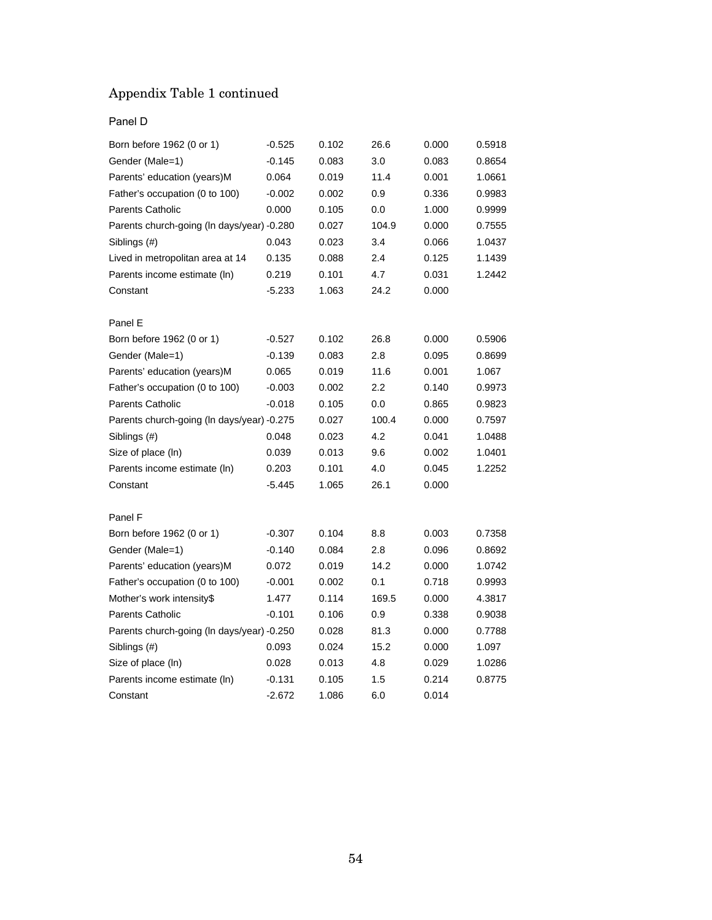Appendix Table 1 continued

Panel D

| | | | | | |
|---|---|---|---|---|---|
| Born before 1962 (0 or 1) | -0.525 | 0.102 | 26.6 | 0.000 | 0.5918 |
| Gender (Male=1) | -0.145 | 0.083 | 3.0 | 0.083 | 0.8654 |
| Parents' education (years)M | 0.064 | 0.019 | 11.4 | 0.001 | 1.0661 |
| Father's occupation (0 to 100) | -0.002 | 0.002 | 0.9 | 0.336 | 0.9983 |
| Parents Catholic | 0.000 | 0.105 | 0.0 | 1.000 | 0.9999 |
| Parents church-going (ln days/year) | -0.280 | 0.027 | 104.9 | 0.000 | 0.7555 |
| Siblings (#) | 0.043 | 0.023 | 3.4 | 0.066 | 1.0437 |
| Lived in metropolitan area at 14 | 0.135 | 0.088 | 2.4 | 0.125 | 1.1439 |
| Parents income estimate (ln) | 0.219 | 0.101 | 4.7 | 0.031 | 1.2442 |
| Constant | -5.233 | 1.063 | 24.2 | 0.000 | |

Panel E

| | | | | | |
|---|---|---|---|---|---|
| Born before 1962 (0 or 1) | -0.527 | 0.102 | 26.8 | 0.000 | 0.5906 |
| Gender (Male=1) | -0.139 | 0.083 | 2.8 | 0.095 | 0.8699 |
| Parents' education (years)M | 0.065 | 0.019 | 11.6 | 0.001 | 1.067 |
| Father's occupation (0 to 100) | -0.003 | 0.002 | 2.2 | 0.140 | 0.9973 |
| Parents Catholic | -0.018 | 0.105 | 0.0 | 0.865 | 0.9823 |
| Parents church-going (ln days/year) | -0.275 | 0.027 | 100.4 | 0.000 | 0.7597 |
| Siblings (#) | 0.048 | 0.023 | 4.2 | 0.041 | 1.0488 |
| Size of place (ln) | 0.039 | 0.013 | 9.6 | 0.002 | 1.0401 |
| Parents income estimate (ln) | 0.203 | 0.101 | 4.0 | 0.045 | 1.2252 |
| Constant | -5.445 | 1.065 | 26.1 | 0.000 | |

Panel F

| | | | | | |
|---|---|---|---|---|---|
| Born before 1962 (0 or 1) | -0.307 | 0.104 | 8.8 | 0.003 | 0.7358 |
| Gender (Male=1) | -0.140 | 0.084 | 2.8 | 0.096 | 0.8692 |
| Parents' education (years)M | 0.072 | 0.019 | 14.2 | 0.000 | 1.0742 |
| Father's occupation (0 to 100) | -0.001 | 0.002 | 0.1 | 0.718 | 0.9993 |
| Mother's work intensity$ | 1.477 | 0.114 | 169.5 | 0.000 | 4.3817 |
| Parents Catholic | -0.101 | 0.106 | 0.9 | 0.338 | 0.9038 |
| Parents church-going (ln days/year) | -0.250 | 0.028 | 81.3 | 0.000 | 0.7788 |
| Siblings (#) | 0.093 | 0.024 | 15.2 | 0.000 | 1.097 |
| Size of place (ln) | 0.028 | 0.013 | 4.8 | 0.029 | 1.0286 |
| Parents income estimate (ln) | -0.131 | 0.105 | 1.5 | 0.214 | 0.8775 |
| Constant | -2.672 | 1.086 | 6.0 | 0.014 | |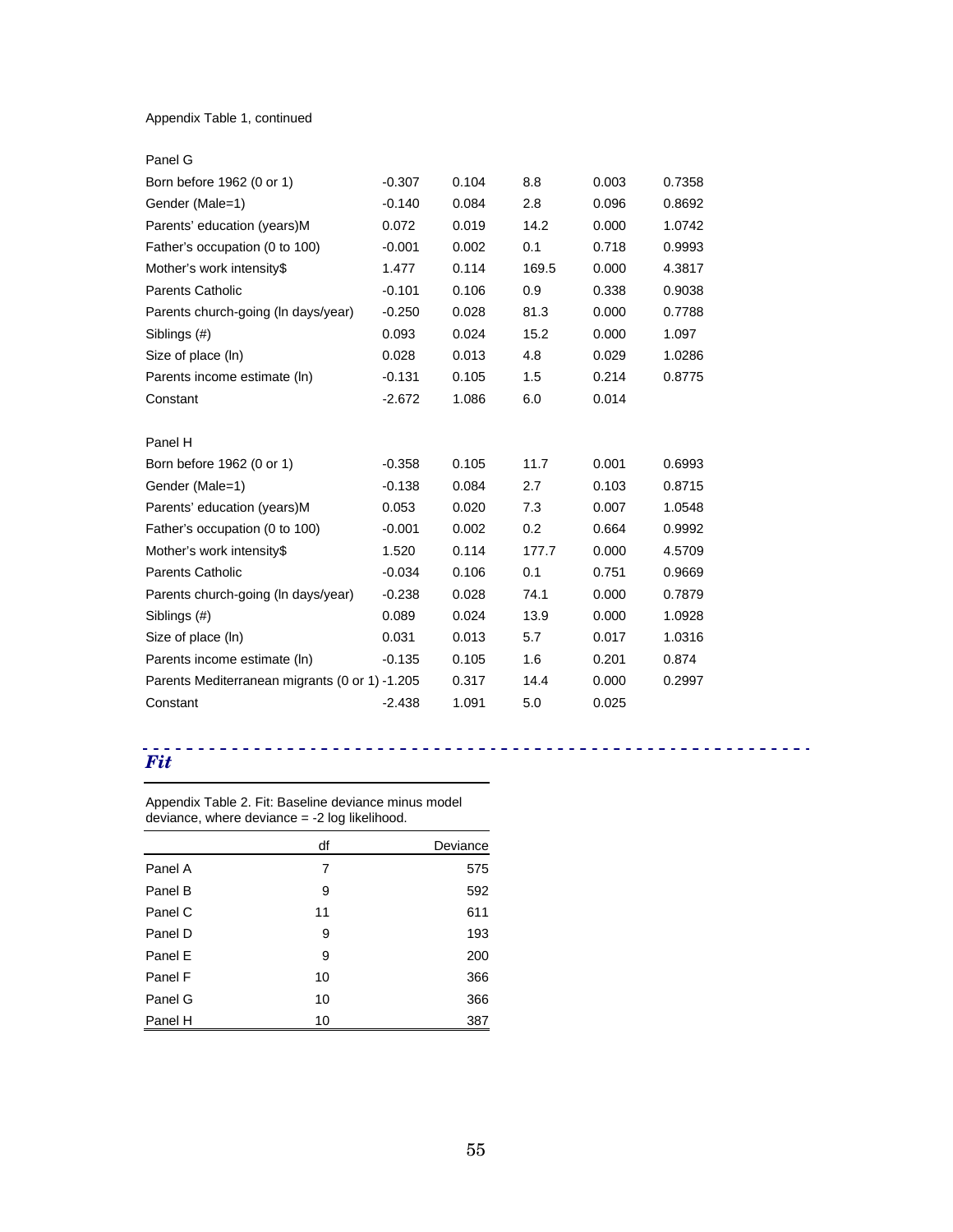Appendix Table 1, continued

| | | | | | |
|---|---|---|---|---|---|
| Panel G | | | | | |
| Born before 1962 (0 or 1) | -0.307 | 0.104 | 8.8 | 0.003 | 0.7358 |
| Gender (Male=1) | -0.140 | 0.084 | 2.8 | 0.096 | 0.8692 |
| Parents' education (years)M | 0.072 | 0.019 | 14.2 | 0.000 | 1.0742 |
| Father's occupation (0 to 100) | -0.001 | 0.002 | 0.1 | 0.718 | 0.9993 |
| Mother's work intensity$ | 1.477 | 0.114 | 169.5 | 0.000 | 4.3817 |
| Parents Catholic | -0.101 | 0.106 | 0.9 | 0.338 | 0.9038 |
| Parents church-going (ln days/year) | -0.250 | 0.028 | 81.3 | 0.000 | 0.7788 |
| Siblings (#) | 0.093 | 0.024 | 15.2 | 0.000 | 1.097 |
| Size of place (ln) | 0.028 | 0.013 | 4.8 | 0.029 | 1.0286 |
| Parents income estimate (ln) | -0.131 | 0.105 | 1.5 | 0.214 | 0.8775 |
| Constant | -2.672 | 1.086 | 6.0 | 0.014 | |
| | | | | | |
| Panel H | | | | | |
| Born before 1962 (0 or 1) | -0.358 | 0.105 | 11.7 | 0.001 | 0.6993 |
| Gender (Male=1) | -0.138 | 0.084 | 2.7 | 0.103 | 0.8715 |
| Parents' education (years)M | 0.053 | 0.020 | 7.3 | 0.007 | 1.0548 |
| Father's occupation (0 to 100) | -0.001 | 0.002 | 0.2 | 0.664 | 0.9992 |
| Mother's work intensity$ | 1.520 | 0.114 | 177.7 | 0.000 | 4.5709 |
| Parents Catholic | -0.034 | 0.106 | 0.1 | 0.751 | 0.9669 |
| Parents church-going (ln days/year) | -0.238 | 0.028 | 74.1 | 0.000 | 0.7879 |
| Siblings (#) | 0.089 | 0.024 | 13.9 | 0.000 | 1.0928 |
| Size of place (ln) | 0.031 | 0.013 | 5.7 | 0.017 | 1.0316 |
| Parents income estimate (ln) | -0.135 | 0.105 | 1.6 | 0.201 | 0.874 |
| Parents Mediterranean migrants (0 or 1) | -1.205 | 0.317 | 14.4 | 0.000 | 0.2997 |
| Constant | -2.438 | 1.091 | 5.0 | 0.025 | |

## *Fit*

Appendix Table 2. Fit: Baseline deviance minus model deviance, where deviance = -2 log likelihood.

| | df | Deviance |
|---|---|---|
| Panel A | 7 | 575 |
| Panel B | 9 | 592 |
| Panel C | 11 | 611 |
| Panel D | 9 | 193 |
| Panel E | 9 | 200 |
| Panel F | 10 | 366 |
| Panel G | 10 | 366 |
| Panel H | 10 | 387 |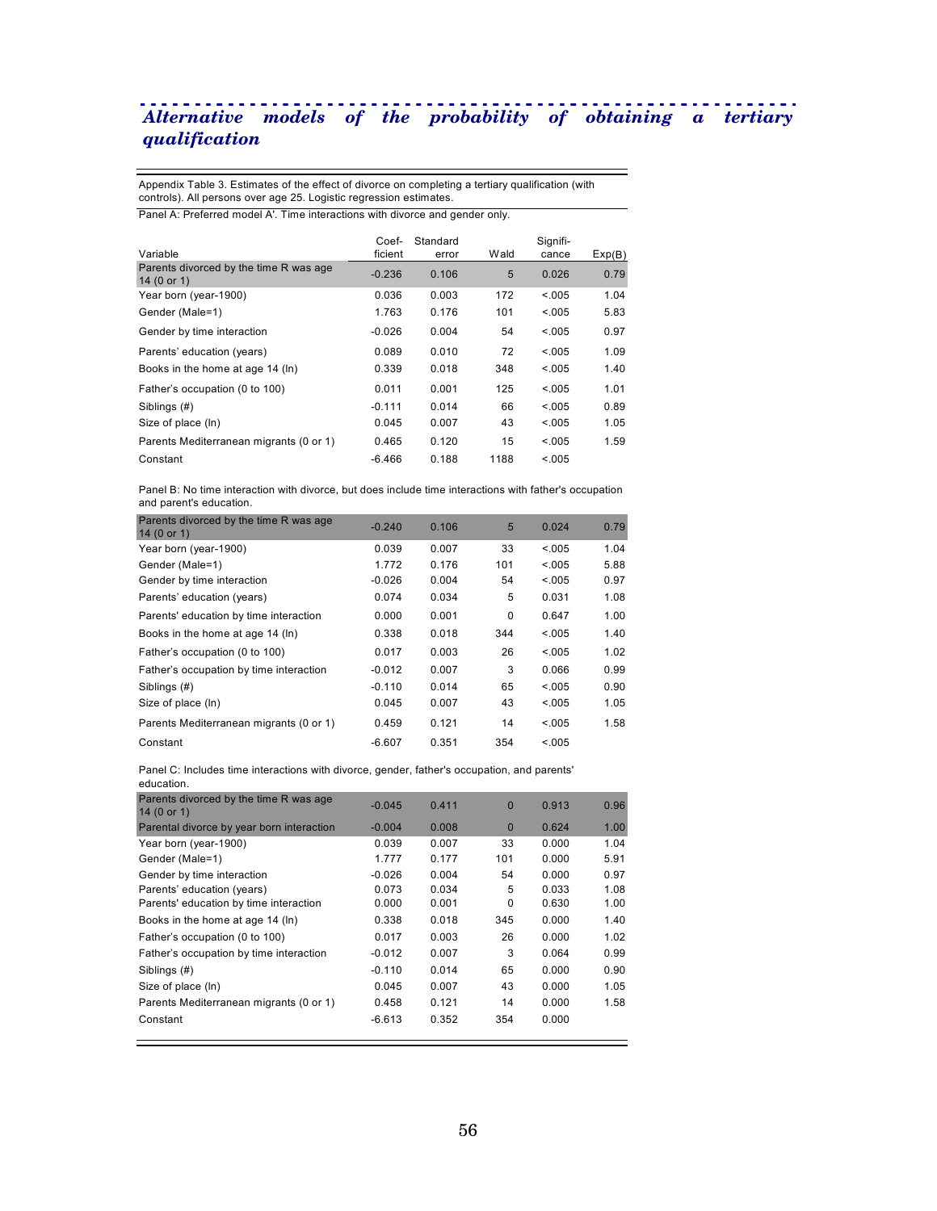## *Alternative models of the probability of obtaining a tertiary qualification*

Appendix Table 3. Estimates of the effect of divorce on completing a tertiary qualification (with controls). All persons over age 25. Logistic regression estimates.

Panel A: Preferred model A'. Time interactions with divorce and gender only.

| Variable | Coef-ficient | Standard error | Wald | Signifi-cance | Exp(B) |
|---|---|---|---|---|---|
| Parents divorced by the time R was age 14 (0 or 1) | -0.236 | 0.106 | 5 | 0.026 | 0.79 |
| Year born (year-1900) | 0.036 | 0.003 | 172 | <.005 | 1.04 |
| Gender (Male=1) | 1.763 | 0.176 | 101 | <.005 | 5.83 |
| Gender by time interaction | -0.026 | 0.004 | 54 | <.005 | 0.97 |
| Parents' education (years) | 0.089 | 0.010 | 72 | <.005 | 1.09 |
| Books in the home at age 14 (ln) | 0.339 | 0.018 | 348 | <.005 | 1.40 |
| Father's occupation (0 to 100) | 0.011 | 0.001 | 125 | <.005 | 1.01 |
| Siblings (#) | -0.111 | 0.014 | 66 | <.005 | 0.89 |
| Size of place (ln) | 0.045 | 0.007 | 43 | <.005 | 1.05 |
| Parents Mediterranean migrants (0 or 1) | 0.465 | 0.120 | 15 | <.005 | 1.59 |
| Constant | -6.466 | 0.188 | 1188 | <.005 | |

Panel B: No time interaction with divorce, but does include time interactions with father's occupation and parent's education.

| Variable | Coef-ficient | Standard error | Wald | Signifi-cance | Exp(B) |
|---|---|---|---|---|---|
| Parents divorced by the time R was age 14 (0 or 1) | -0.240 | 0.106 | 5 | 0.024 | 0.79 |
| Year born (year-1900) | 0.039 | 0.007 | 33 | <.005 | 1.04 |
| Gender (Male=1) | 1.772 | 0.176 | 101 | <.005 | 5.88 |
| Gender by time interaction | -0.026 | 0.004 | 54 | <.005 | 0.97 |
| Parents' education (years) | 0.074 | 0.034 | 5 | 0.031 | 1.08 |
| Parents' education by time interaction | 0.000 | 0.001 | 0 | 0.647 | 1.00 |
| Books in the home at age 14 (ln) | 0.338 | 0.018 | 344 | <.005 | 1.40 |
| Father's occupation (0 to 100) | 0.017 | 0.003 | 26 | <.005 | 1.02 |
| Father's occupation by time interaction | -0.012 | 0.007 | 3 | 0.066 | 0.99 |
| Siblings (#) | -0.110 | 0.014 | 65 | <.005 | 0.90 |
| Size of place (ln) | 0.045 | 0.007 | 43 | <.005 | 1.05 |
| Parents Mediterranean migrants (0 or 1) | 0.459 | 0.121 | 14 | <.005 | 1.58 |
| Constant | -6.607 | 0.351 | 354 | <.005 | |

Panel C: Includes time interactions with divorce, gender, father's occupation, and parents' education.

| Variable | Coef-ficient | Standard error | Wald | Signifi-cance | Exp(B) |
|---|---|---|---|---|---|
| Parents divorced by the time R was age 14 (0 or 1) | -0.045 | 0.411 | 0 | 0.913 | 0.96 |
| Parental divorce by year born interaction | -0.004 | 0.008 | 0 | 0.624 | 1.00 |
| Year born (year-1900) | 0.039 | 0.007 | 33 | 0.000 | 1.04 |
| Gender (Male=1) | 1.777 | 0.177 | 101 | 0.000 | 5.91 |
| Gender by time interaction | -0.026 | 0.004 | 54 | 0.000 | 0.97 |
| Parents' education (years) | 0.073 | 0.034 | 5 | 0.033 | 1.08 |
| Parents' education by time interaction | 0.000 | 0.001 | 0 | 0.630 | 1.00 |
| Books in the home at age 14 (ln) | 0.338 | 0.018 | 345 | 0.000 | 1.40 |
| Father's occupation (0 to 100) | 0.017 | 0.003 | 26 | 0.000 | 1.02 |
| Father's occupation by time interaction | -0.012 | 0.007 | 3 | 0.064 | 0.99 |
| Siblings (#) | -0.110 | 0.014 | 65 | 0.000 | 0.90 |
| Size of place (ln) | 0.045 | 0.007 | 43 | 0.000 | 1.05 |
| Parents Mediterranean migrants (0 or 1) | 0.458 | 0.121 | 14 | 0.000 | 1.58 |
| Constant | -6.613 | 0.352 | 354 | 0.000 | |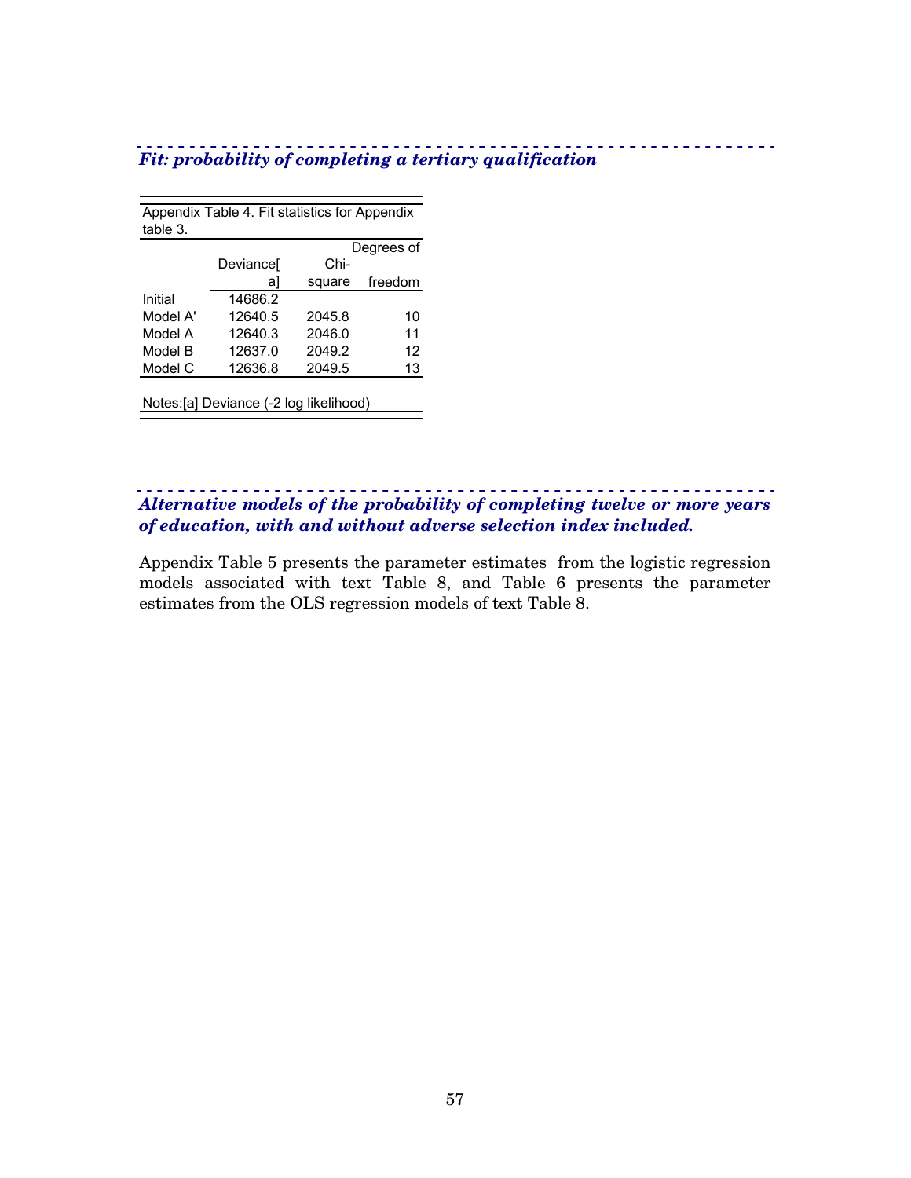### *Fit: probability of completing a tertiary qualification*

Appendix Table 4. Fit statistics for Appendix table 3.

| | Deviance[a] | Chi-square | Degrees of freedom |
|---|---|---|---|
| Initial | 14686.2 | | |
| Model A' | 12640.5 | 2045.8 | 10 |
| Model A | 12640.3 | 2046.0 | 11 |
| Model B | 12637.0 | 2049.2 | 12 |
| Model C | 12636.8 | 2049.5 | 13 |

Notes:[a] Deviance (-2 log likelihood)

### *Alternative models of the probability of completing twelve or more years of education, with and without adverse selection index included.*

Appendix Table 5 presents the parameter estimates from the logistic regression models associated with text Table 8, and Table 6 presents the parameter estimates from the OLS regression models of text Table 8.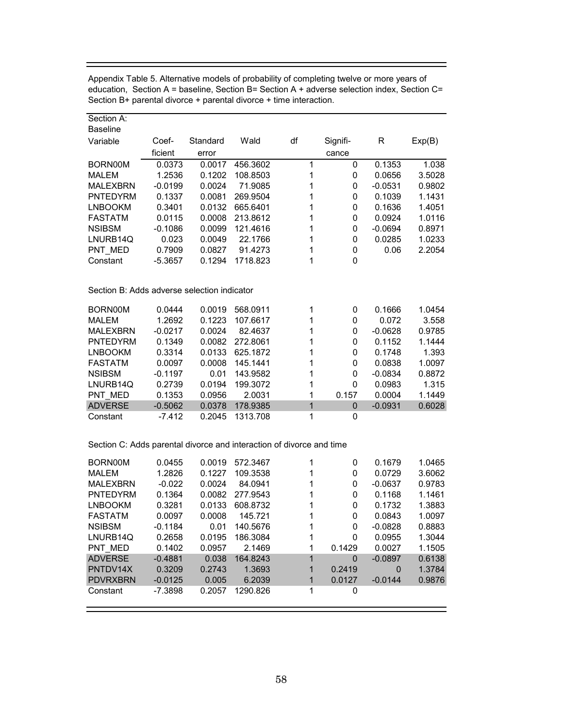Appendix Table 5. Alternative models of probability of completing twelve or more years of education, Section A = baseline, Section B= Section A + adverse selection index, Section C= Section B+ parental divorce + parental divorce + time interaction.

| Section A: Baseline Variable | Coef-ficient | Standard error | Wald | df | Signifi-cance | R | Exp(B) |
|---|---|---|---|---|---|---|---|
| BORN00M | 0.0373 | 0.0017 | 456.3602 | 1 | 0 | 0.1353 | 1.038 |
| MALEM | 1.2536 | 0.1202 | 108.8503 | 1 | 0 | 0.0656 | 3.5028 |
| MALEXBRN | -0.0199 | 0.0024 | 71.9085 | 1 | 0 | -0.0531 | 0.9802 |
| PNTEDYRM | 0.1337 | 0.0081 | 269.9504 | 1 | 0 | 0.1039 | 1.1431 |
| LNBOOKM | 0.3401 | 0.0132 | 665.6401 | 1 | 0 | 0.1636 | 1.4051 |
| FASTATM | 0.0115 | 0.0008 | 213.8612 | 1 | 0 | 0.0924 | 1.0116 |
| NSIBSM | -0.1086 | 0.0099 | 121.4616 | 1 | 0 | -0.0694 | 0.8971 |
| LNURB14Q | 0.023 | 0.0049 | 22.1766 | 1 | 0 | 0.0285 | 1.0233 |
| PNT_MED | 0.7909 | 0.0827 | 91.4273 | 1 | 0 | 0.06 | 2.2054 |
| Constant | -5.3657 | 0.1294 | 1718.823 | 1 | 0 | | |

Section B: Adds adverse selection indicator

| Variable | Coef-ficient | Standard error | Wald | df | Signifi-cance | R | Exp(B) |
|---|---|---|---|---|---|---|---|
| BORN00M | 0.0444 | 0.0019 | 568.0911 | 1 | 0 | 0.1666 | 1.0454 |
| MALEM | 1.2692 | 0.1223 | 107.6617 | 1 | 0 | 0.072 | 3.558 |
| MALEXBRN | -0.0217 | 0.0024 | 82.4637 | 1 | 0 | -0.0628 | 0.9785 |
| PNTEDYRM | 0.1349 | 0.0082 | 272.8061 | 1 | 0 | 0.1152 | 1.1444 |
| LNBOOKM | 0.3314 | 0.0133 | 625.1872 | 1 | 0 | 0.1748 | 1.393 |
| FASTATM | 0.0097 | 0.0008 | 145.1441 | 1 | 0 | 0.0838 | 1.0097 |
| NSIBSM | -0.1197 | 0.01 | 143.9582 | 1 | 0 | -0.0834 | 0.8872 |
| LNURB14Q | 0.2739 | 0.0194 | 199.3072 | 1 | 0 | 0.0983 | 1.315 |
| PNT_MED | 0.1353 | 0.0956 | 2.0031 | 1 | 0.157 | 0.0004 | 1.1449 |
| ADVERSE | -0.5062 | 0.0378 | 178.9385 | 1 | 0 | -0.0931 | 0.6028 |
| Constant | -7.412 | 0.2045 | 1313.708 | 1 | 0 | | |

Section C: Adds parental divorce and interaction of divorce and time

| Variable | Coef-ficient | Standard error | Wald | df | Signifi-cance | R | Exp(B) |
|---|---|---|---|---|---|---|---|
| BORN00M | 0.0455 | 0.0019 | 572.3467 | 1 | 0 | 0.1679 | 1.0465 |
| MALEM | 1.2826 | 0.1227 | 109.3538 | 1 | 0 | 0.0729 | 3.6062 |
| MALEXBRN | -0.022 | 0.0024 | 84.0941 | 1 | 0 | -0.0637 | 0.9783 |
| PNTEDYRM | 0.1364 | 0.0082 | 277.9543 | 1 | 0 | 0.1168 | 1.1461 |
| LNBOOKM | 0.3281 | 0.0133 | 608.8732 | 1 | 0 | 0.1732 | 1.3883 |
| FASTATM | 0.0097 | 0.0008 | 145.721 | 1 | 0 | 0.0843 | 1.0097 |
| NSIBSM | -0.1184 | 0.01 | 140.5676 | 1 | 0 | -0.0828 | 0.8883 |
| LNURB14Q | 0.2658 | 0.0195 | 186.3084 | 1 | 0 | 0.0955 | 1.3044 |
| PNT_MED | 0.1402 | 0.0957 | 2.1469 | 1 | 0.1429 | 0.0027 | 1.1505 |
| ADVERSE | -0.4881 | 0.038 | 164.8243 | 1 | 0 | -0.0897 | 0.6138 |
| PNTDV14X | 0.3209 | 0.2743 | 1.3693 | 1 | 0.2419 | 0 | 1.3784 |
| PDVRXBRN | -0.0125 | 0.005 | 6.2039 | 1 | 0.0127 | -0.0144 | 0.9876 |
| Constant | -7.3898 | 0.2057 | 1290.826 | 1 | 0 | | |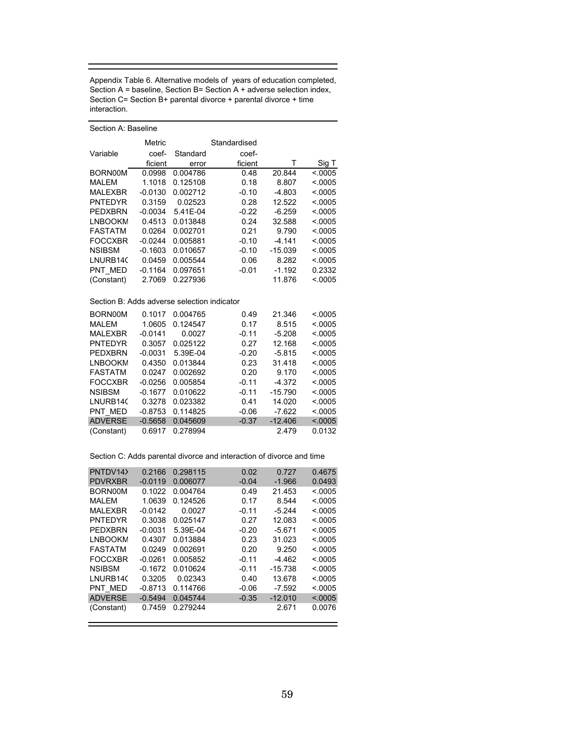Appendix Table 6. Alternative models of years of education completed, Section A = baseline, Section B= Section A + adverse selection index, Section C= Section B+ parental divorce + parental divorce + time interaction.

Section A: Baseline

| Variable | Metric coef-ficient | Standard error | Standardised coef-ficient | T | Sig T |
|---|---|---|---|---|---|
| BORN00M | 0.0998 | 0.004786 | 0.48 | 20.844 | <.0005 |
| MALEM | 1.1018 | 0.125108 | 0.18 | 8.807 | <.0005 |
| MALEXBR | -0.0130 | 0.002712 | -0.10 | -4.803 | <.0005 |
| PNTEDYR | 0.3159 | 0.02523 | 0.28 | 12.522 | <.0005 |
| PEDXBRN | -0.0034 | 5.41E-04 | -0.22 | -6.259 | <.0005 |
| LNBOOKM | 0.4513 | 0.013848 | 0.24 | 32.588 | <.0005 |
| FASTATM | 0.0264 | 0.002701 | 0.21 | 9.790 | <.0005 |
| FOCCXBR | -0.0244 | 0.005881 | -0.10 | -4.141 | <.0005 |
| NSIBSM | -0.1603 | 0.010657 | -0.10 | -15.039 | <.0005 |
| LNURB14( | 0.0459 | 0.005544 | 0.06 | 8.282 | <.0005 |
| PNT_MED | -0.1164 | 0.097651 | -0.01 | -1.192 | 0.2332 |
| (Constant) | 2.7069 | 0.227936 | | 11.876 | <.0005 |

Section B: Adds adverse selection indicator

| Variable | Metric coef-ficient | Standard error | Standardised coef-ficient | T | Sig T |
|---|---|---|---|---|---|
| BORN00M | 0.1017 | 0.004765 | 0.49 | 21.346 | <.0005 |
| MALEM | 1.0605 | 0.124547 | 0.17 | 8.515 | <.0005 |
| MALEXBR | -0.0141 | 0.0027 | -0.11 | -5.208 | <.0005 |
| PNTEDYR | 0.3057 | 0.025122 | 0.27 | 12.168 | <.0005 |
| PEDXBRN | -0.0031 | 5.39E-04 | -0.20 | -5.815 | <.0005 |
| LNBOOKM | 0.4350 | 0.013844 | 0.23 | 31.418 | <.0005 |
| FASTATM | 0.0247 | 0.002692 | 0.20 | 9.170 | <.0005 |
| FOCCXBR | -0.0256 | 0.005854 | -0.11 | -4.372 | <.0005 |
| NSIBSM | -0.1677 | 0.010622 | -0.11 | -15.790 | <.0005 |
| LNURB14( | 0.3278 | 0.023382 | 0.41 | 14.020 | <.0005 |
| PNT_MED | -0.8753 | 0.114825 | -0.06 | -7.622 | <.0005 |
| ADVERSE | -0.5658 | 0.045609 | -0.37 | -12.406 | <.0005 |
| (Constant) | 0.6917 | 0.278994 | | 2.479 | 0.0132 |

Section C: Adds parental divorce and interaction of divorce and time

| Variable | Metric coef-ficient | Standard error | Standardised coef-ficient | T | Sig T |
|---|---|---|---|---|---|
| PNTDV14X | 0.2166 | 0.298115 | 0.02 | 0.727 | 0.4675 |
| PDVRXBR | -0.0119 | 0.006077 | -0.04 | -1.966 | 0.0493 |
| BORN00M | 0.1022 | 0.004764 | 0.49 | 21.453 | <.0005 |
| MALEM | 1.0639 | 0.124526 | 0.17 | 8.544 | <.0005 |
| MALEXBR | -0.0142 | 0.0027 | -0.11 | -5.244 | <.0005 |
| PNTEDYR | 0.3038 | 0.025147 | 0.27 | 12.083 | <.0005 |
| PEDXBRN | -0.0031 | 5.39E-04 | -0.20 | -5.671 | <.0005 |
| LNBOOKM | 0.4307 | 0.013884 | 0.23 | 31.023 | <.0005 |
| FASTATM | 0.0249 | 0.002691 | 0.20 | 9.250 | <.0005 |
| FOCCXBR | -0.0261 | 0.005852 | -0.11 | -4.462 | <.0005 |
| NSIBSM | -0.1672 | 0.010624 | -0.11 | -15.738 | <.0005 |
| LNURB14( | 0.3205 | 0.02343 | 0.40 | 13.678 | <.0005 |
| PNT_MED | -0.8713 | 0.114766 | -0.06 | -7.592 | <.0005 |
| ADVERSE | -0.5494 | 0.045744 | -0.35 | -12.010 | <.0005 |
| (Constant) | 0.7459 | 0.279244 | | 2.671 | 0.0076 |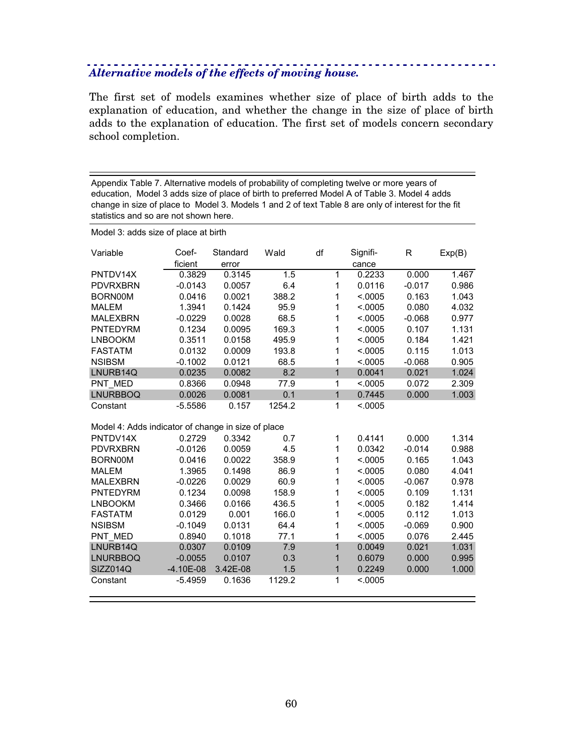### *Alternative models of the effects of moving house.*

The first set of models examines whether size of place of birth adds to the explanation of education, and whether the change in the size of place of birth adds to the explanation of education. The first set of models concern secondary school completion.

Appendix Table 7. Alternative models of probability of completing twelve or more years of education, Model 3 adds size of place of birth to preferred Model A of Table 3. Model 4 adds change in size of place to Model 3. Models 1 and 2 of text Table 8 are only of interest for the fit statistics and so are not shown here.

| Variable | Coef-ficient | Standard error | Wald | df | Signifi-cance | R | Exp(B) |
|---|---|---|---|---|---|---|---|
| **Model 3: adds size of place at birth** | | | | | | | |
| PNTDV14X | 0.3829 | 0.3145 | 1.5 | 1 | 0.2233 | 0.000 | 1.467 |
| PDVRXBRN | -0.0143 | 0.0057 | 6.4 | 1 | 0.0116 | -0.017 | 0.986 |
| BORN00M | 0.0416 | 0.0021 | 388.2 | 1 | <.0005 | 0.163 | 1.043 |
| MALEM | 1.3941 | 0.1424 | 95.9 | 1 | <.0005 | 0.080 | 4.032 |
| MALEXBRN | -0.0229 | 0.0028 | 68.5 | 1 | <.0005 | -0.068 | 0.977 |
| PNTEDYRM | 0.1234 | 0.0095 | 169.3 | 1 | <.0005 | 0.107 | 1.131 |
| LNBOOKM | 0.3511 | 0.0158 | 495.9 | 1 | <.0005 | 0.184 | 1.421 |
| FASTATM | 0.0132 | 0.0009 | 193.8 | 1 | <.0005 | 0.115 | 1.013 |
| NSIBSM | -0.1002 | 0.0121 | 68.5 | 1 | <.0005 | -0.068 | 0.905 |
| LNURB14Q | 0.0235 | 0.0082 | 8.2 | 1 | 0.0041 | 0.021 | 1.024 |
| PNT_MED | 0.8366 | 0.0948 | 77.9 | 1 | <.0005 | 0.072 | 2.309 |
| LNURBBOQ | 0.0026 | 0.0081 | 0.1 | 1 | 0.7445 | 0.000 | 1.003 |
| Constant | -5.5586 | 0.157 | 1254.2 | 1 | <.0005 | | |
| **Model 4: Adds indicator of change in size of place** | | | | | | | |
| PNTDV14X | 0.2729 | 0.3342 | 0.7 | 1 | 0.4141 | 0.000 | 1.314 |
| PDVRXBRN | -0.0126 | 0.0059 | 4.5 | 1 | 0.0342 | -0.014 | 0.988 |
| BORN00M | 0.0416 | 0.0022 | 358.9 | 1 | <.0005 | 0.165 | 1.043 |
| MALEM | 1.3965 | 0.1498 | 86.9 | 1 | <.0005 | 0.080 | 4.041 |
| MALEXBRN | -0.0226 | 0.0029 | 60.9 | 1 | <.0005 | -0.067 | 0.978 |
| PNTEDYRM | 0.1234 | 0.0098 | 158.9 | 1 | <.0005 | 0.109 | 1.131 |
| LNBOOKM | 0.3466 | 0.0166 | 436.5 | 1 | <.0005 | 0.182 | 1.414 |
| FASTATM | 0.0129 | 0.001 | 166.0 | 1 | <.0005 | 0.112 | 1.013 |
| NSIBSM | -0.1049 | 0.0131 | 64.4 | 1 | <.0005 | -0.069 | 0.900 |
| PNT_MED | 0.8940 | 0.1018 | 77.1 | 1 | <.0005 | 0.076 | 2.445 |
| LNURB14Q | 0.0307 | 0.0109 | 7.9 | 1 | 0.0049 | 0.021 | 1.031 |
| LNURBBOQ | -0.0055 | 0.0107 | 0.3 | 1 | 0.6079 | 0.000 | 0.995 |
| SIZZ014Q | -4.10E-08 | 3.42E-08 | 1.5 | 1 | 0.2249 | 0.000 | 1.000 |
| Constant | -5.4959 | 0.1636 | 1129.2 | 1 | <.0005 | | |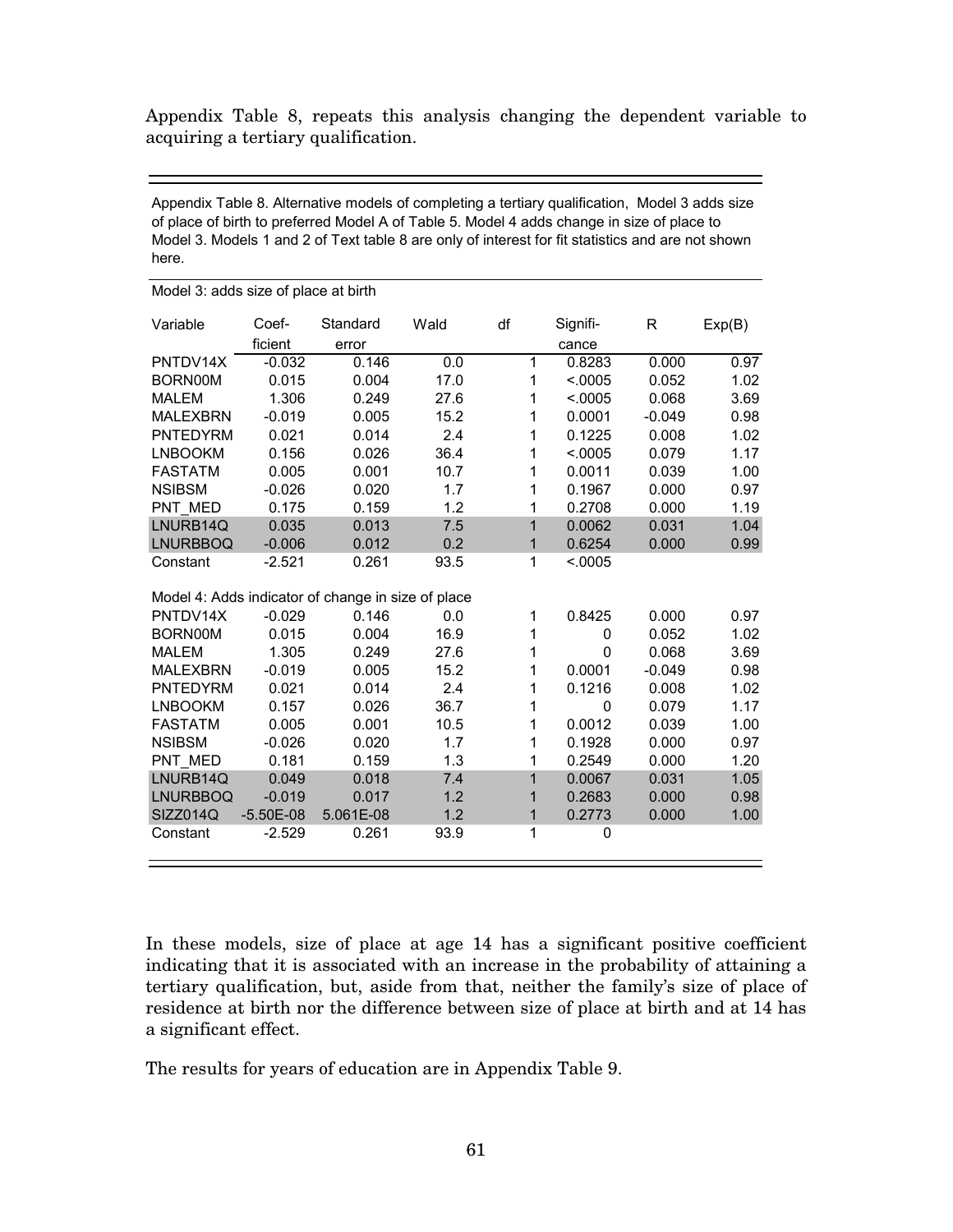Appendix Table 8, repeats this analysis changing the dependent variable to acquiring a tertiary qualification.

Appendix Table 8. Alternative models of completing a tertiary qualification, Model 3 adds size of place of birth to preferred Model A of Table 5. Model 4 adds change in size of place to Model 3. Models 1 and 2 of Text table 8 are only of interest for fit statistics and are not shown here.

| Variable | Coef-ficient | Standard error | Wald | df | Signifi-cance | R | Exp(B) |
|---|---|---|---|---|---|---|---|
| Model 3: adds size of place at birth | | | | | | | |
| PNTDV14X | -0.032 | 0.146 | 0.0 | 1 | 0.8283 | 0.000 | 0.97 |
| BORN00M | 0.015 | 0.004 | 17.0 | 1 | <.0005 | 0.052 | 1.02 |
| MALEM | 1.306 | 0.249 | 27.6 | 1 | <.0005 | 0.068 | 3.69 |
| MALEXBRN | -0.019 | 0.005 | 15.2 | 1 | 0.0001 | -0.049 | 0.98 |
| PNTEDYRM | 0.021 | 0.014 | 2.4 | 1 | 0.1225 | 0.008 | 1.02 |
| LNBOOKM | 0.156 | 0.026 | 36.4 | 1 | <.0005 | 0.079 | 1.17 |
| FASTATM | 0.005 | 0.001 | 10.7 | 1 | 0.0011 | 0.039 | 1.00 |
| NSIBSM | -0.026 | 0.020 | 1.7 | 1 | 0.1967 | 0.000 | 0.97 |
| PNT_MED | 0.175 | 0.159 | 1.2 | 1 | 0.2708 | 0.000 | 1.19 |
| LNURB14Q | 0.035 | 0.013 | 7.5 | 1 | 0.0062 | 0.031 | 1.04 |
| LNURBBOQ | -0.006 | 0.012 | 0.2 | 1 | 0.6254 | 0.000 | 0.99 |
| Constant | -2.521 | 0.261 | 93.5 | 1 | <.0005 | | |
| Model 4: Adds indicator of change in size of place | | | | | | | |
| PNTDV14X | -0.029 | 0.146 | 0.0 | 1 | 0.8425 | 0.000 | 0.97 |
| BORN00M | 0.015 | 0.004 | 16.9 | 1 | 0 | 0.052 | 1.02 |
| MALEM | 1.305 | 0.249 | 27.6 | 1 | 0 | 0.068 | 3.69 |
| MALEXBRN | -0.019 | 0.005 | 15.2 | 1 | 0.0001 | -0.049 | 0.98 |
| PNTEDYRM | 0.021 | 0.014 | 2.4 | 1 | 0.1216 | 0.008 | 1.02 |
| LNBOOKM | 0.157 | 0.026 | 36.7 | 1 | 0 | 0.079 | 1.17 |
| FASTATM | 0.005 | 0.001 | 10.5 | 1 | 0.0012 | 0.039 | 1.00 |
| NSIBSM | -0.026 | 0.020 | 1.7 | 1 | 0.1928 | 0.000 | 0.97 |
| PNT_MED | 0.181 | 0.159 | 1.3 | 1 | 0.2549 | 0.000 | 1.20 |
| LNURB14Q | 0.049 | 0.018 | 7.4 | 1 | 0.0067 | 0.031 | 1.05 |
| LNURBBOQ | -0.019 | 0.017 | 1.2 | 1 | 0.2683 | 0.000 | 0.98 |
| SIZZ014Q | -5.50E-08 | 5.061E-08 | 1.2 | 1 | 0.2773 | 0.000 | 1.00 |
| Constant | -2.529 | 0.261 | 93.9 | 1 | 0 | | |

In these models, size of place at age 14 has a significant positive coefficient indicating that it is associated with an increase in the probability of attaining a tertiary qualification, but, aside from that, neither the family's size of place of residence at birth nor the difference between size of place at birth and at 14 has a significant effect.

The results for years of education are in Appendix Table 9.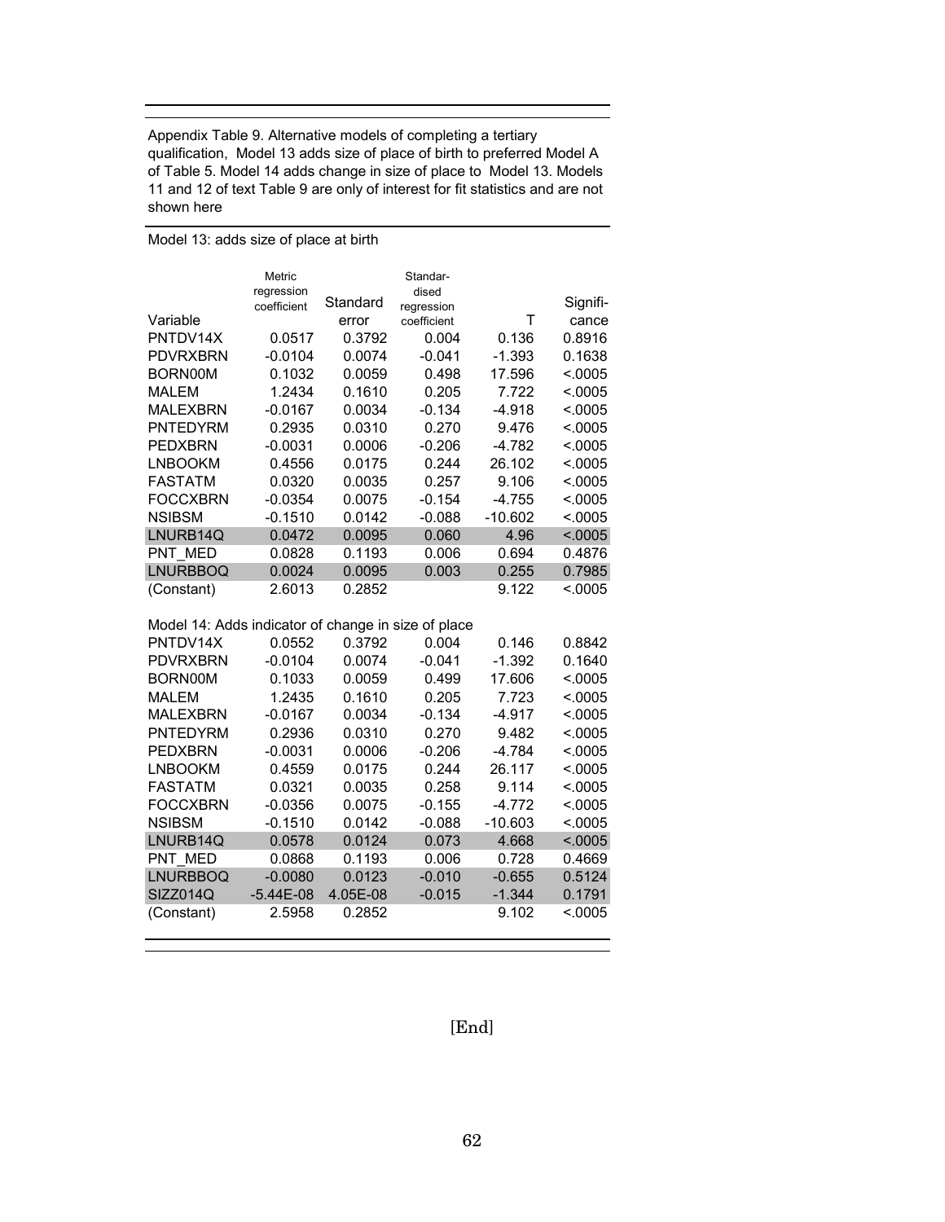Appendix Table 9. Alternative models of completing a tertiary qualification, Model 13 adds size of place of birth to preferred Model A of Table 5. Model 14 adds change in size of place to Model 13. Models 11 and 12 of text Table 9 are only of interest for fit statistics and are not shown here

Model 13: adds size of place at birth

| Variable | Metric regression coefficient | Standard error | Standardised regression coefficient | T | Significance |
|---|---|---|---|---|---|
| PNTDV14X | 0.0517 | 0.3792 | 0.004 | 0.136 | 0.8916 |
| PDVRXBRN | -0.0104 | 0.0074 | -0.041 | -1.393 | 0.1638 |
| BORN00M | 0.1032 | 0.0059 | 0.498 | 17.596 | <.0005 |
| MALEM | 1.2434 | 0.1610 | 0.205 | 7.722 | <.0005 |
| MALEXBRN | -0.0167 | 0.0034 | -0.134 | -4.918 | <.0005 |
| PNTEDYRM | 0.2935 | 0.0310 | 0.270 | 9.476 | <.0005 |
| PEDXBRN | -0.0031 | 0.0006 | -0.206 | -4.782 | <.0005 |
| LNBOOKM | 0.4556 | 0.0175 | 0.244 | 26.102 | <.0005 |
| FASTATM | 0.0320 | 0.0035 | 0.257 | 9.106 | <.0005 |
| FOCCXBRN | -0.0354 | 0.0075 | -0.154 | -4.755 | <.0005 |
| NSIBSM | -0.1510 | 0.0142 | -0.088 | -10.602 | <.0005 |
| LNURB14Q | 0.0472 | 0.0095 | 0.060 | 4.96 | <.0005 |
| PNT_MED | 0.0828 | 0.1193 | 0.006 | 0.694 | 0.4876 |
| LNURBBOQ | 0.0024 | 0.0095 | 0.003 | 0.255 | 0.7985 |
| (Constant) | 2.6013 | 0.2852 | | 9.122 | <.0005 |

Model 14: Adds indicator of change in size of place

| Variable | Metric regression coefficient | Standard error | Standardised regression coefficient | T | Significance |
|---|---|---|---|---|---|
| PNTDV14X | 0.0552 | 0.3792 | 0.004 | 0.146 | 0.8842 |
| PDVRXBRN | -0.0104 | 0.0074 | -0.041 | -1.392 | 0.1640 |
| BORN00M | 0.1033 | 0.0059 | 0.499 | 17.606 | <.0005 |
| MALEM | 1.2435 | 0.1610 | 0.205 | 7.723 | <.0005 |
| MALEXBRN | -0.0167 | 0.0034 | -0.134 | -4.917 | <.0005 |
| PNTEDYRM | 0.2936 | 0.0310 | 0.270 | 9.482 | <.0005 |
| PEDXBRN | -0.0031 | 0.0006 | -0.206 | -4.784 | <.0005 |
| LNBOOKM | 0.4559 | 0.0175 | 0.244 | 26.117 | <.0005 |
| FASTATM | 0.0321 | 0.0035 | 0.258 | 9.114 | <.0005 |
| FOCCXBRN | -0.0356 | 0.0075 | -0.155 | -4.772 | <.0005 |
| NSIBSM | -0.1510 | 0.0142 | -0.088 | -10.603 | <.0005 |
| LNURB14Q | 0.0578 | 0.0124 | 0.073 | 4.668 | <.0005 |
| PNT_MED | 0.0868 | 0.1193 | 0.006 | 0.728 | 0.4669 |
| LNURBBOQ | -0.0080 | 0.0123 | -0.010 | -0.655 | 0.5124 |
| SIZZ014Q | -5.44E-08 | 4.05E-08 | -0.015 | -1.344 | 0.1791 |
| (Constant) | 2.5958 | 0.2852 | | 9.102 | <.0005 |

[End]